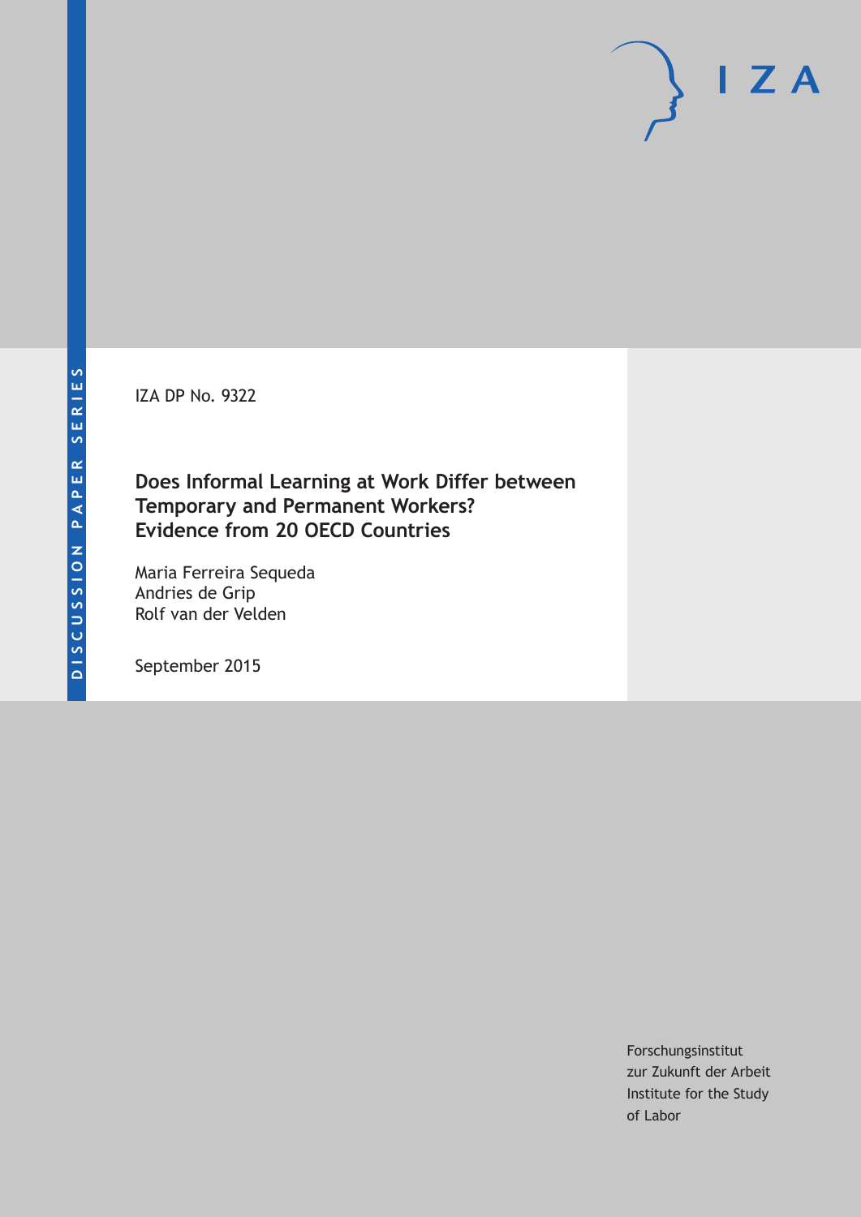DISCUSSION PAPER SERIES

IZA

IZA DP No. 9322

# Does Informal Learning at Work Differ between Temporary and Permanent Workers? Evidence from 20 OECD Countries

Maria Ferreira Sequeda
Andries de Grip
Rolf van der Velden

September 2015

Forschungsinstitut
zur Zukunft der Arbeit
Institute for the Study
of Labor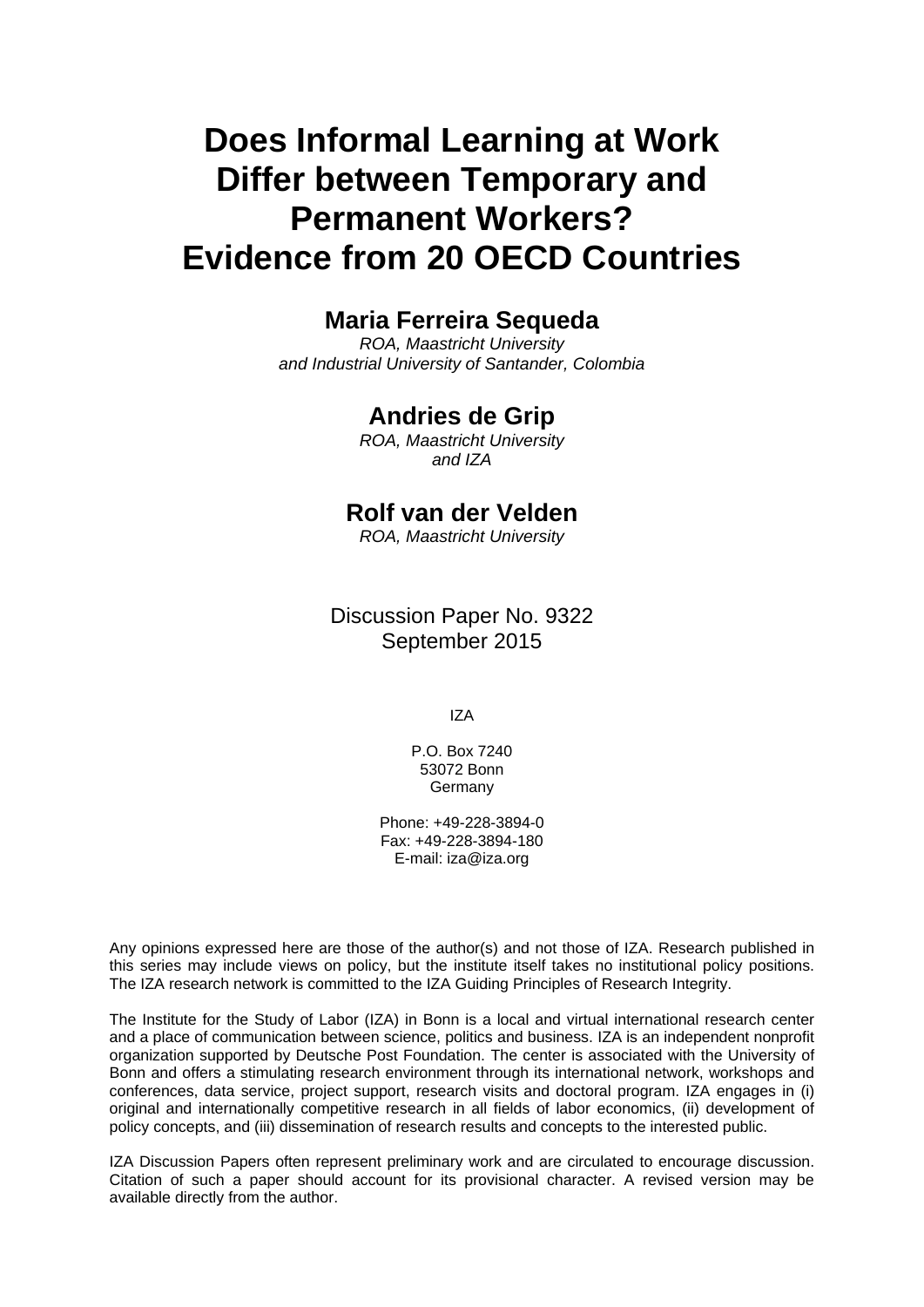# Does Informal Learning at Work Differ between Temporary and Permanent Workers? Evidence from 20 OECD Countries

**Maria Ferreira Sequeda**

*ROA, Maastricht University and Industrial University of Santander, Colombia*

**Andries de Grip**

*ROA, Maastricht University and IZA*

**Rolf van der Velden**

*ROA, Maastricht University*

Discussion Paper No. 9322
September 2015

IZA

P.O. Box 7240
53072 Bonn
Germany

Phone: +49-228-3894-0
Fax: +49-228-3894-180
E-mail: iza@iza.org

Any opinions expressed here are those of the author(s) and not those of IZA. Research published in this series may include views on policy, but the institute itself takes no institutional policy positions. The IZA research network is committed to the IZA Guiding Principles of Research Integrity.

The Institute for the Study of Labor (IZA) in Bonn is a local and virtual international research center and a place of communication between science, politics and business. IZA is an independent nonprofit organization supported by Deutsche Post Foundation. The center is associated with the University of Bonn and offers a stimulating research environment through its international network, workshops and conferences, data service, project support, research visits and doctoral program. IZA engages in (i) original and internationally competitive research in all fields of labor economics, (ii) development of policy concepts, and (iii) dissemination of research results and concepts to the interested public.

IZA Discussion Papers often represent preliminary work and are circulated to encourage discussion. Citation of such a paper should account for its provisional character. A revised version may be available directly from the author.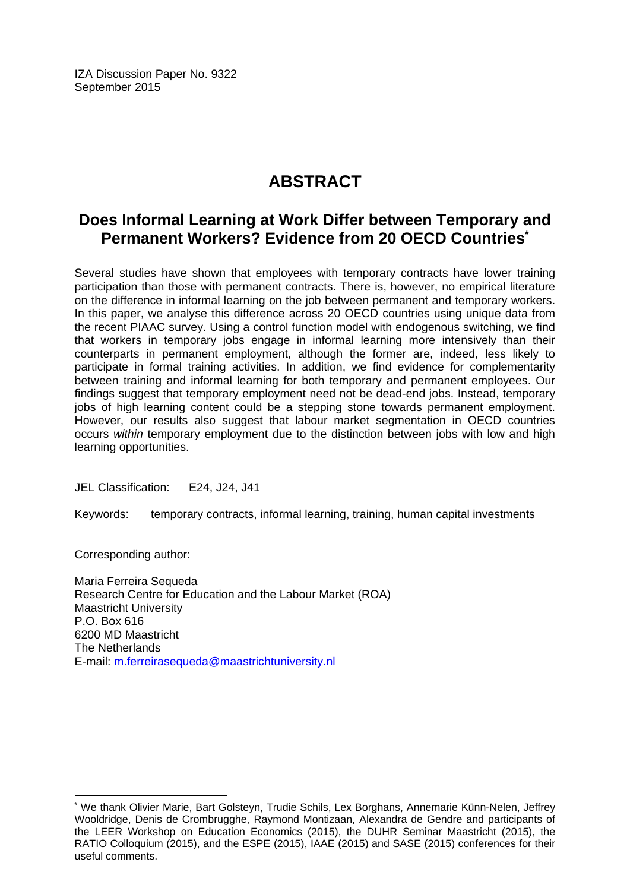IZA Discussion Paper No. 9322
September 2015

# ABSTRACT

## Does Informal Learning at Work Differ between Temporary and Permanent Workers? Evidence from 20 OECD Countries*

Several studies have shown that employees with temporary contracts have lower training participation than those with permanent contracts. There is, however, no empirical literature on the difference in informal learning on the job between permanent and temporary workers. In this paper, we analyse this difference across 20 OECD countries using unique data from the recent PIAAC survey. Using a control function model with endogenous switching, we find that workers in temporary jobs engage in informal learning more intensively than their counterparts in permanent employment, although the former are, indeed, less likely to participate in formal training activities. In addition, we find evidence for complementarity between training and informal learning for both temporary and permanent employees. Our findings suggest that temporary employment need not be dead-end jobs. Instead, temporary jobs of high learning content could be a stepping stone towards permanent employment. However, our results also suggest that labour market segmentation in OECD countries occurs *within* temporary employment due to the distinction between jobs with low and high learning opportunities.

JEL Classification: E24, J24, J41

Keywords: temporary contracts, informal learning, training, human capital investments

Corresponding author:

Maria Ferreira Sequeda
Research Centre for Education and the Labour Market (ROA)
Maastricht University
P.O. Box 616
6200 MD Maastricht
The Netherlands
E-mail: m.ferreirasequeda@maastrichtuniversity.nl

---

* We thank Olivier Marie, Bart Golsteyn, Trudie Schils, Lex Borghans, Annemarie Künn-Nelen, Jeffrey Wooldridge, Denis de Crombrugghe, Raymond Montizaan, Alexandra de Gendre and participants of the LEER Workshop on Education Economics (2015), the DUHR Seminar Maastricht (2015), the RATIO Colloquium (2015), and the ESPE (2015), IAAE (2015) and SASE (2015) conferences for their useful comments.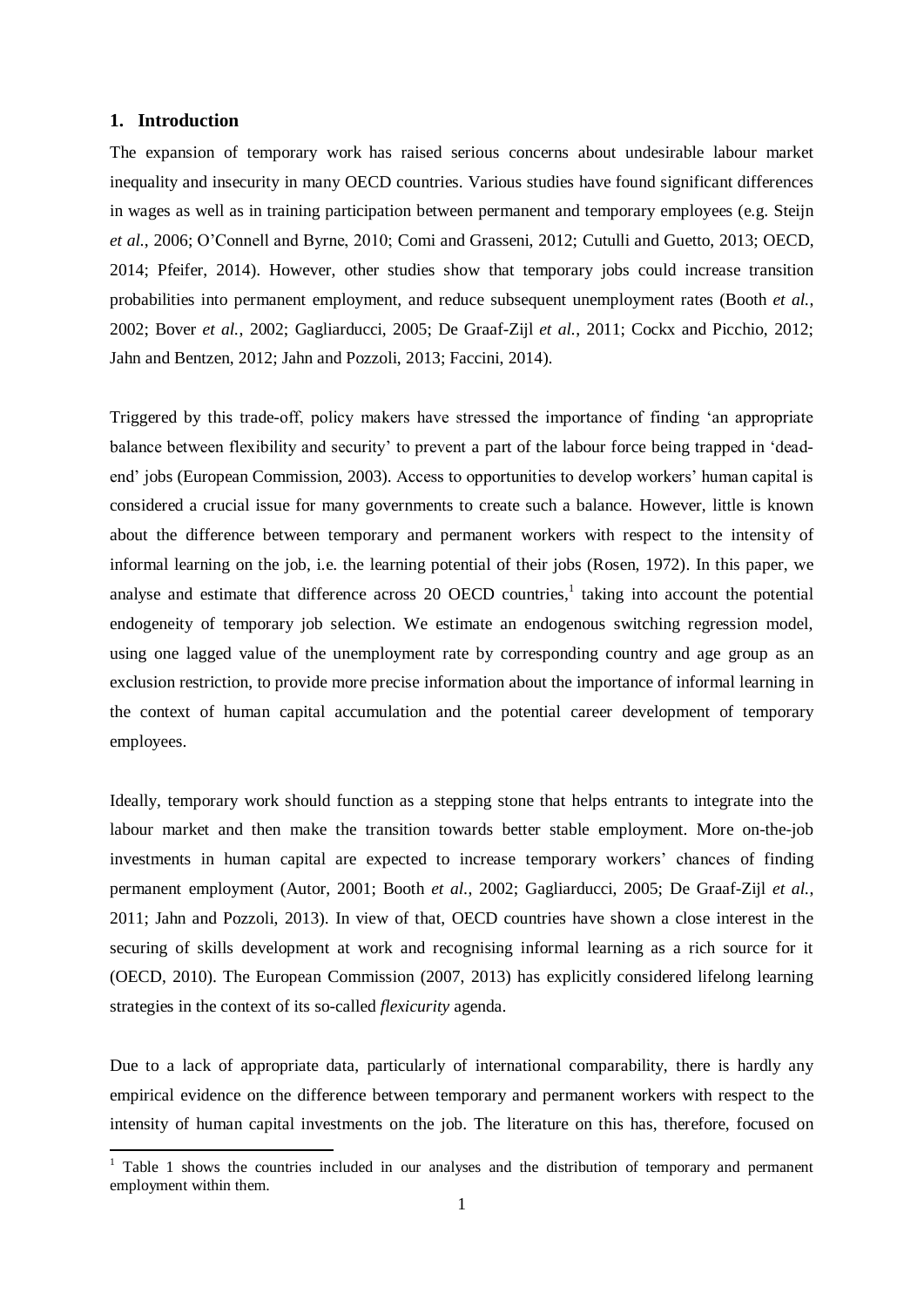## 1. Introduction

The expansion of temporary work has raised serious concerns about undesirable labour market inequality and insecurity in many OECD countries. Various studies have found significant differences in wages as well as in training participation between permanent and temporary employees (e.g. Steijn *et al.*, 2006; O'Connell and Byrne, 2010; Comi and Grasseni, 2012; Cutulli and Guetto, 2013; OECD, 2014; Pfeifer, 2014). However, other studies show that temporary jobs could increase transition probabilities into permanent employment, and reduce subsequent unemployment rates (Booth *et al.*, 2002; Bover *et al.*, 2002; Gagliarducci, 2005; De Graaf-Zijl *et al.*, 2011; Cockx and Picchio, 2012; Jahn and Bentzen, 2012; Jahn and Pozzoli, 2013; Faccini, 2014).

Triggered by this trade-off, policy makers have stressed the importance of finding 'an appropriate balance between flexibility and security' to prevent a part of the labour force being trapped in 'dead-end' jobs (European Commission, 2003). Access to opportunities to develop workers' human capital is considered a crucial issue for many governments to create such a balance. However, little is known about the difference between temporary and permanent workers with respect to the intensity of informal learning on the job, i.e. the learning potential of their jobs (Rosen, 1972). In this paper, we analyse and estimate that difference across 20 OECD countries,[1] taking into account the potential endogeneity of temporary job selection. We estimate an endogenous switching regression model, using one lagged value of the unemployment rate by corresponding country and age group as an exclusion restriction, to provide more precise information about the importance of informal learning in the context of human capital accumulation and the potential career development of temporary employees.

Ideally, temporary work should function as a stepping stone that helps entrants to integrate into the labour market and then make the transition towards better stable employment. More on-the-job investments in human capital are expected to increase temporary workers' chances of finding permanent employment (Autor, 2001; Booth *et al.*, 2002; Gagliarducci, 2005; De Graaf-Zijl *et al.*, 2011; Jahn and Pozzoli, 2013). In view of that, OECD countries have shown a close interest in the securing of skills development at work and recognising informal learning as a rich source for it (OECD, 2010). The European Commission (2007, 2013) has explicitly considered lifelong learning strategies in the context of its so-called *flexicurity* agenda.

Due to a lack of appropriate data, particularly of international comparability, there is hardly any empirical evidence on the difference between temporary and permanent workers with respect to the intensity of human capital investments on the job. The literature on this has, therefore, focused on

[1] Table 1 shows the countries included in our analyses and the distribution of temporary and permanent employment within them.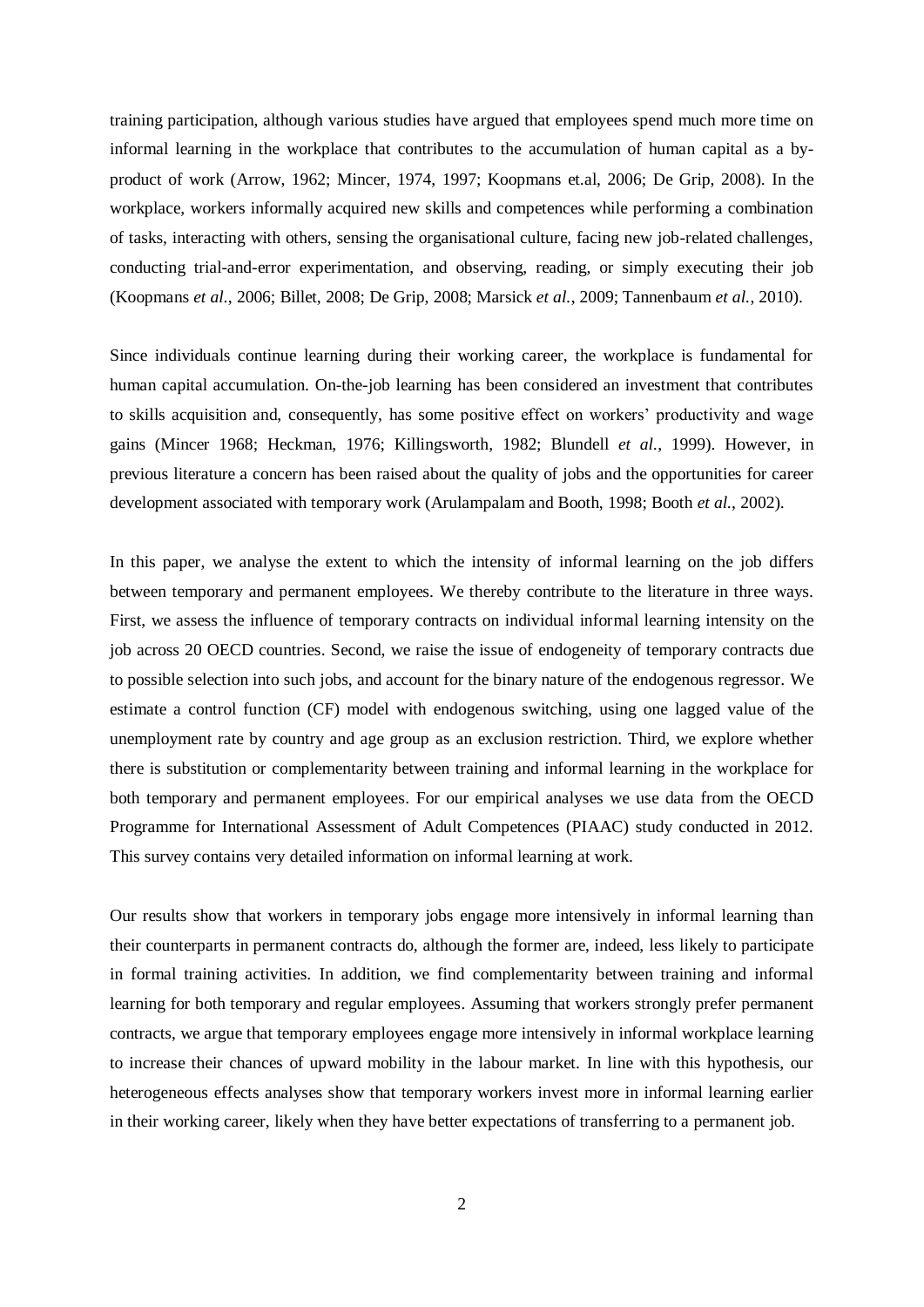training participation, although various studies have argued that employees spend much more time on informal learning in the workplace that contributes to the accumulation of human capital as a by-product of work (Arrow, 1962; Mincer, 1974, 1997; Koopmans et.al, 2006; De Grip, 2008). In the workplace, workers informally acquired new skills and competences while performing a combination of tasks, interacting with others, sensing the organisational culture, facing new job-related challenges, conducting trial-and-error experimentation, and observing, reading, or simply executing their job (Koopmans *et al.*, 2006; Billet, 2008; De Grip, 2008; Marsick *et al.*, 2009; Tannenbaum *et al.*, 2010).

Since individuals continue learning during their working career, the workplace is fundamental for human capital accumulation. On-the-job learning has been considered an investment that contributes to skills acquisition and, consequently, has some positive effect on workers' productivity and wage gains (Mincer 1968; Heckman, 1976; Killingsworth, 1982; Blundell *et al.*, 1999). However, in previous literature a concern has been raised about the quality of jobs and the opportunities for career development associated with temporary work (Arulampalam and Booth, 1998; Booth *et al.*, 2002).

In this paper, we analyse the extent to which the intensity of informal learning on the job differs between temporary and permanent employees. We thereby contribute to the literature in three ways. First, we assess the influence of temporary contracts on individual informal learning intensity on the job across 20 OECD countries. Second, we raise the issue of endogeneity of temporary contracts due to possible selection into such jobs, and account for the binary nature of the endogenous regressor. We estimate a control function (CF) model with endogenous switching, using one lagged value of the unemployment rate by country and age group as an exclusion restriction. Third, we explore whether there is substitution or complementarity between training and informal learning in the workplace for both temporary and permanent employees. For our empirical analyses we use data from the OECD Programme for International Assessment of Adult Competences (PIAAC) study conducted in 2012. This survey contains very detailed information on informal learning at work.

Our results show that workers in temporary jobs engage more intensively in informal learning than their counterparts in permanent contracts do, although the former are, indeed, less likely to participate in formal training activities. In addition, we find complementarity between training and informal learning for both temporary and regular employees. Assuming that workers strongly prefer permanent contracts, we argue that temporary employees engage more intensively in informal workplace learning to increase their chances of upward mobility in the labour market. In line with this hypothesis, our heterogeneous effects analyses show that temporary workers invest more in informal learning earlier in their working career, likely when they have better expectations of transferring to a permanent job.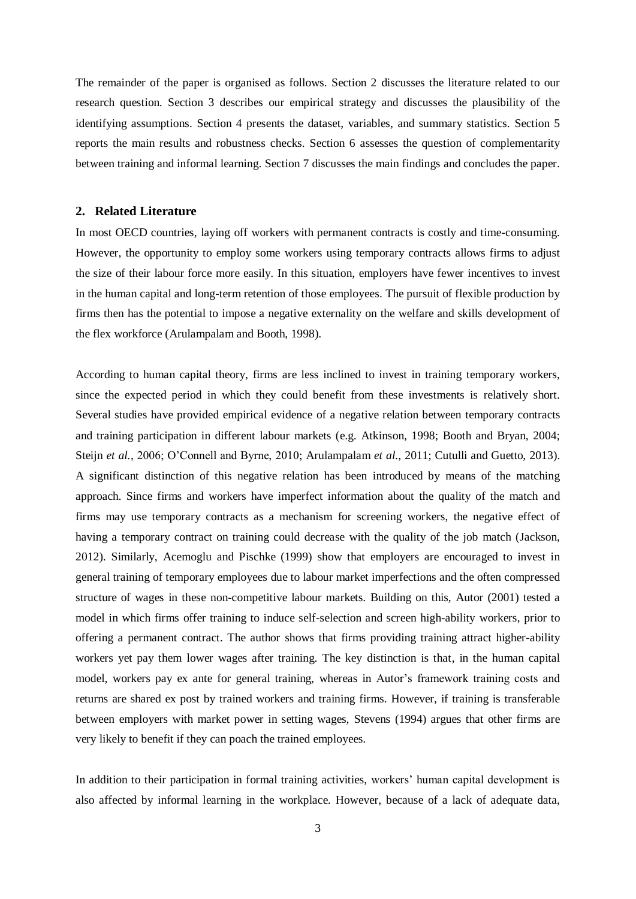The remainder of the paper is organised as follows. Section 2 discusses the literature related to our research question. Section 3 describes our empirical strategy and discusses the plausibility of the identifying assumptions. Section 4 presents the dataset, variables, and summary statistics. Section 5 reports the main results and robustness checks. Section 6 assesses the question of complementarity between training and informal learning. Section 7 discusses the main findings and concludes the paper.

## 2. Related Literature

In most OECD countries, laying off workers with permanent contracts is costly and time-consuming. However, the opportunity to employ some workers using temporary contracts allows firms to adjust the size of their labour force more easily. In this situation, employers have fewer incentives to invest in the human capital and long-term retention of those employees. The pursuit of flexible production by firms then has the potential to impose a negative externality on the welfare and skills development of the flex workforce (Arulampalam and Booth, 1998).

According to human capital theory, firms are less inclined to invest in training temporary workers, since the expected period in which they could benefit from these investments is relatively short. Several studies have provided empirical evidence of a negative relation between temporary contracts and training participation in different labour markets (e.g. Atkinson, 1998; Booth and Bryan, 2004; Steijn *et al.*, 2006; O'Connell and Byrne, 2010; Arulampalam *et al.*, 2011; Cutulli and Guetto, 2013). A significant distinction of this negative relation has been introduced by means of the matching approach. Since firms and workers have imperfect information about the quality of the match and firms may use temporary contracts as a mechanism for screening workers, the negative effect of having a temporary contract on training could decrease with the quality of the job match (Jackson, 2012). Similarly, Acemoglu and Pischke (1999) show that employers are encouraged to invest in general training of temporary employees due to labour market imperfections and the often compressed structure of wages in these non-competitive labour markets. Building on this, Autor (2001) tested a model in which firms offer training to induce self-selection and screen high-ability workers, prior to offering a permanent contract. The author shows that firms providing training attract higher-ability workers yet pay them lower wages after training. The key distinction is that, in the human capital model, workers pay ex ante for general training, whereas in Autor's framework training costs and returns are shared ex post by trained workers and training firms. However, if training is transferable between employers with market power in setting wages, Stevens (1994) argues that other firms are very likely to benefit if they can poach the trained employees.

In addition to their participation in formal training activities, workers' human capital development is also affected by informal learning in the workplace. However, because of a lack of adequate data,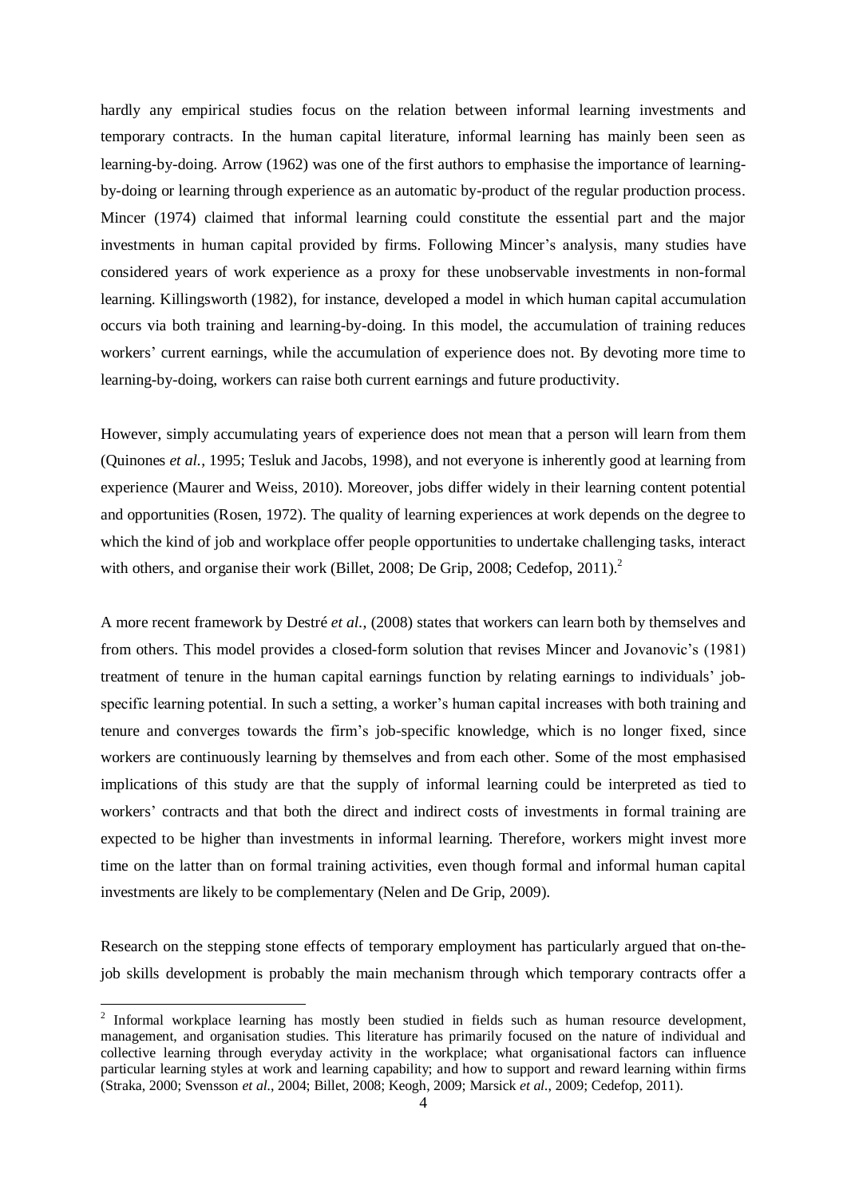hardly any empirical studies focus on the relation between informal learning investments and temporary contracts. In the human capital literature, informal learning has mainly been seen as learning-by-doing. Arrow (1962) was one of the first authors to emphasise the importance of learning-by-doing or learning through experience as an automatic by-product of the regular production process. Mincer (1974) claimed that informal learning could constitute the essential part and the major investments in human capital provided by firms. Following Mincer's analysis, many studies have considered years of work experience as a proxy for these unobservable investments in non-formal learning. Killingsworth (1982), for instance, developed a model in which human capital accumulation occurs via both training and learning-by-doing. In this model, the accumulation of training reduces workers' current earnings, while the accumulation of experience does not. By devoting more time to learning-by-doing, workers can raise both current earnings and future productivity.

However, simply accumulating years of experience does not mean that a person will learn from them (Quinones *et al.*, 1995; Tesluk and Jacobs, 1998), and not everyone is inherently good at learning from experience (Maurer and Weiss, 2010). Moreover, jobs differ widely in their learning content potential and opportunities (Rosen, 1972). The quality of learning experiences at work depends on the degree to which the kind of job and workplace offer people opportunities to undertake challenging tasks, interact with others, and organise their work (Billet, 2008; De Grip, 2008; Cedefop, 2011).[2]

A more recent framework by Destré *et al.*, (2008) states that workers can learn both by themselves and from others. This model provides a closed-form solution that revises Mincer and Jovanovic's (1981) treatment of tenure in the human capital earnings function by relating earnings to individuals' job-specific learning potential. In such a setting, a worker's human capital increases with both training and tenure and converges towards the firm's job-specific knowledge, which is no longer fixed, since workers are continuously learning by themselves and from each other. Some of the most emphasised implications of this study are that the supply of informal learning could be interpreted as tied to workers' contracts and that both the direct and indirect costs of investments in formal training are expected to be higher than investments in informal learning. Therefore, workers might invest more time on the latter than on formal training activities, even though formal and informal human capital investments are likely to be complementary (Nelen and De Grip, 2009).

Research on the stepping stone effects of temporary employment has particularly argued that on-the-job skills development is probably the main mechanism through which temporary contracts offer a

[2] Informal workplace learning has mostly been studied in fields such as human resource development, management, and organisation studies. This literature has primarily focused on the nature of individual and collective learning through everyday activity in the workplace; what organisational factors can influence particular learning styles at work and learning capability; and how to support and reward learning within firms (Straka, 2000; Svensson *et al.*, 2004; Billet, 2008; Keogh, 2009; Marsick *et al.*, 2009; Cedefop, 2011).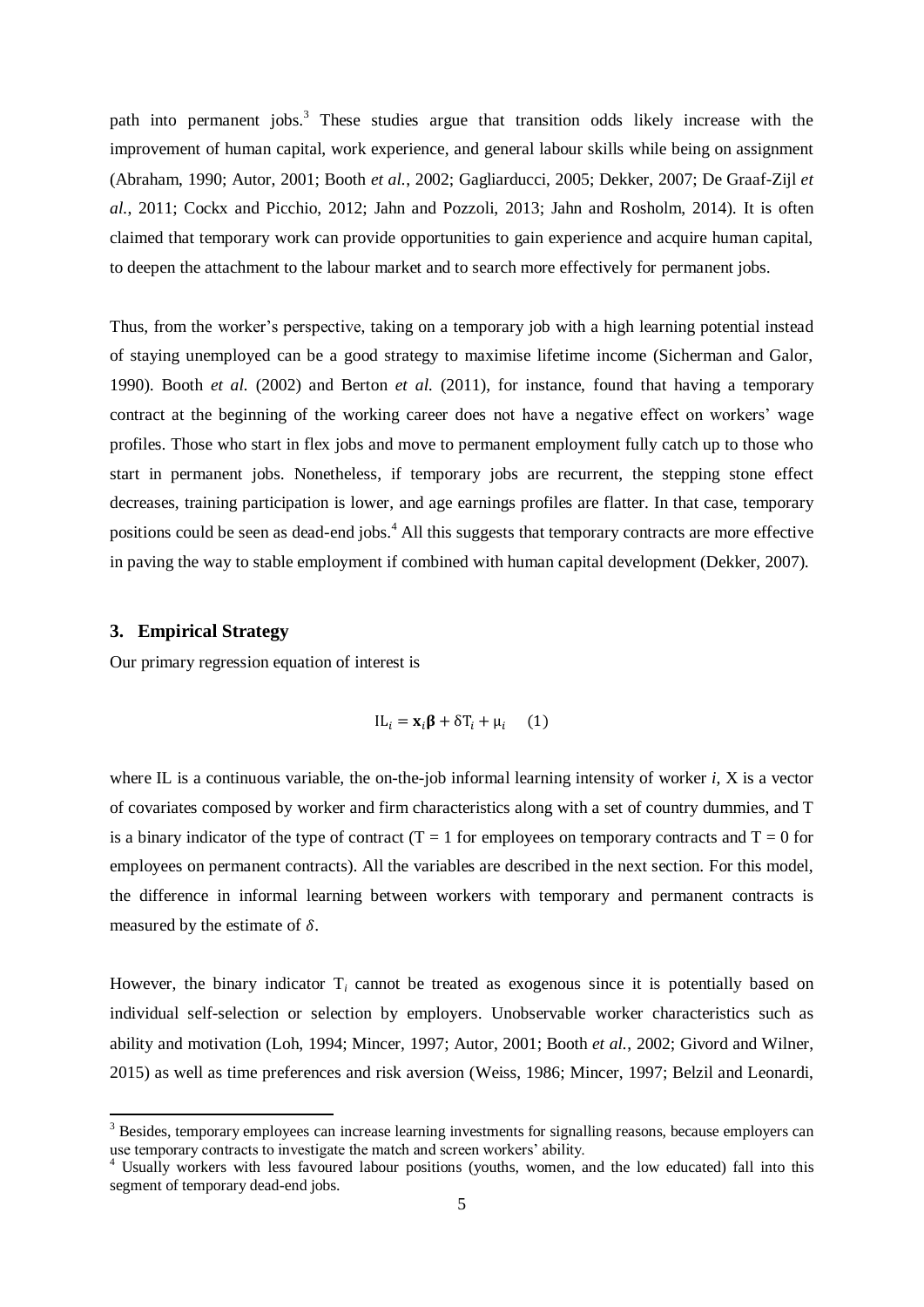path into permanent jobs.[3] These studies argue that transition odds likely increase with the improvement of human capital, work experience, and general labour skills while being on assignment (Abraham, 1990; Autor, 2001; Booth *et al.*, 2002; Gagliarducci, 2005; Dekker, 2007; De Graaf-Zijl *et al.*, 2011; Cockx and Picchio, 2012; Jahn and Pozzoli, 2013; Jahn and Rosholm, 2014). It is often claimed that temporary work can provide opportunities to gain experience and acquire human capital, to deepen the attachment to the labour market and to search more effectively for permanent jobs.

Thus, from the worker's perspective, taking on a temporary job with a high learning potential instead of staying unemployed can be a good strategy to maximise lifetime income (Sicherman and Galor, 1990). Booth *et al.* (2002) and Berton *et al.* (2011), for instance, found that having a temporary contract at the beginning of the working career does not have a negative effect on workers' wage profiles. Those who start in flex jobs and move to permanent employment fully catch up to those who start in permanent jobs. Nonetheless, if temporary jobs are recurrent, the stepping stone effect decreases, training participation is lower, and age earnings profiles are flatter. In that case, temporary positions could be seen as dead-end jobs.[4] All this suggests that temporary contracts are more effective in paving the way to stable employment if combined with human capital development (Dekker, 2007).

## 3. Empirical Strategy

Our primary regression equation of interest is

$$\mathrm{IL}_i = \mathbf{x}_i\boldsymbol{\beta} + \delta\mathrm{T}_i + \mu_i \quad (1)$$

where IL is a continuous variable, the on-the-job informal learning intensity of worker *i*, X is a vector of covariates composed by worker and firm characteristics along with a set of country dummies, and T is a binary indicator of the type of contract (T = 1 for employees on temporary contracts and T = 0 for employees on permanent contracts). All the variables are described in the next section. For this model, the difference in informal learning between workers with temporary and permanent contracts is measured by the estimate of $\delta$.

However, the binary indicator $\mathrm{T}_i$ cannot be treated as exogenous since it is potentially based on individual self-selection or selection by employers. Unobservable worker characteristics such as ability and motivation (Loh, 1994; Mincer, 1997; Autor, 2001; Booth *et al.*, 2002; Givord and Wilner, 2015) as well as time preferences and risk aversion (Weiss, 1986; Mincer, 1997; Belzil and Leonardi,

[3] Besides, temporary employees can increase learning investments for signalling reasons, because employers can use temporary contracts to investigate the match and screen workers' ability.

[4] Usually workers with less favoured labour positions (youths, women, and the low educated) fall into this segment of temporary dead-end jobs.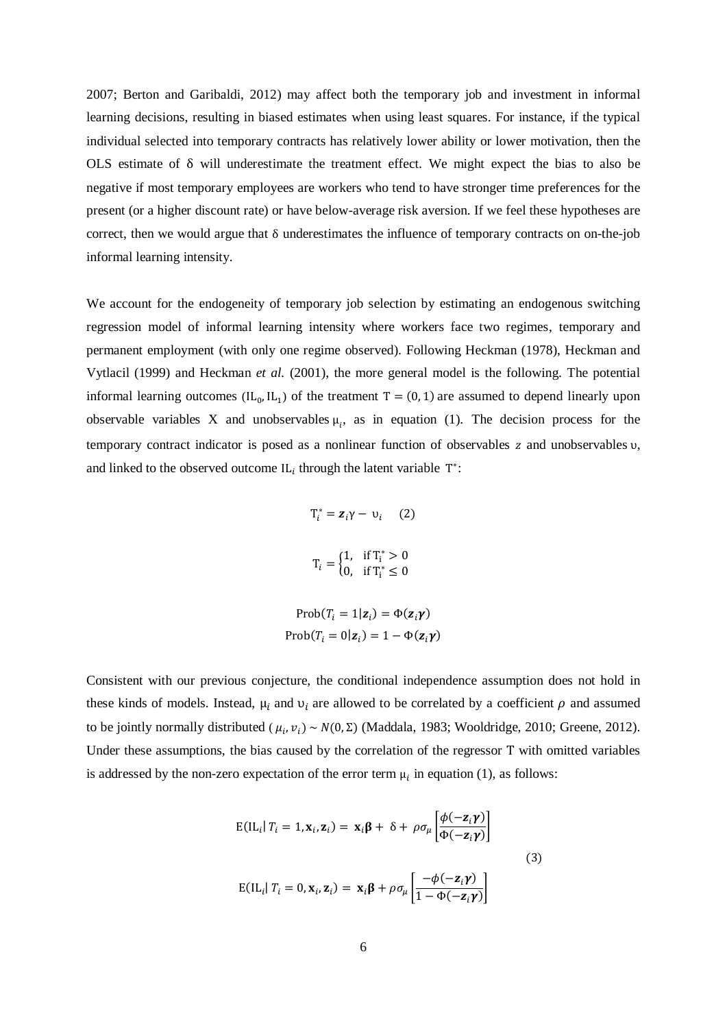2007; Berton and Garibaldi, 2012) may affect both the temporary job and investment in informal learning decisions, resulting in biased estimates when using least squares. For instance, if the typical individual selected into temporary contracts has relatively lower ability or lower motivation, then the OLS estimate of $\delta$ will underestimate the treatment effect. We might expect the bias to also be negative if most temporary employees are workers who tend to have stronger time preferences for the present (or a higher discount rate) or have below-average risk aversion. If we feel these hypotheses are correct, then we would argue that $\delta$ underestimates the influence of temporary contracts on on-the-job informal learning intensity.

We account for the endogeneity of temporary job selection by estimating an endogenous switching regression model of informal learning intensity where workers face two regimes, temporary and permanent employment (with only one regime observed). Following Heckman (1978), Heckman and Vytlacil (1999) and Heckman *et al.* (2001), the more general model is the following. The potential informal learning outcomes $(\mathrm{IL}_0, \mathrm{IL}_1)$ of the treatment $\mathrm{T} = (0, 1)$ are assumed to depend linearly upon observable variables X and unobservables $\mu_i$, as in equation (1). The decision process for the temporary contract indicator is posed as a nonlinear function of observables $z$ and unobservables $\upsilon$, and linked to the observed outcome $\mathrm{IL}_i$ through the latent variable $\mathrm{T}^*$:

$$\mathrm{T}_i^* = \boldsymbol{z}_i \gamma - \upsilon_i \qquad (2)$$

$$\mathrm{T}_i = \begin{cases} 1, & \text{if } \mathrm{T}_i^* > 0 \\ 0, & \text{if } \mathrm{T}_i^* \leq 0 \end{cases}$$

$$\mathrm{Prob}(T_i = 1 | \boldsymbol{z}_i) = \Phi(\boldsymbol{z}_i \boldsymbol{\gamma})$$
$$\mathrm{Prob}(T_i = 0 | \boldsymbol{z}_i) = 1 - \Phi(\boldsymbol{z}_i \boldsymbol{\gamma})$$

Consistent with our previous conjecture, the conditional independence assumption does not hold in these kinds of models. Instead, $\mu_i$ and $\upsilon_i$ are allowed to be correlated by a coefficient $\rho$ and assumed to be jointly normally distributed $(\mu_i, v_i) \sim N(0, \Sigma)$ (Maddala, 1983; Wooldridge, 2010; Greene, 2012). Under these assumptions, the bias caused by the correlation of the regressor T with omitted variables is addressed by the non-zero expectation of the error term $\mu_i$ in equation (1), as follows:

$$\mathrm{E}(\mathrm{IL}_i | \, T_i = 1, \mathbf{x}_i, \mathbf{z}_i) = \mathbf{x}_i \boldsymbol{\beta} + \delta + \rho \sigma_\mu \left[ \frac{\phi(-\boldsymbol{z}_i \boldsymbol{\gamma})}{\Phi(-\boldsymbol{z}_i \boldsymbol{\gamma})} \right]$$

$$\mathrm{E}(\mathrm{IL}_i | \, T_i = 0, \mathbf{x}_i, \mathbf{z}_i) = \mathbf{x}_i \boldsymbol{\beta} + \rho \sigma_\mu \left[ \frac{-\phi(-\boldsymbol{z}_i \boldsymbol{\gamma})}{1 - \Phi(-\boldsymbol{z}_i \boldsymbol{\gamma})} \right] \qquad (3)$$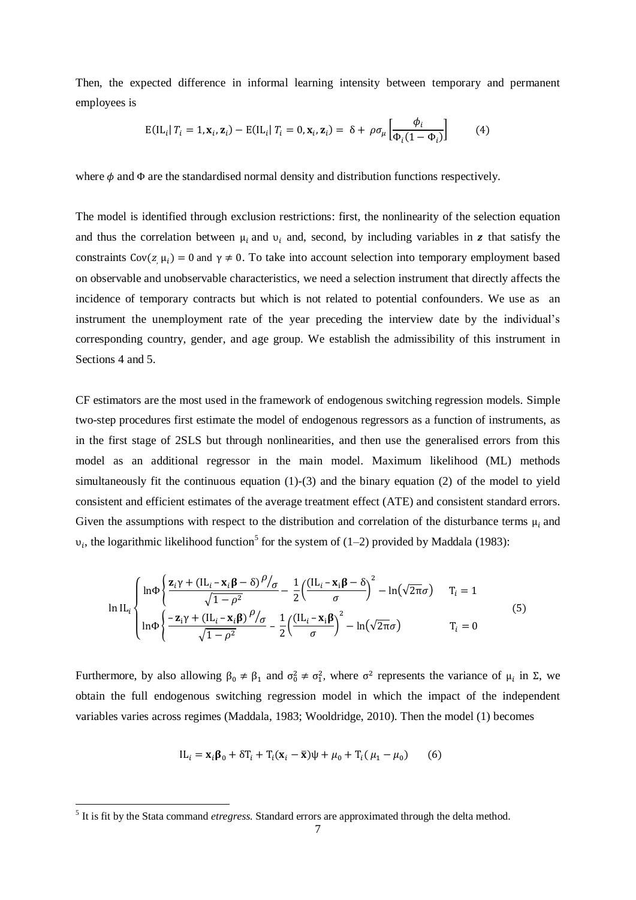Then, the expected difference in informal learning intensity between temporary and permanent employees is

$$\mathrm{E}(\mathrm{IL}_i | T_i = 1, \mathbf{x}_i, \mathbf{z}_i) - \mathrm{E}(\mathrm{IL}_i | T_i = 0, \mathbf{x}_i, \mathbf{z}_i) = \delta + \rho\sigma_\mu \left[\frac{\phi_i}{\Phi_i(1-\Phi_i)}\right] \qquad (4)$$

where $\phi$ and $\Phi$ are the standardised normal density and distribution functions respectively.

The model is identified through exclusion restrictions: first, the nonlinearity of the selection equation and thus the correlation between $\mu_i$ and $\upsilon_i$ and, second, by including variables in $\boldsymbol{z}$ that satisfy the constraints $\mathrm{Cov}(z_, \mu_i) = 0$ and $\gamma \neq 0$. To take into account selection into temporary employment based on observable and unobservable characteristics, we need a selection instrument that directly affects the incidence of temporary contracts but which is not related to potential confounders. We use as an instrument the unemployment rate of the year preceding the interview date by the individual's corresponding country, gender, and age group. We establish the admissibility of this instrument in Sections 4 and 5.

CF estimators are the most used in the framework of endogenous switching regression models. Simple two-step procedures first estimate the model of endogenous regressors as a function of instruments, as in the first stage of 2SLS but through nonlinearities, and then use the generalised errors from this model as an additional regressor in the main model. Maximum likelihood (ML) methods simultaneously fit the continuous equation (1)-(3) and the binary equation (2) of the model to yield consistent and efficient estimates of the average treatment effect (ATE) and consistent standard errors. Given the assumptions with respect to the distribution and correlation of the disturbance terms $\mu_i$ and $\upsilon_i$, the logarithmic likelihood function[5] for the system of (1–2) provided by Maddala (1983):

$$\ln \mathrm{IL}_i \begin{cases} \ln\Phi\left\{\dfrac{\mathbf{z}_i\gamma + (\mathrm{IL}_i - \mathbf{x}_i\boldsymbol{\beta} - \delta)\,\rho/_{\sigma}}{\sqrt{1-\rho^2}} - \dfrac{1}{2}\left(\dfrac{\mathrm{IL}_i - \mathbf{x}_i\boldsymbol{\beta} - \delta}{\sigma}\right)^2 - \ln\left(\sqrt{2\pi}\sigma\right) \right. & \mathrm{T}_i = 1 \\[2ex] \ln\Phi\left\{\dfrac{-\mathbf{z}_i\gamma + (\mathrm{IL}_i - \mathbf{x}_i\boldsymbol{\beta})\,\rho/_{\sigma}}{\sqrt{1-\rho^2}} - \dfrac{1}{2}\left(\dfrac{\mathrm{IL}_i - \mathbf{x}_i\boldsymbol{\beta}}{\sigma}\right)^2 - \ln\left(\sqrt{2\pi}\sigma\right) \right. & \mathrm{T}_i = 0 \end{cases} \qquad (5)$$

Furthermore, by also allowing $\beta_0 \neq \beta_1$ and $\sigma_0^2 \neq \sigma_1^2$, where $\sigma^2$ represents the variance of $\mu_i$ in $\Sigma$, we obtain the full endogenous switching regression model in which the impact of the independent variables varies across regimes (Maddala, 1983; Wooldridge, 2010). Then the model (1) becomes

$$\mathrm{IL}_i = \mathbf{x}_i\boldsymbol{\beta}_0 + \delta\mathrm{T}_i + \mathrm{T}_i(\mathbf{x}_i - \bar{\mathbf{x}})\psi + \mu_0 + \mathrm{T}_i(\mu_1 - \mu_0) \qquad (6)$$

[5] It is fit by the Stata command *etregress.* Standard errors are approximated through the delta method.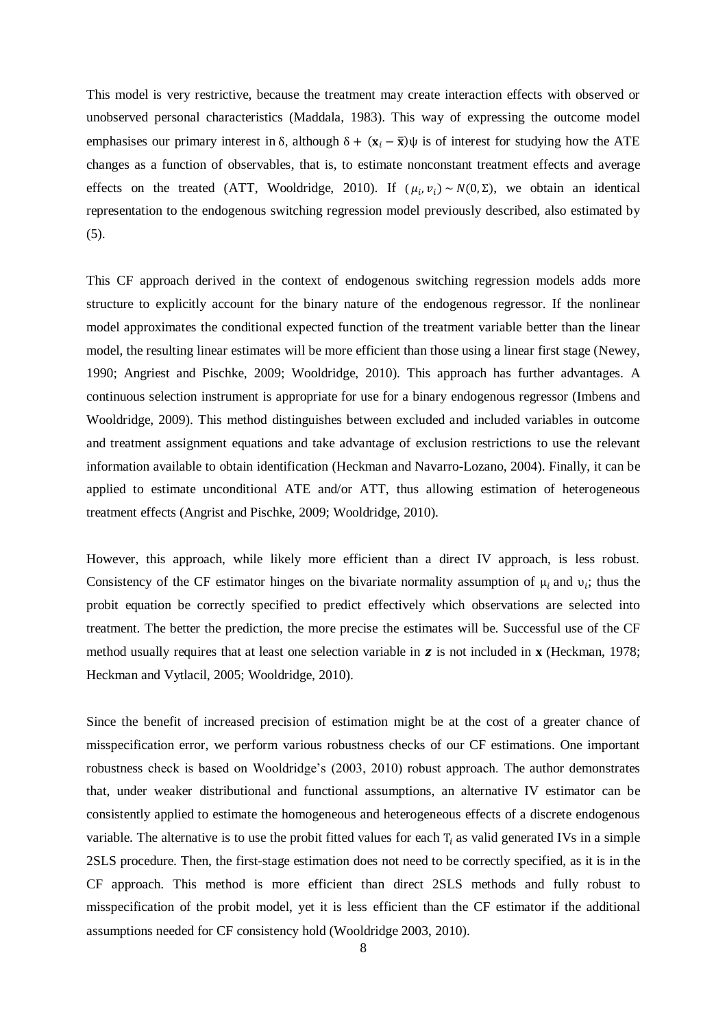This model is very restrictive, because the treatment may create interaction effects with observed or unobserved personal characteristics (Maddala, 1983). This way of expressing the outcome model emphasises our primary interest in $\delta$, although $\delta + (\mathbf{x}_i - \bar{\mathbf{x}})\psi$ is of interest for studying how the ATE changes as a function of observables, that is, to estimate nonconstant treatment effects and average effects on the treated (ATT, Wooldridge, 2010). If $(\mu_i, \upsilon_i) \sim N(0, \Sigma)$, we obtain an identical representation to the endogenous switching regression model previously described, also estimated by (5).

This CF approach derived in the context of endogenous switching regression models adds more structure to explicitly account for the binary nature of the endogenous regressor. If the nonlinear model approximates the conditional expected function of the treatment variable better than the linear model, the resulting linear estimates will be more efficient than those using a linear first stage (Newey, 1990; Angriest and Pischke, 2009; Wooldridge, 2010). This approach has further advantages. A continuous selection instrument is appropriate for use for a binary endogenous regressor (Imbens and Wooldridge, 2009). This method distinguishes between excluded and included variables in outcome and treatment assignment equations and take advantage of exclusion restrictions to use the relevant information available to obtain identification (Heckman and Navarro-Lozano, 2004). Finally, it can be applied to estimate unconditional ATE and/or ATT, thus allowing estimation of heterogeneous treatment effects (Angrist and Pischke, 2009; Wooldridge, 2010).

However, this approach, while likely more efficient than a direct IV approach, is less robust. Consistency of the CF estimator hinges on the bivariate normality assumption of $\mu_i$ and $\upsilon_i$; thus the probit equation be correctly specified to predict effectively which observations are selected into treatment. The better the prediction, the more precise the estimates will be. Successful use of the CF method usually requires that at least one selection variable in $\boldsymbol{z}$ is not included in $\mathbf{x}$ (Heckman, 1978; Heckman and Vytlacil, 2005; Wooldridge, 2010).

Since the benefit of increased precision of estimation might be at the cost of a greater chance of misspecification error, we perform various robustness checks of our CF estimations. One important robustness check is based on Wooldridge's (2003, 2010) robust approach. The author demonstrates that, under weaker distributional and functional assumptions, an alternative IV estimator can be consistently applied to estimate the homogeneous and heterogeneous effects of a discrete endogenous variable. The alternative is to use the probit fitted values for each $T_i$ as valid generated IVs in a simple 2SLS procedure. Then, the first-stage estimation does not need to be correctly specified, as it is in the CF approach. This method is more efficient than direct 2SLS methods and fully robust to misspecification of the probit model, yet it is less efficient than the CF estimator if the additional assumptions needed for CF consistency hold (Wooldridge 2003, 2010).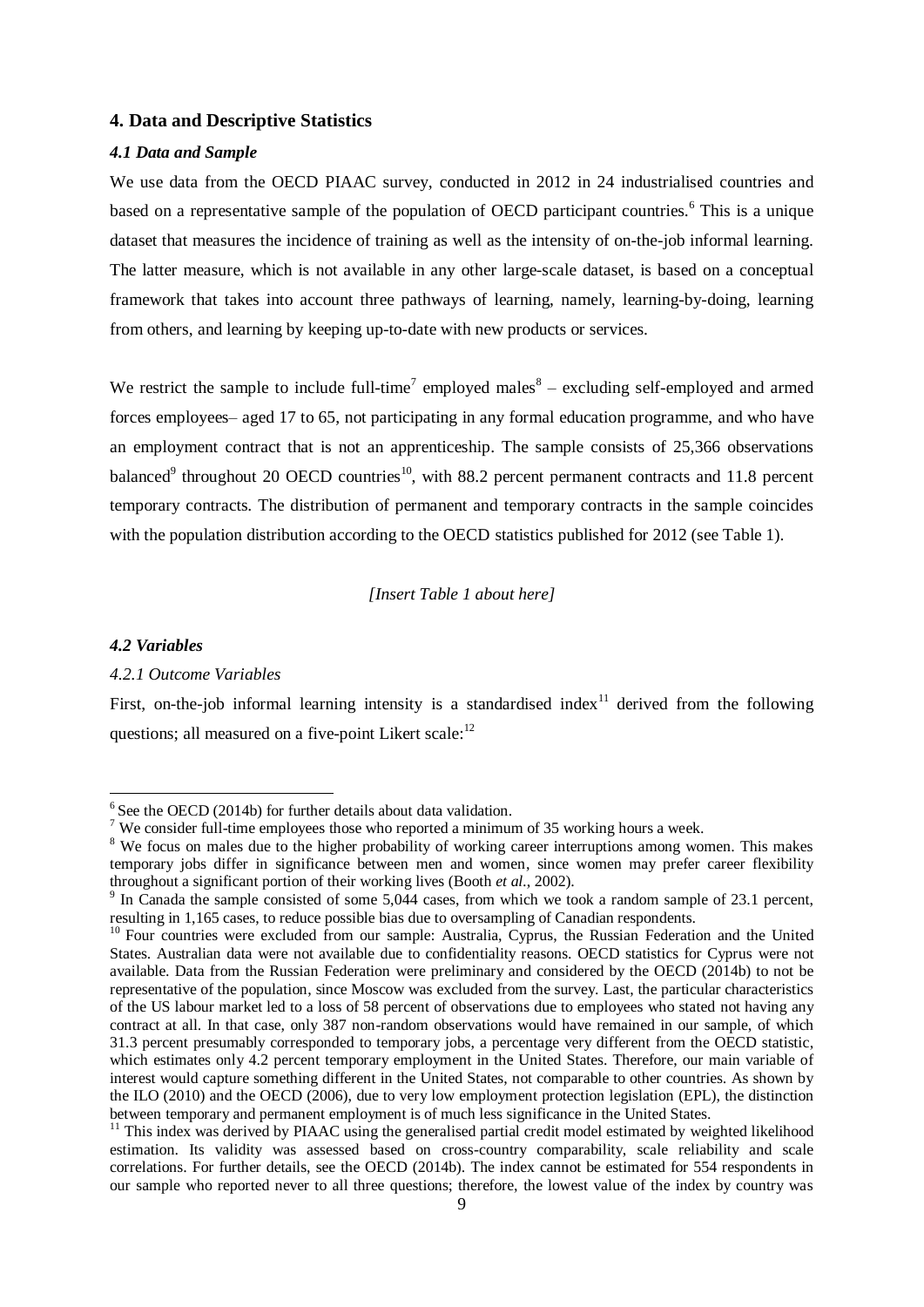## 4. Data and Descriptive Statistics

### *4.1 Data and Sample*

We use data from the OECD PIAAC survey, conducted in 2012 in 24 industrialised countries and based on a representative sample of the population of OECD participant countries.[6] This is a unique dataset that measures the incidence of training as well as the intensity of on-the-job informal learning. The latter measure, which is not available in any other large-scale dataset, is based on a conceptual framework that takes into account three pathways of learning, namely, learning-by-doing, learning from others, and learning by keeping up-to-date with new products or services.

We restrict the sample to include full-time[7] employed males[8] – excluding self-employed and armed forces employees– aged 17 to 65, not participating in any formal education programme, and who have an employment contract that is not an apprenticeship. The sample consists of 25,366 observations balanced[9] throughout 20 OECD countries[10], with 88.2 percent permanent contracts and 11.8 percent temporary contracts. The distribution of permanent and temporary contracts in the sample coincides with the population distribution according to the OECD statistics published for 2012 (see Table 1).

*[Insert Table 1 about here]*

### *4.2 Variables*

#### *4.2.1 Outcome Variables*

First, on-the-job informal learning intensity is a standardised index[11] derived from the following questions; all measured on a five-point Likert scale:[12]

---

[6] See the OECD (2014b) for further details about data validation.

[7] We consider full-time employees those who reported a minimum of 35 working hours a week.

[8] We focus on males due to the higher probability of working career interruptions among women. This makes temporary jobs differ in significance between men and women, since women may prefer career flexibility throughout a significant portion of their working lives (Booth *et al*., 2002).

[9] In Canada the sample consisted of some 5,044 cases, from which we took a random sample of 23.1 percent, resulting in 1,165 cases, to reduce possible bias due to oversampling of Canadian respondents.

[10] Four countries were excluded from our sample: Australia, Cyprus, the Russian Federation and the United States. Australian data were not available due to confidentiality reasons. OECD statistics for Cyprus were not available. Data from the Russian Federation were preliminary and considered by the OECD (2014b) to not be representative of the population, since Moscow was excluded from the survey. Last, the particular characteristics of the US labour market led to a loss of 58 percent of observations due to employees who stated not having any contract at all. In that case, only 387 non-random observations would have remained in our sample, of which 31.3 percent presumably corresponded to temporary jobs, a percentage very different from the OECD statistic, which estimates only 4.2 percent temporary employment in the United States. Therefore, our main variable of interest would capture something different in the United States, not comparable to other countries. As shown by the ILO (2010) and the OECD (2006), due to very low employment protection legislation (EPL), the distinction between temporary and permanent employment is of much less significance in the United States.

[11] This index was derived by PIAAC using the generalised partial credit model estimated by weighted likelihood estimation. Its validity was assessed based on cross-country comparability, scale reliability and scale correlations. For further details, see the OECD (2014b). The index cannot be estimated for 554 respondents in our sample who reported never to all three questions; therefore, the lowest value of the index by country was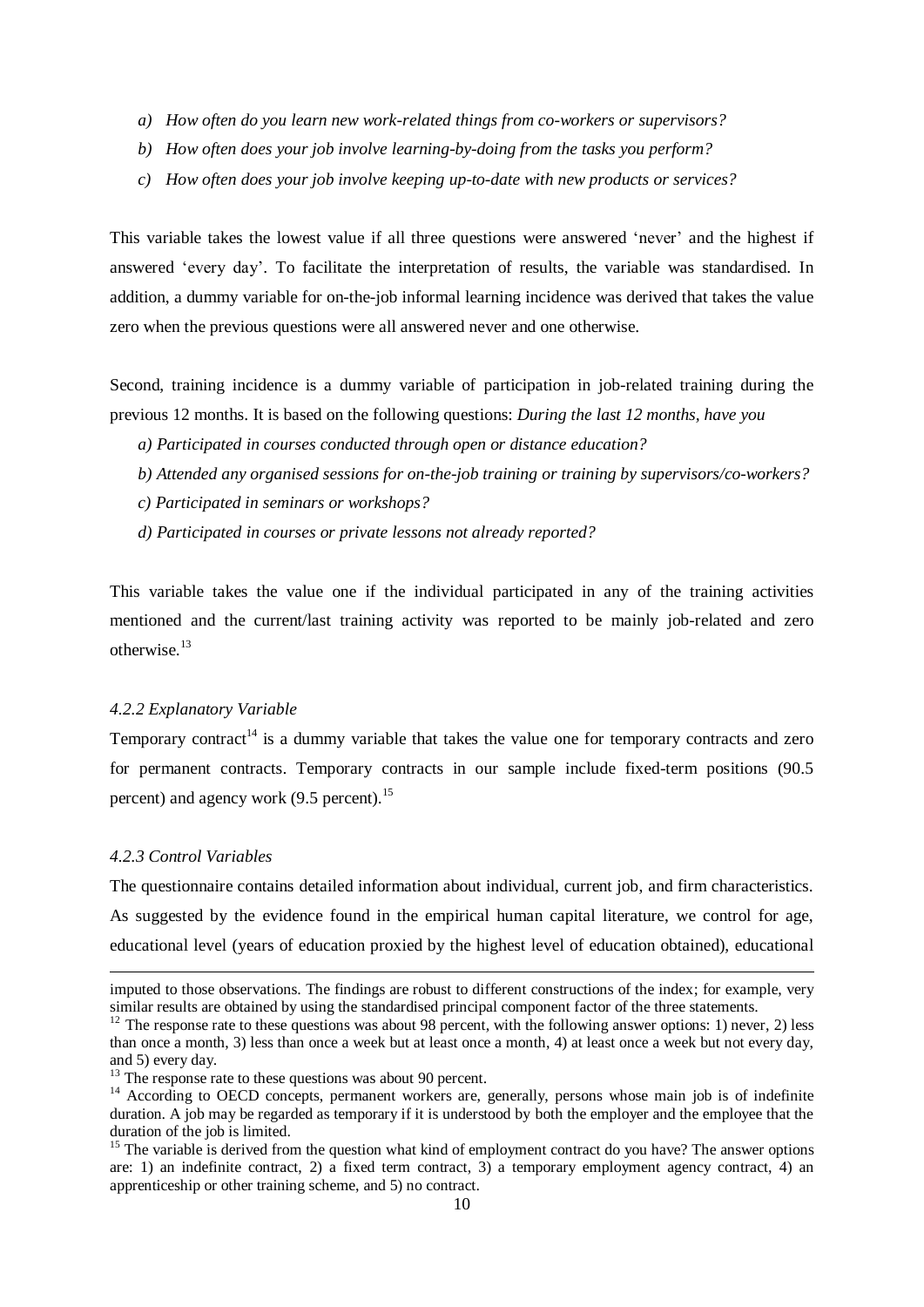*a) How often do you learn new work-related things from co-workers or supervisors?*

*b) How often does your job involve learning-by-doing from the tasks you perform?*

*c) How often does your job involve keeping up-to-date with new products or services?*

This variable takes the lowest value if all three questions were answered 'never' and the highest if answered 'every day'. To facilitate the interpretation of results, the variable was standardised. In addition, a dummy variable for on-the-job informal learning incidence was derived that takes the value zero when the previous questions were all answered never and one otherwise.

Second, training incidence is a dummy variable of participation in job-related training during the previous 12 months. It is based on the following questions: *During the last 12 months, have you*

*a) Participated in courses conducted through open or distance education?*

*b) Attended any organised sessions for on-the-job training or training by supervisors/co-workers?*

*c) Participated in seminars or workshops?*

*d) Participated in courses or private lessons not already reported?*

This variable takes the value one if the individual participated in any of the training activities mentioned and the current/last training activity was reported to be mainly job-related and zero otherwise.[13]

#### *4.2.2 Explanatory Variable*

Temporary contract[14] is a dummy variable that takes the value one for temporary contracts and zero for permanent contracts. Temporary contracts in our sample include fixed-term positions (90.5 percent) and agency work (9.5 percent).[15]

#### *4.2.3 Control Variables*

The questionnaire contains detailed information about individual, current job, and firm characteristics. As suggested by the evidence found in the empirical human capital literature, we control for age, educational level (years of education proxied by the highest level of education obtained), educational

---

imputed to those observations. The findings are robust to different constructions of the index; for example, very similar results are obtained by using the standardised principal component factor of the three statements.

[12] The response rate to these questions was about 98 percent, with the following answer options: 1) never, 2) less than once a month, 3) less than once a week but at least once a month, 4) at least once a week but not every day, and 5) every day.

[13] The response rate to these questions was about 90 percent.

[14] According to OECD concepts, permanent workers are, generally, persons whose main job is of indefinite duration. A job may be regarded as temporary if it is understood by both the employer and the employee that the duration of the job is limited.

[15] The variable is derived from the question what kind of employment contract do you have? The answer options are: 1) an indefinite contract, 2) a fixed term contract, 3) a temporary employment agency contract, 4) an apprenticeship or other training scheme, and 5) no contract.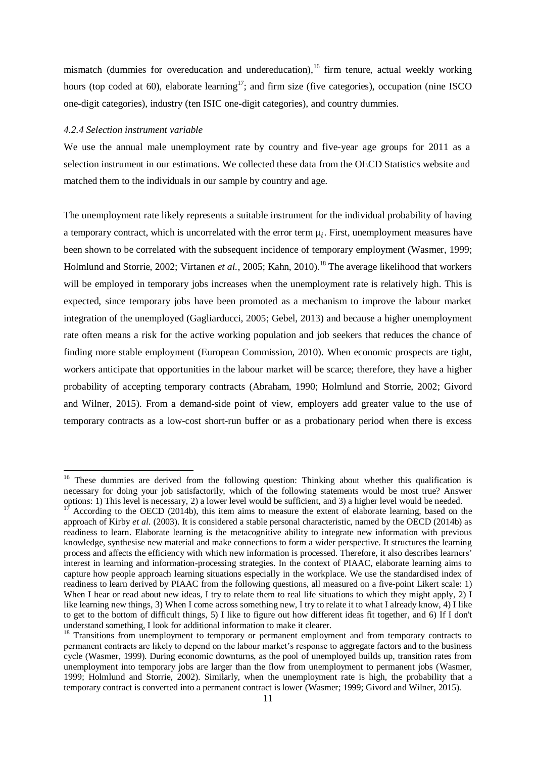mismatch (dummies for overeducation and undereducation),[16] firm tenure, actual weekly working hours (top coded at 60), elaborate learning[17]; and firm size (five categories), occupation (nine ISCO one-digit categories), industry (ten ISIC one-digit categories), and country dummies.

#### *4.2.4 Selection instrument variable*

We use the annual male unemployment rate by country and five-year age groups for 2011 as a selection instrument in our estimations. We collected these data from the OECD Statistics website and matched them to the individuals in our sample by country and age.

The unemployment rate likely represents a suitable instrument for the individual probability of having a temporary contract, which is uncorrelated with the error term $\mu_i$. First, unemployment measures have been shown to be correlated with the subsequent incidence of temporary employment (Wasmer, 1999; Holmlund and Storrie, 2002; Virtanen *et al.*, 2005; Kahn, 2010).[18] The average likelihood that workers will be employed in temporary jobs increases when the unemployment rate is relatively high. This is expected, since temporary jobs have been promoted as a mechanism to improve the labour market integration of the unemployed (Gagliarducci, 2005; Gebel, 2013) and because a higher unemployment rate often means a risk for the active working population and job seekers that reduces the chance of finding more stable employment (European Commission, 2010). When economic prospects are tight, workers anticipate that opportunities in the labour market will be scarce; therefore, they have a higher probability of accepting temporary contracts (Abraham, 1990; Holmlund and Storrie, 2002; Givord and Wilner, 2015). From a demand-side point of view, employers add greater value to the use of temporary contracts as a low-cost short-run buffer or as a probationary period when there is excess

---

[16] These dummies are derived from the following question: Thinking about whether this qualification is necessary for doing your job satisfactorily, which of the following statements would be most true? Answer options: 1) This level is necessary, 2) a lower level would be sufficient, and 3) a higher level would be needed.

[17] According to the OECD (2014b), this item aims to measure the extent of elaborate learning, based on the approach of Kirby *et al.* (2003). It is considered a stable personal characteristic, named by the OECD (2014b) as readiness to learn. Elaborate learning is the metacognitive ability to integrate new information with previous knowledge, synthesise new material and make connections to form a wider perspective. It structures the learning process and affects the efficiency with which new information is processed. Therefore, it also describes learners' interest in learning and information-processing strategies. In the context of PIAAC, elaborate learning aims to capture how people approach learning situations especially in the workplace. We use the standardised index of readiness to learn derived by PIAAC from the following questions, all measured on a five-point Likert scale: 1) When I hear or read about new ideas, I try to relate them to real life situations to which they might apply, 2) I like learning new things, 3) When I come across something new, I try to relate it to what I already know, 4) I like to get to the bottom of difficult things, 5) I like to figure out how different ideas fit together, and 6) If I don't understand something, I look for additional information to make it clearer.

[18] Transitions from unemployment to temporary or permanent employment and from temporary contracts to permanent contracts are likely to depend on the labour market's response to aggregate factors and to the business cycle (Wasmer, 1999). During economic downturns, as the pool of unemployed builds up, transition rates from unemployment into temporary jobs are larger than the flow from unemployment to permanent jobs (Wasmer, 1999; Holmlund and Storrie, 2002). Similarly, when the unemployment rate is high, the probability that a temporary contract is converted into a permanent contract is lower (Wasmer; 1999; Givord and Wilner, 2015).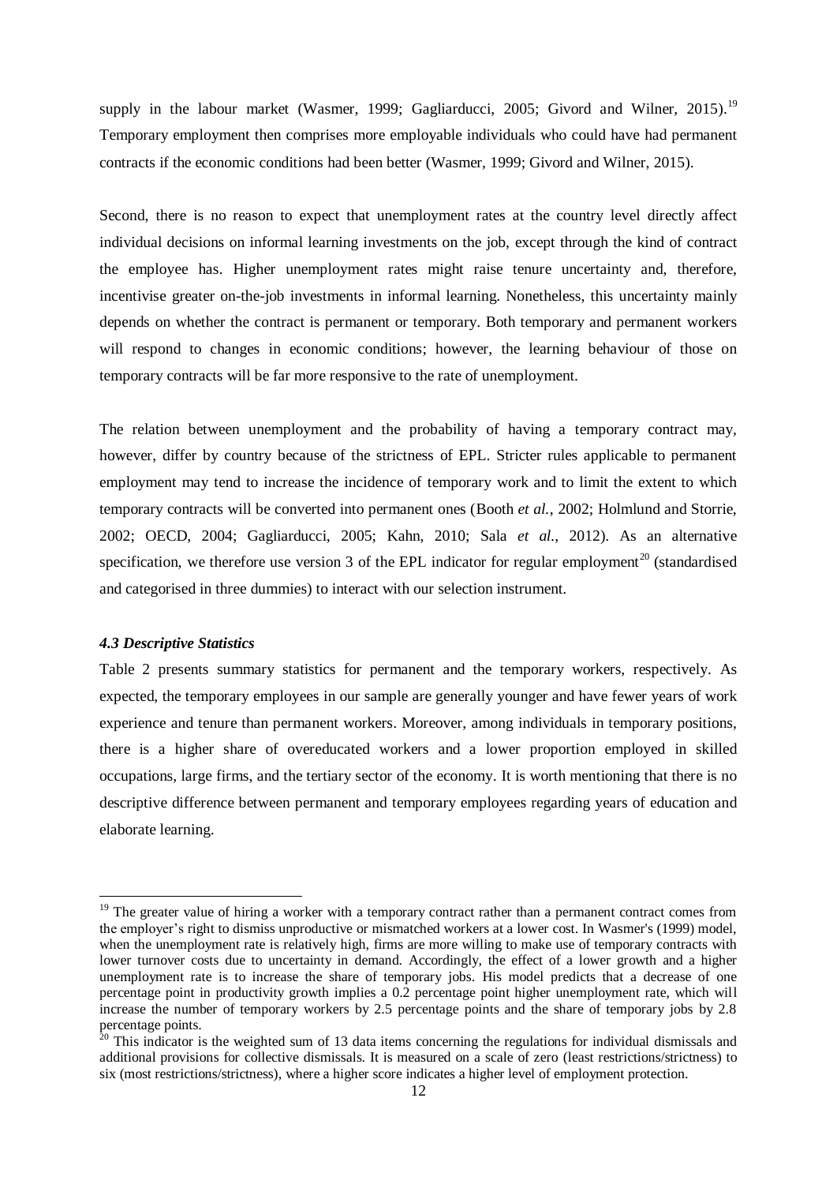supply in the labour market (Wasmer, 1999; Gagliarducci, 2005; Givord and Wilner, 2015).[19] Temporary employment then comprises more employable individuals who could have had permanent contracts if the economic conditions had been better (Wasmer, 1999; Givord and Wilner, 2015).

Second, there is no reason to expect that unemployment rates at the country level directly affect individual decisions on informal learning investments on the job, except through the kind of contract the employee has. Higher unemployment rates might raise tenure uncertainty and, therefore, incentivise greater on-the-job investments in informal learning. Nonetheless, this uncertainty mainly depends on whether the contract is permanent or temporary. Both temporary and permanent workers will respond to changes in economic conditions; however, the learning behaviour of those on temporary contracts will be far more responsive to the rate of unemployment.

The relation between unemployment and the probability of having a temporary contract may, however, differ by country because of the strictness of EPL. Stricter rules applicable to permanent employment may tend to increase the incidence of temporary work and to limit the extent to which temporary contracts will be converted into permanent ones (Booth *et al.*, 2002; Holmlund and Storrie, 2002; OECD, 2004; Gagliarducci, 2005; Kahn, 2010; Sala *et al.*, 2012). As an alternative specification, we therefore use version 3 of the EPL indicator for regular employment[20] (standardised and categorised in three dummies) to interact with our selection instrument.

### *4.3 Descriptive Statistics*

Table 2 presents summary statistics for permanent and the temporary workers, respectively. As expected, the temporary employees in our sample are generally younger and have fewer years of work experience and tenure than permanent workers. Moreover, among individuals in temporary positions, there is a higher share of overeducated workers and a lower proportion employed in skilled occupations, large firms, and the tertiary sector of the economy. It is worth mentioning that there is no descriptive difference between permanent and temporary employees regarding years of education and elaborate learning.

---

[19] The greater value of hiring a worker with a temporary contract rather than a permanent contract comes from the employer's right to dismiss unproductive or mismatched workers at a lower cost. In Wasmer's (1999) model, when the unemployment rate is relatively high, firms are more willing to make use of temporary contracts with lower turnover costs due to uncertainty in demand. Accordingly, the effect of a lower growth and a higher unemployment rate is to increase the share of temporary jobs. His model predicts that a decrease of one percentage point in productivity growth implies a 0.2 percentage point higher unemployment rate, which will increase the number of temporary workers by 2.5 percentage points and the share of temporary jobs by 2.8 percentage points.

[20] This indicator is the weighted sum of 13 data items concerning the regulations for individual dismissals and additional provisions for collective dismissals. It is measured on a scale of zero (least restrictions/strictness) to six (most restrictions/strictness), where a higher score indicates a higher level of employment protection.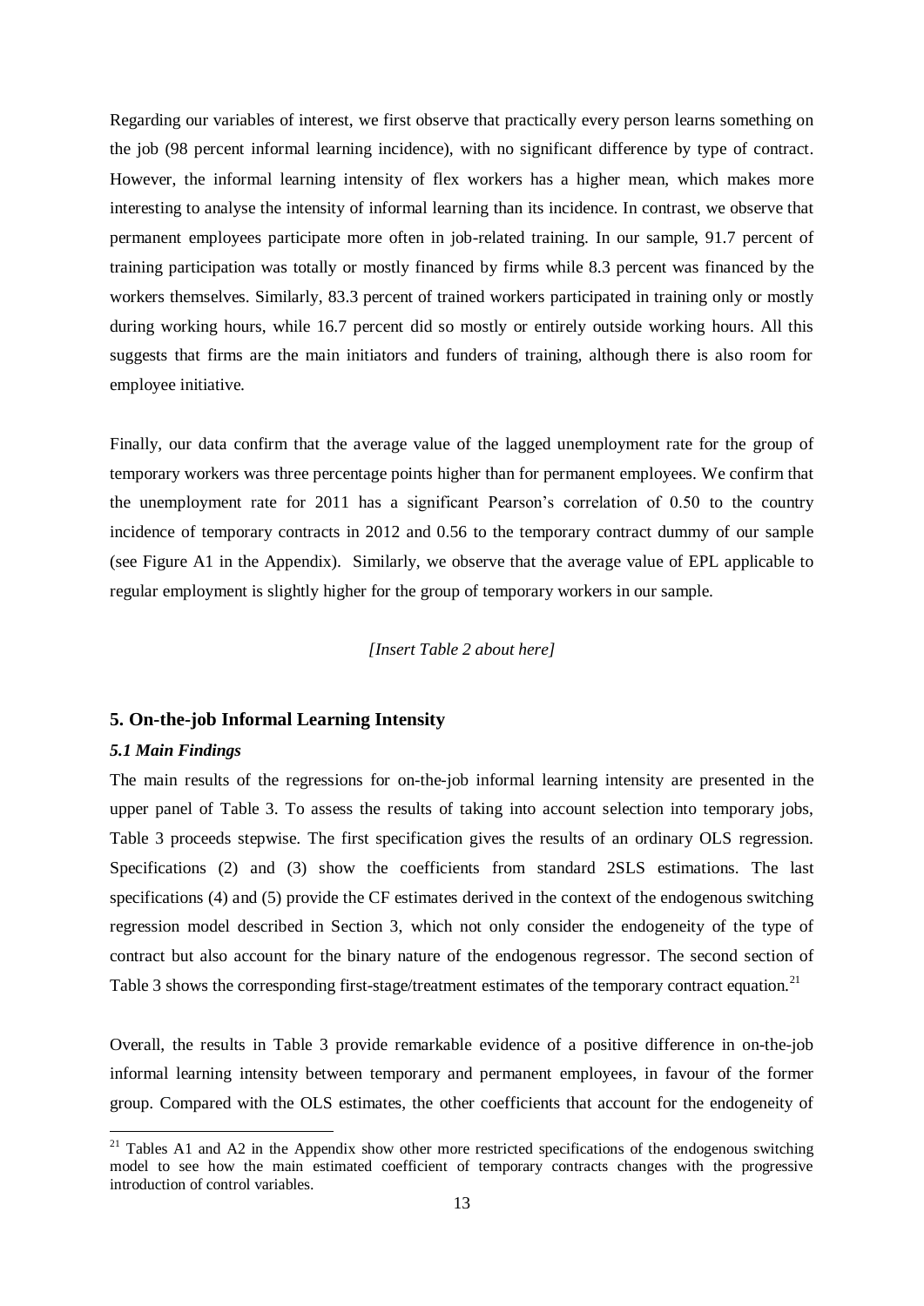Regarding our variables of interest, we first observe that practically every person learns something on the job (98 percent informal learning incidence), with no significant difference by type of contract. However, the informal learning intensity of flex workers has a higher mean, which makes more interesting to analyse the intensity of informal learning than its incidence. In contrast, we observe that permanent employees participate more often in job-related training. In our sample, 91.7 percent of training participation was totally or mostly financed by firms while 8.3 percent was financed by the workers themselves. Similarly, 83.3 percent of trained workers participated in training only or mostly during working hours, while 16.7 percent did so mostly or entirely outside working hours. All this suggests that firms are the main initiators and funders of training, although there is also room for employee initiative.

Finally, our data confirm that the average value of the lagged unemployment rate for the group of temporary workers was three percentage points higher than for permanent employees. We confirm that the unemployment rate for 2011 has a significant Pearson's correlation of 0.50 to the country incidence of temporary contracts in 2012 and 0.56 to the temporary contract dummy of our sample (see Figure A1 in the Appendix). Similarly, we observe that the average value of EPL applicable to regular employment is slightly higher for the group of temporary workers in our sample.

*[Insert Table 2 about here]*

## 5. On-the-job Informal Learning Intensity

### *5.1 Main Findings*

The main results of the regressions for on-the-job informal learning intensity are presented in the upper panel of Table 3. To assess the results of taking into account selection into temporary jobs, Table 3 proceeds stepwise. The first specification gives the results of an ordinary OLS regression. Specifications (2) and (3) show the coefficients from standard 2SLS estimations. The last specifications (4) and (5) provide the CF estimates derived in the context of the endogenous switching regression model described in Section 3, which not only consider the endogeneity of the type of contract but also account for the binary nature of the endogenous regressor. The second section of Table 3 shows the corresponding first-stage/treatment estimates of the temporary contract equation.[21]

Overall, the results in Table 3 provide remarkable evidence of a positive difference in on-the-job informal learning intensity between temporary and permanent employees, in favour of the former group. Compared with the OLS estimates, the other coefficients that account for the endogeneity of

[21] Tables A1 and A2 in the Appendix show other more restricted specifications of the endogenous switching model to see how the main estimated coefficient of temporary contracts changes with the progressive introduction of control variables.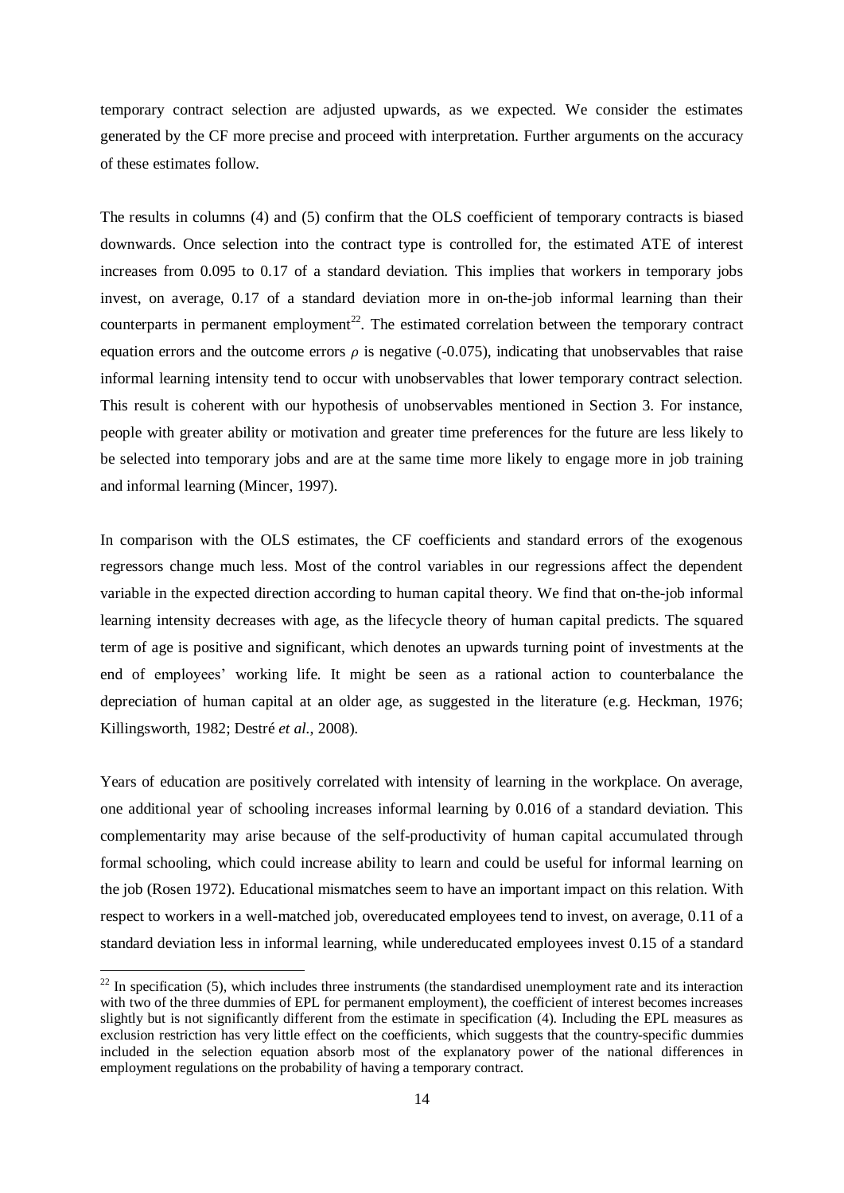temporary contract selection are adjusted upwards, as we expected. We consider the estimates generated by the CF more precise and proceed with interpretation. Further arguments on the accuracy of these estimates follow.

The results in columns (4) and (5) confirm that the OLS coefficient of temporary contracts is biased downwards. Once selection into the contract type is controlled for, the estimated ATE of interest increases from 0.095 to 0.17 of a standard deviation. This implies that workers in temporary jobs invest, on average, 0.17 of a standard deviation more in on-the-job informal learning than their counterparts in permanent employment[22]. The estimated correlation between the temporary contract equation errors and the outcome errors $\rho$ is negative (-0.075), indicating that unobservables that raise informal learning intensity tend to occur with unobservables that lower temporary contract selection. This result is coherent with our hypothesis of unobservables mentioned in Section 3. For instance, people with greater ability or motivation and greater time preferences for the future are less likely to be selected into temporary jobs and are at the same time more likely to engage more in job training and informal learning (Mincer, 1997).

In comparison with the OLS estimates, the CF coefficients and standard errors of the exogenous regressors change much less. Most of the control variables in our regressions affect the dependent variable in the expected direction according to human capital theory. We find that on-the-job informal learning intensity decreases with age, as the lifecycle theory of human capital predicts. The squared term of age is positive and significant, which denotes an upwards turning point of investments at the end of employees' working life. It might be seen as a rational action to counterbalance the depreciation of human capital at an older age, as suggested in the literature (e.g. Heckman, 1976; Killingsworth, 1982; Destré *et al.*, 2008).

Years of education are positively correlated with intensity of learning in the workplace. On average, one additional year of schooling increases informal learning by 0.016 of a standard deviation. This complementarity may arise because of the self-productivity of human capital accumulated through formal schooling, which could increase ability to learn and could be useful for informal learning on the job (Rosen 1972). Educational mismatches seem to have an important impact on this relation. With respect to workers in a well-matched job, overeducated employees tend to invest, on average, 0.11 of a standard deviation less in informal learning, while undereducated employees invest 0.15 of a standard

[22] In specification (5), which includes three instruments (the standardised unemployment rate and its interaction with two of the three dummies of EPL for permanent employment), the coefficient of interest becomes increases slightly but is not significantly different from the estimate in specification (4). Including the EPL measures as exclusion restriction has very little effect on the coefficients, which suggests that the country-specific dummies included in the selection equation absorb most of the explanatory power of the national differences in employment regulations on the probability of having a temporary contract.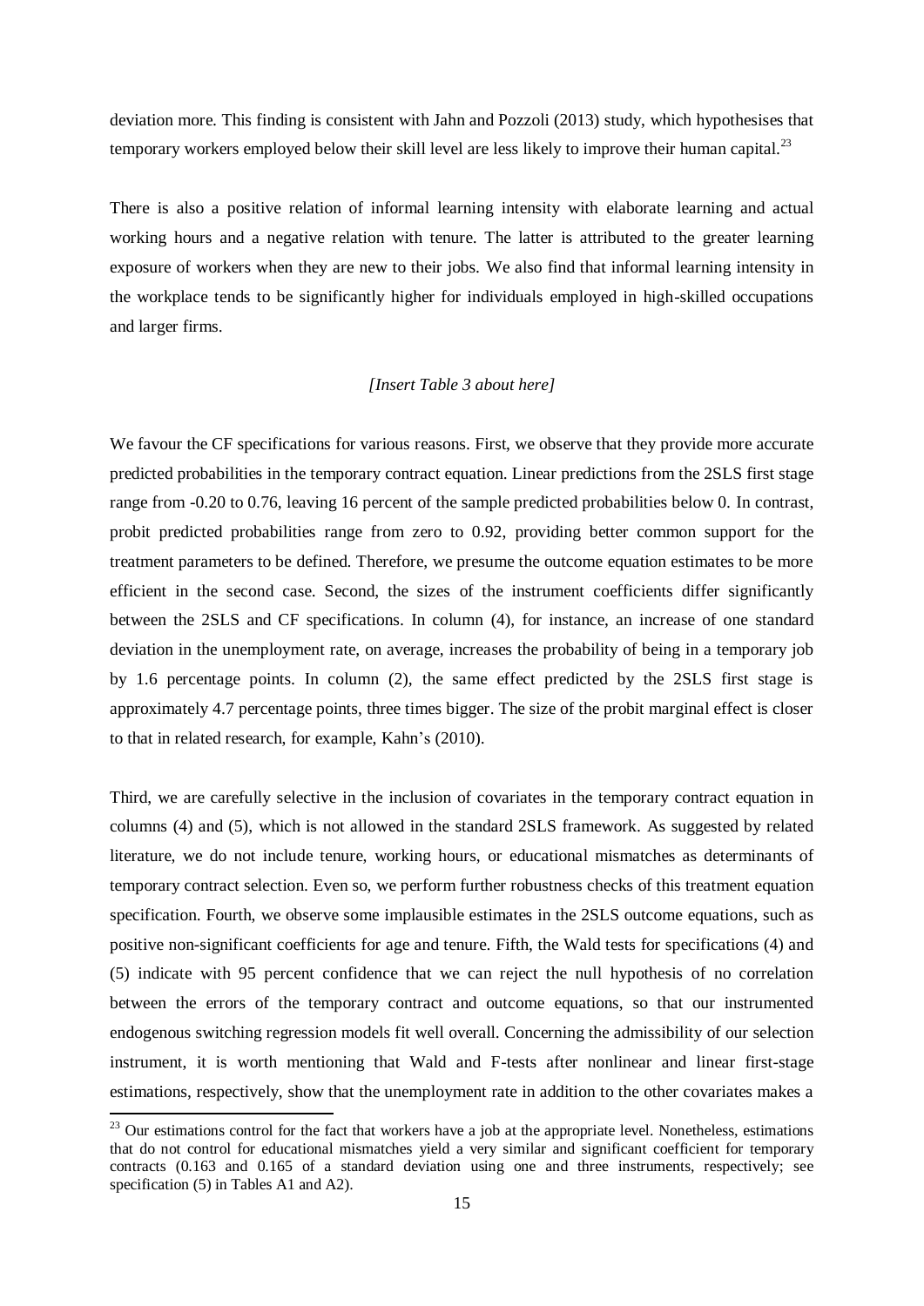deviation more. This finding is consistent with Jahn and Pozzoli (2013) study, which hypothesises that temporary workers employed below their skill level are less likely to improve their human capital.[23]

There is also a positive relation of informal learning intensity with elaborate learning and actual working hours and a negative relation with tenure. The latter is attributed to the greater learning exposure of workers when they are new to their jobs. We also find that informal learning intensity in the workplace tends to be significantly higher for individuals employed in high-skilled occupations and larger firms.

*[Insert Table 3 about here]*

We favour the CF specifications for various reasons. First, we observe that they provide more accurate predicted probabilities in the temporary contract equation. Linear predictions from the 2SLS first stage range from -0.20 to 0.76, leaving 16 percent of the sample predicted probabilities below 0. In contrast, probit predicted probabilities range from zero to 0.92, providing better common support for the treatment parameters to be defined. Therefore, we presume the outcome equation estimates to be more efficient in the second case. Second, the sizes of the instrument coefficients differ significantly between the 2SLS and CF specifications. In column (4), for instance, an increase of one standard deviation in the unemployment rate, on average, increases the probability of being in a temporary job by 1.6 percentage points. In column (2), the same effect predicted by the 2SLS first stage is approximately 4.7 percentage points, three times bigger. The size of the probit marginal effect is closer to that in related research, for example, Kahn's (2010).

Third, we are carefully selective in the inclusion of covariates in the temporary contract equation in columns (4) and (5), which is not allowed in the standard 2SLS framework. As suggested by related literature, we do not include tenure, working hours, or educational mismatches as determinants of temporary contract selection. Even so, we perform further robustness checks of this treatment equation specification. Fourth, we observe some implausible estimates in the 2SLS outcome equations, such as positive non-significant coefficients for age and tenure. Fifth, the Wald tests for specifications (4) and (5) indicate with 95 percent confidence that we can reject the null hypothesis of no correlation between the errors of the temporary contract and outcome equations, so that our instrumented endogenous switching regression models fit well overall. Concerning the admissibility of our selection instrument, it is worth mentioning that Wald and F-tests after nonlinear and linear first-stage estimations, respectively, show that the unemployment rate in addition to the other covariates makes a

[23] Our estimations control for the fact that workers have a job at the appropriate level. Nonetheless, estimations that do not control for educational mismatches yield a very similar and significant coefficient for temporary contracts (0.163 and 0.165 of a standard deviation using one and three instruments, respectively; see specification (5) in Tables A1 and A2).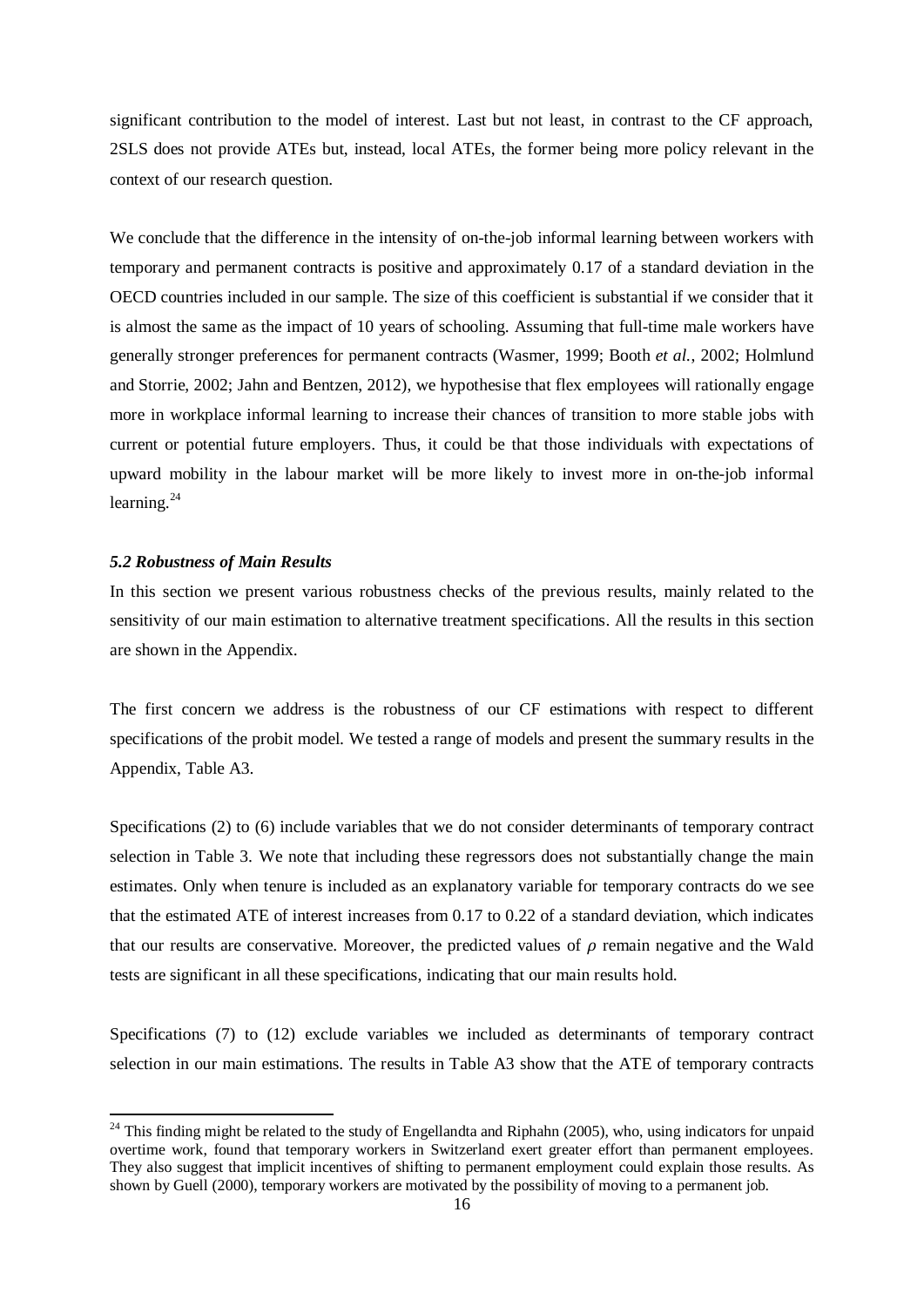significant contribution to the model of interest. Last but not least, in contrast to the CF approach, 2SLS does not provide ATEs but, instead, local ATEs, the former being more policy relevant in the context of our research question.

We conclude that the difference in the intensity of on-the-job informal learning between workers with temporary and permanent contracts is positive and approximately 0.17 of a standard deviation in the OECD countries included in our sample. The size of this coefficient is substantial if we consider that it is almost the same as the impact of 10 years of schooling. Assuming that full-time male workers have generally stronger preferences for permanent contracts (Wasmer, 1999; Booth *et al.*, 2002; Holmlund and Storrie, 2002; Jahn and Bentzen, 2012), we hypothesise that flex employees will rationally engage more in workplace informal learning to increase their chances of transition to more stable jobs with current or potential future employers. Thus, it could be that those individuals with expectations of upward mobility in the labour market will be more likely to invest more in on-the-job informal learning.[24]

### *5.2 Robustness of Main Results*

In this section we present various robustness checks of the previous results, mainly related to the sensitivity of our main estimation to alternative treatment specifications. All the results in this section are shown in the Appendix.

The first concern we address is the robustness of our CF estimations with respect to different specifications of the probit model. We tested a range of models and present the summary results in the Appendix, Table A3.

Specifications (2) to (6) include variables that we do not consider determinants of temporary contract selection in Table 3. We note that including these regressors does not substantially change the main estimates. Only when tenure is included as an explanatory variable for temporary contracts do we see that the estimated ATE of interest increases from 0.17 to 0.22 of a standard deviation, which indicates that our results are conservative. Moreover, the predicted values of $\rho$ remain negative and the Wald tests are significant in all these specifications, indicating that our main results hold.

Specifications (7) to (12) exclude variables we included as determinants of temporary contract selection in our main estimations. The results in Table A3 show that the ATE of temporary contracts

---

[24] This finding might be related to the study of Engellandta and Riphahn (2005), who, using indicators for unpaid overtime work, found that temporary workers in Switzerland exert greater effort than permanent employees. They also suggest that implicit incentives of shifting to permanent employment could explain those results. As shown by Guell (2000), temporary workers are motivated by the possibility of moving to a permanent job.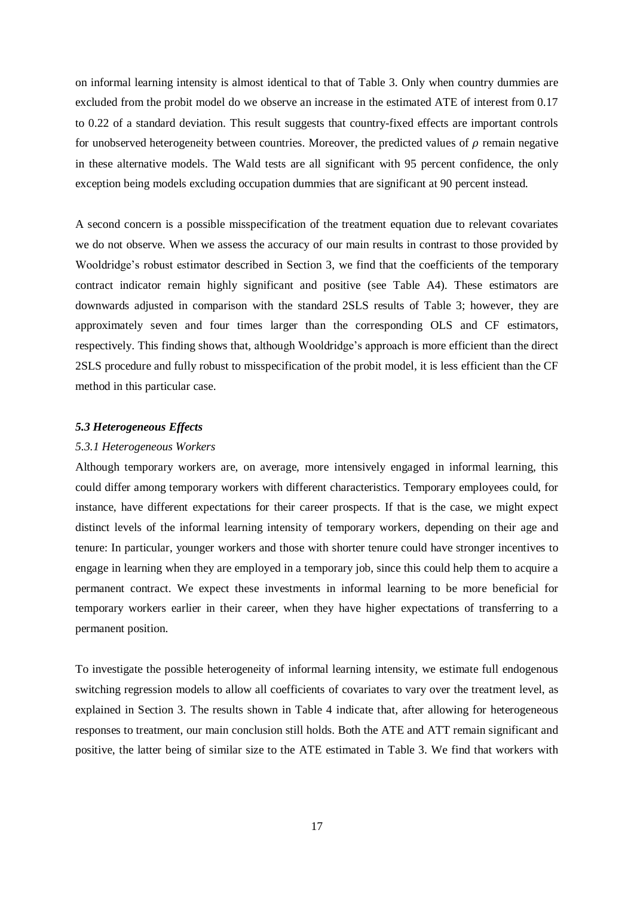on informal learning intensity is almost identical to that of Table 3. Only when country dummies are excluded from the probit model do we observe an increase in the estimated ATE of interest from 0.17 to 0.22 of a standard deviation. This result suggests that country-fixed effects are important controls for unobserved heterogeneity between countries. Moreover, the predicted values of $\rho$ remain negative in these alternative models. The Wald tests are all significant with 95 percent confidence, the only exception being models excluding occupation dummies that are significant at 90 percent instead.

A second concern is a possible misspecification of the treatment equation due to relevant covariates we do not observe. When we assess the accuracy of our main results in contrast to those provided by Wooldridge's robust estimator described in Section 3, we find that the coefficients of the temporary contract indicator remain highly significant and positive (see Table A4). These estimators are downwards adjusted in comparison with the standard 2SLS results of Table 3; however, they are approximately seven and four times larger than the corresponding OLS and CF estimators, respectively. This finding shows that, although Wooldridge's approach is more efficient than the direct 2SLS procedure and fully robust to misspecification of the probit model, it is less efficient than the CF method in this particular case.

### *5.3 Heterogeneous Effects*

#### *5.3.1 Heterogeneous Workers*

Although temporary workers are, on average, more intensively engaged in informal learning, this could differ among temporary workers with different characteristics. Temporary employees could, for instance, have different expectations for their career prospects. If that is the case, we might expect distinct levels of the informal learning intensity of temporary workers, depending on their age and tenure: In particular, younger workers and those with shorter tenure could have stronger incentives to engage in learning when they are employed in a temporary job, since this could help them to acquire a permanent contract. We expect these investments in informal learning to be more beneficial for temporary workers earlier in their career, when they have higher expectations of transferring to a permanent position.

To investigate the possible heterogeneity of informal learning intensity, we estimate full endogenous switching regression models to allow all coefficients of covariates to vary over the treatment level, as explained in Section 3. The results shown in Table 4 indicate that, after allowing for heterogeneous responses to treatment, our main conclusion still holds. Both the ATE and ATT remain significant and positive, the latter being of similar size to the ATE estimated in Table 3. We find that workers with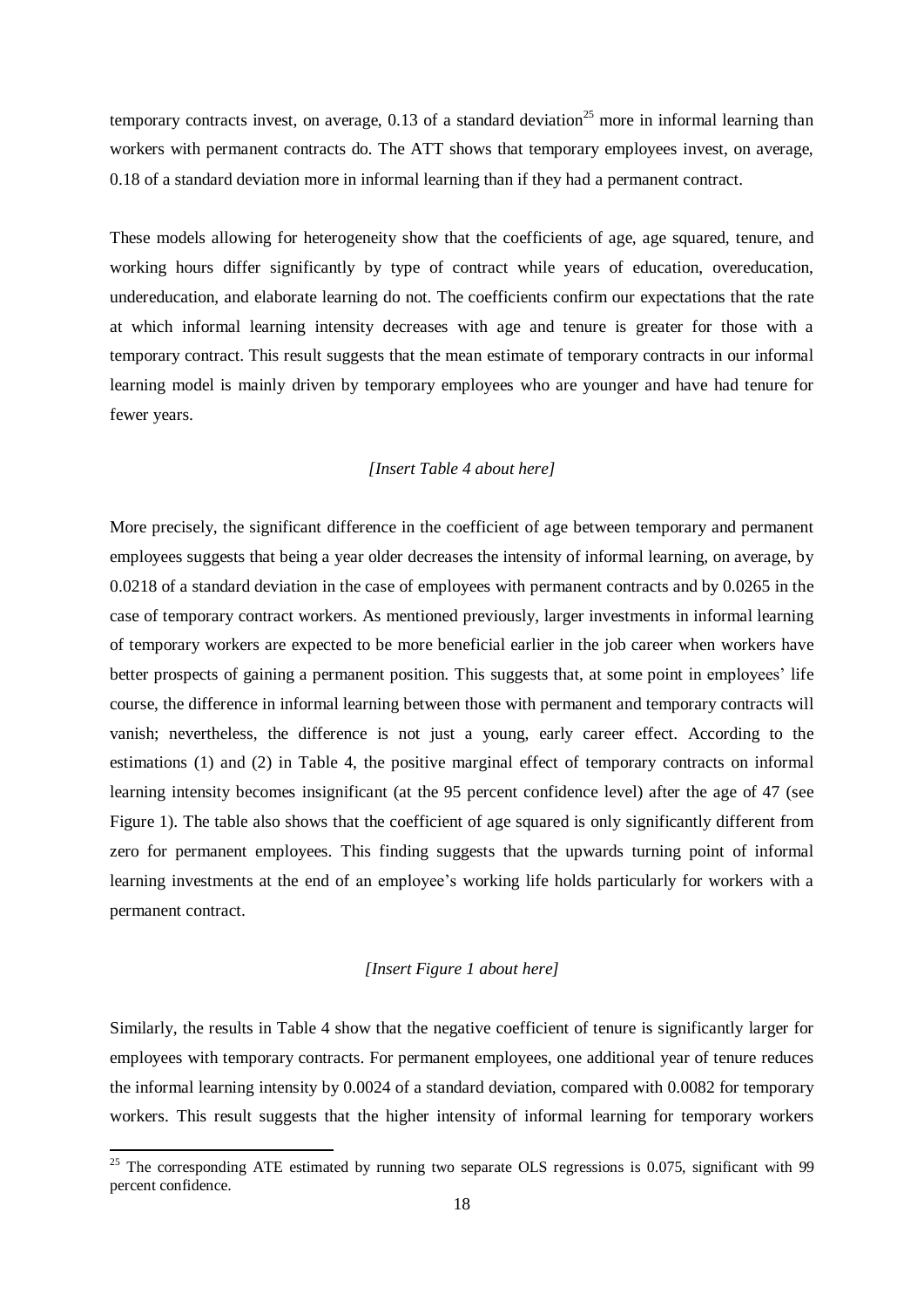temporary contracts invest, on average, 0.13 of a standard deviation[25] more in informal learning than workers with permanent contracts do. The ATT shows that temporary employees invest, on average, 0.18 of a standard deviation more in informal learning than if they had a permanent contract.

These models allowing for heterogeneity show that the coefficients of age, age squared, tenure, and working hours differ significantly by type of contract while years of education, overeducation, undereducation, and elaborate learning do not. The coefficients confirm our expectations that the rate at which informal learning intensity decreases with age and tenure is greater for those with a temporary contract. This result suggests that the mean estimate of temporary contracts in our informal learning model is mainly driven by temporary employees who are younger and have had tenure for fewer years.

*[Insert Table 4 about here]*

More precisely, the significant difference in the coefficient of age between temporary and permanent employees suggests that being a year older decreases the intensity of informal learning, on average, by 0.0218 of a standard deviation in the case of employees with permanent contracts and by 0.0265 in the case of temporary contract workers. As mentioned previously, larger investments in informal learning of temporary workers are expected to be more beneficial earlier in the job career when workers have better prospects of gaining a permanent position. This suggests that, at some point in employees' life course, the difference in informal learning between those with permanent and temporary contracts will vanish; nevertheless, the difference is not just a young, early career effect. According to the estimations (1) and (2) in Table 4, the positive marginal effect of temporary contracts on informal learning intensity becomes insignificant (at the 95 percent confidence level) after the age of 47 (see Figure 1). The table also shows that the coefficient of age squared is only significantly different from zero for permanent employees. This finding suggests that the upwards turning point of informal learning investments at the end of an employee's working life holds particularly for workers with a permanent contract.

*[Insert Figure 1 about here]*

Similarly, the results in Table 4 show that the negative coefficient of tenure is significantly larger for employees with temporary contracts. For permanent employees, one additional year of tenure reduces the informal learning intensity by 0.0024 of a standard deviation, compared with 0.0082 for temporary workers. This result suggests that the higher intensity of informal learning for temporary workers

[25] The corresponding ATE estimated by running two separate OLS regressions is 0.075, significant with 99 percent confidence.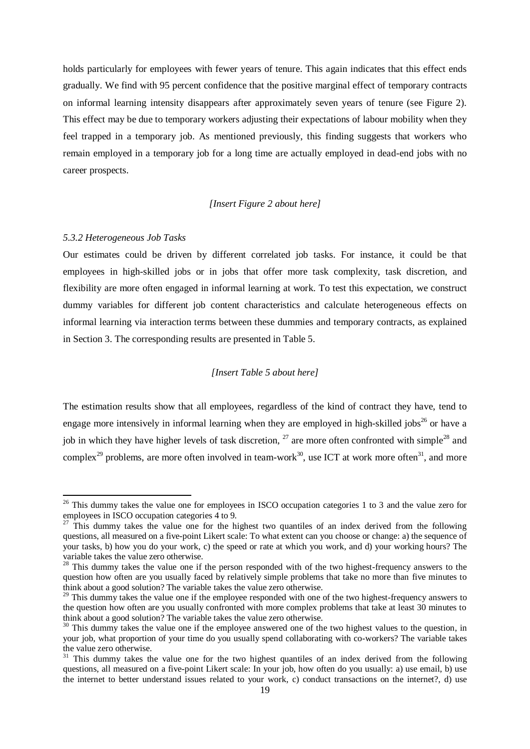holds particularly for employees with fewer years of tenure. This again indicates that this effect ends gradually. We find with 95 percent confidence that the positive marginal effect of temporary contracts on informal learning intensity disappears after approximately seven years of tenure (see Figure 2). This effect may be due to temporary workers adjusting their expectations of labour mobility when they feel trapped in a temporary job. As mentioned previously, this finding suggests that workers who remain employed in a temporary job for a long time are actually employed in dead-end jobs with no career prospects.

*[Insert Figure 2 about here]*

### *5.3.2 Heterogeneous Job Tasks*

Our estimates could be driven by different correlated job tasks. For instance, it could be that employees in high-skilled jobs or in jobs that offer more task complexity, task discretion, and flexibility are more often engaged in informal learning at work. To test this expectation, we construct dummy variables for different job content characteristics and calculate heterogeneous effects on informal learning via interaction terms between these dummies and temporary contracts, as explained in Section 3. The corresponding results are presented in Table 5.

*[Insert Table 5 about here]*

The estimation results show that all employees, regardless of the kind of contract they have, tend to engage more intensively in informal learning when they are employed in high-skilled jobs[26] or have a job in which they have higher levels of task discretion, [27] are more often confronted with simple[28] and complex[29] problems, are more often involved in team-work[30], use ICT at work more often[31], and more

[26] This dummy takes the value one for employees in ISCO occupation categories 1 to 3 and the value zero for employees in ISCO occupation categories 4 to 9.

[27] This dummy takes the value one for the highest two quantiles of an index derived from the following questions, all measured on a five-point Likert scale: To what extent can you choose or change: a) the sequence of your tasks, b) how you do your work, c) the speed or rate at which you work, and d) your working hours? The variable takes the value zero otherwise.

[28] This dummy takes the value one if the person responded with of the two highest-frequency answers to the question how often are you usually faced by relatively simple problems that take no more than five minutes to think about a good solution? The variable takes the value zero otherwise.

[29] This dummy takes the value one if the employee responded with one of the two highest-frequency answers to the question how often are you usually confronted with more complex problems that take at least 30 minutes to think about a good solution? The variable takes the value zero otherwise.

[30] This dummy takes the value one if the employee answered one of the two highest values to the question, in your job, what proportion of your time do you usually spend collaborating with co-workers? The variable takes the value zero otherwise.

[31] This dummy takes the value one for the two highest quantiles of an index derived from the following questions, all measured on a five-point Likert scale: In your job, how often do you usually: a) use email, b) use the internet to better understand issues related to your work, c) conduct transactions on the internet?, d) use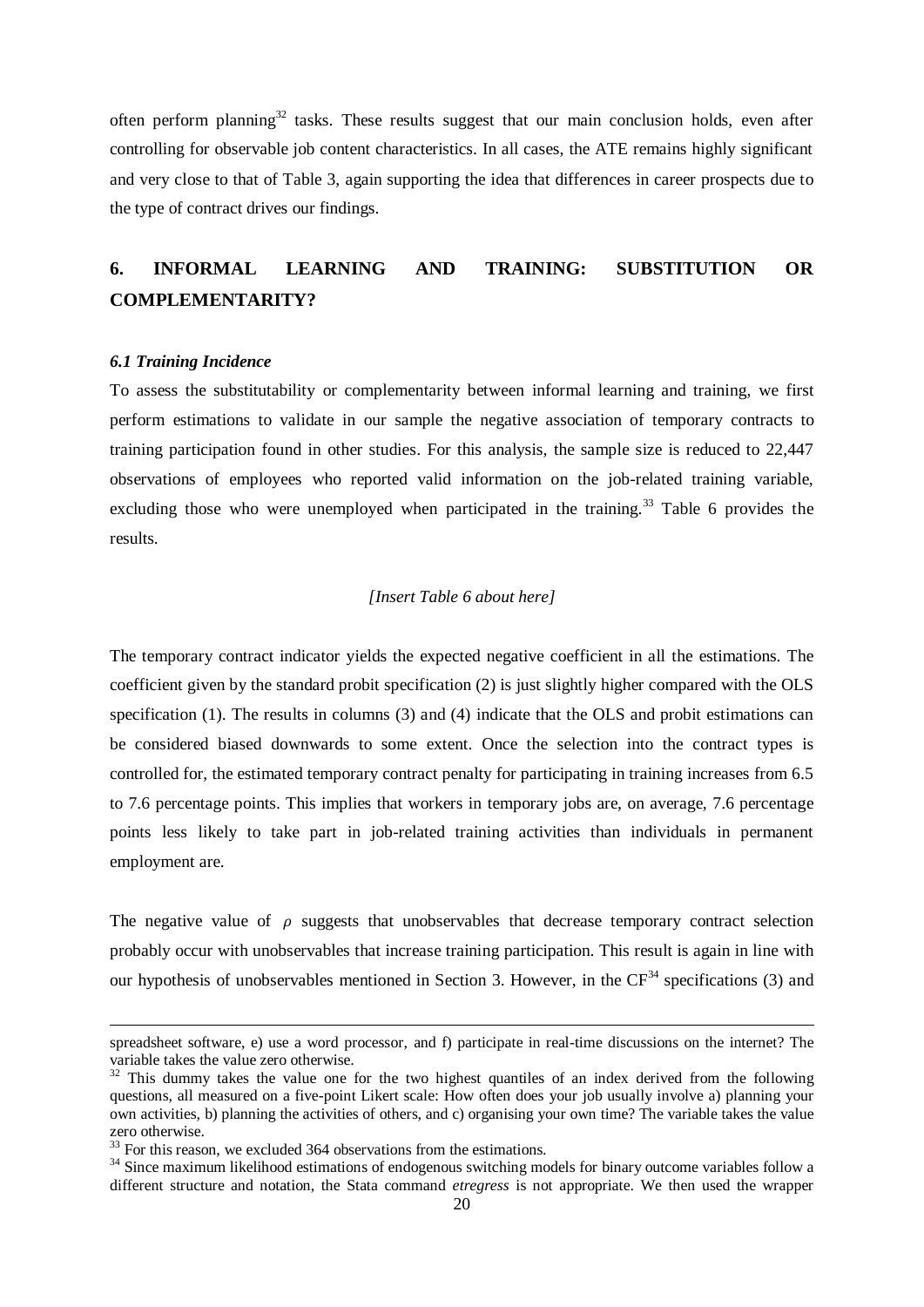often perform planning[32] tasks. These results suggest that our main conclusion holds, even after controlling for observable job content characteristics. In all cases, the ATE remains highly significant and very close to that of Table 3, again supporting the idea that differences in career prospects due to the type of contract drives our findings.

## 6. INFORMAL LEARNING AND TRAINING: SUBSTITUTION OR COMPLEMENTARITY?

### *6.1 Training Incidence*

To assess the substitutability or complementarity between informal learning and training, we first perform estimations to validate in our sample the negative association of temporary contracts to training participation found in other studies. For this analysis, the sample size is reduced to 22,447 observations of employees who reported valid information on the job-related training variable, excluding those who were unemployed when participated in the training.[33] Table 6 provides the results.

*[Insert Table 6 about here]*

The temporary contract indicator yields the expected negative coefficient in all the estimations. The coefficient given by the standard probit specification (2) is just slightly higher compared with the OLS specification (1). The results in columns (3) and (4) indicate that the OLS and probit estimations can be considered biased downwards to some extent. Once the selection into the contract types is controlled for, the estimated temporary contract penalty for participating in training increases from 6.5 to 7.6 percentage points. This implies that workers in temporary jobs are, on average, 7.6 percentage points less likely to take part in job-related training activities than individuals in permanent employment are.

The negative value of $\rho$ suggests that unobservables that decrease temporary contract selection probably occur with unobservables that increase training participation. This result is again in line with our hypothesis of unobservables mentioned in Section 3. However, in the CF[34] specifications (3) and

---

spreadsheet software, e) use a word processor, and f) participate in real-time discussions on the internet? The variable takes the value zero otherwise.

[32] This dummy takes the value one for the two highest quantiles of an index derived from the following questions, all measured on a five-point Likert scale: How often does your job usually involve a) planning your own activities, b) planning the activities of others, and c) organising your own time? The variable takes the value zero otherwise.

[33] For this reason, we excluded 364 observations from the estimations.

[34] Since maximum likelihood estimations of endogenous switching models for binary outcome variables follow a different structure and notation, the Stata command *etregress* is not appropriate. We then used the wrapper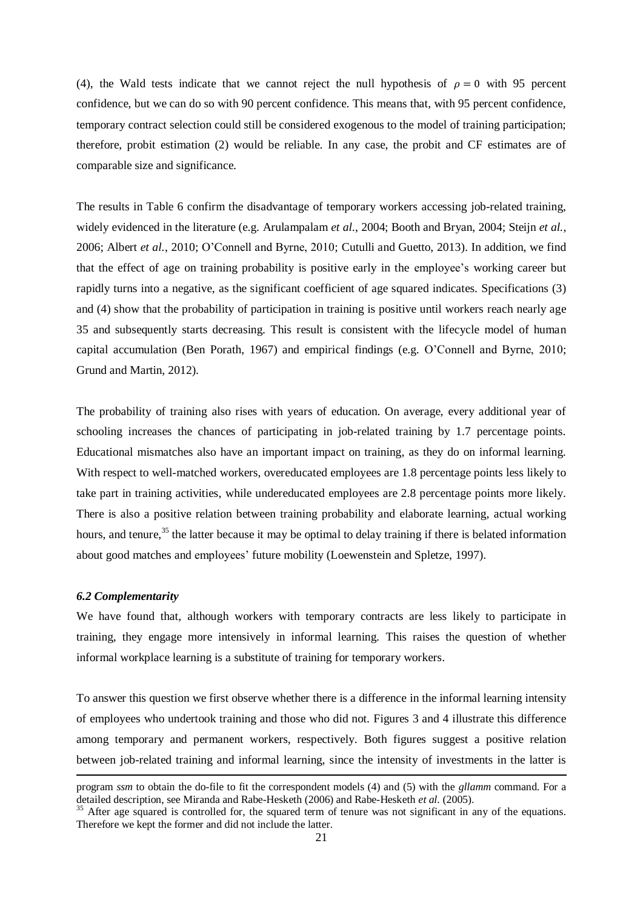(4), the Wald tests indicate that we cannot reject the null hypothesis of $\rho = 0$ with 95 percent confidence, but we can do so with 90 percent confidence. This means that, with 95 percent confidence, temporary contract selection could still be considered exogenous to the model of training participation; therefore, probit estimation (2) would be reliable. In any case, the probit and CF estimates are of comparable size and significance.

The results in Table 6 confirm the disadvantage of temporary workers accessing job-related training, widely evidenced in the literature (e.g. Arulampalam *et al.*, 2004; Booth and Bryan, 2004; Steijn *et al.*, 2006; Albert *et al.*, 2010; O'Connell and Byrne, 2010; Cutulli and Guetto, 2013). In addition, we find that the effect of age on training probability is positive early in the employee's working career but rapidly turns into a negative, as the significant coefficient of age squared indicates. Specifications (3) and (4) show that the probability of participation in training is positive until workers reach nearly age 35 and subsequently starts decreasing. This result is consistent with the lifecycle model of human capital accumulation (Ben Porath, 1967) and empirical findings (e.g. O'Connell and Byrne, 2010; Grund and Martin, 2012).

The probability of training also rises with years of education. On average, every additional year of schooling increases the chances of participating in job-related training by 1.7 percentage points. Educational mismatches also have an important impact on training, as they do on informal learning. With respect to well-matched workers, overeducated employees are 1.8 percentage points less likely to take part in training activities, while undereducated employees are 2.8 percentage points more likely. There is also a positive relation between training probability and elaborate learning, actual working hours, and tenure,[35] the latter because it may be optimal to delay training if there is belated information about good matches and employees' future mobility (Loewenstein and Spletze, 1997).

### *6.2 Complementarity*

We have found that, although workers with temporary contracts are less likely to participate in training, they engage more intensively in informal learning. This raises the question of whether informal workplace learning is a substitute of training for temporary workers.

To answer this question we first observe whether there is a difference in the informal learning intensity of employees who undertook training and those who did not. Figures 3 and 4 illustrate this difference among temporary and permanent workers, respectively. Both figures suggest a positive relation between job-related training and informal learning, since the intensity of investments in the latter is

---

program *ssm* to obtain the do-file to fit the correspondent models (4) and (5) with the *gllamm* command. For a detailed description, see Miranda and Rabe-Hesketh (2006) and Rabe-Hesketh *et al.* (2005).

[35] After age squared is controlled for, the squared term of tenure was not significant in any of the equations. Therefore we kept the former and did not include the latter.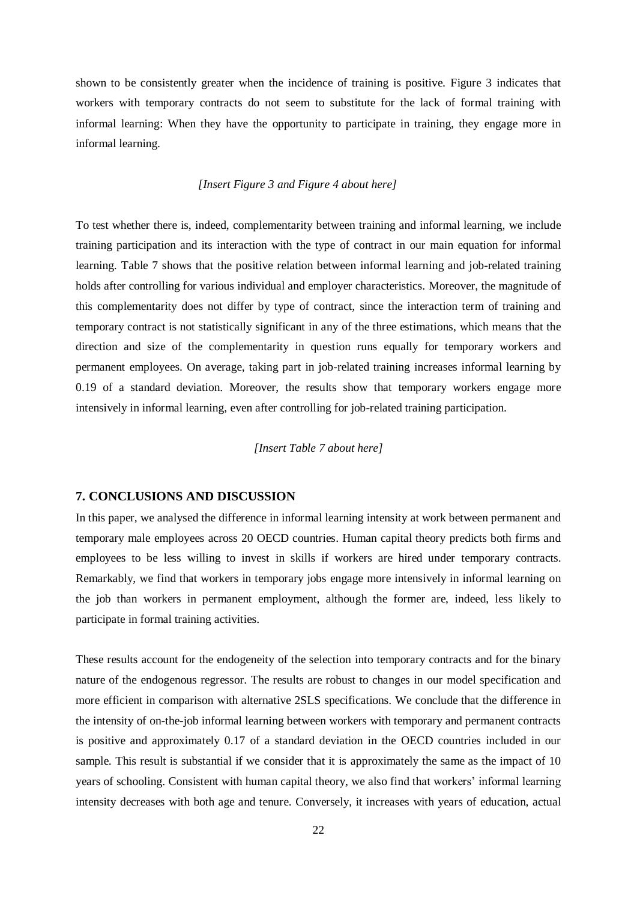shown to be consistently greater when the incidence of training is positive. Figure 3 indicates that workers with temporary contracts do not seem to substitute for the lack of formal training with informal learning: When they have the opportunity to participate in training, they engage more in informal learning.

*[Insert Figure 3 and Figure 4 about here]*

To test whether there is, indeed, complementarity between training and informal learning, we include training participation and its interaction with the type of contract in our main equation for informal learning. Table 7 shows that the positive relation between informal learning and job-related training holds after controlling for various individual and employer characteristics. Moreover, the magnitude of this complementarity does not differ by type of contract, since the interaction term of training and temporary contract is not statistically significant in any of the three estimations, which means that the direction and size of the complementarity in question runs equally for temporary workers and permanent employees. On average, taking part in job-related training increases informal learning by 0.19 of a standard deviation. Moreover, the results show that temporary workers engage more intensively in informal learning, even after controlling for job-related training participation.

*[Insert Table 7 about here]*

## 7. CONCLUSIONS AND DISCUSSION

In this paper, we analysed the difference in informal learning intensity at work between permanent and temporary male employees across 20 OECD countries. Human capital theory predicts both firms and employees to be less willing to invest in skills if workers are hired under temporary contracts. Remarkably, we find that workers in temporary jobs engage more intensively in informal learning on the job than workers in permanent employment, although the former are, indeed, less likely to participate in formal training activities.

These results account for the endogeneity of the selection into temporary contracts and for the binary nature of the endogenous regressor. The results are robust to changes in our model specification and more efficient in comparison with alternative 2SLS specifications. We conclude that the difference in the intensity of on-the-job informal learning between workers with temporary and permanent contracts is positive and approximately 0.17 of a standard deviation in the OECD countries included in our sample. This result is substantial if we consider that it is approximately the same as the impact of 10 years of schooling. Consistent with human capital theory, we also find that workers' informal learning intensity decreases with both age and tenure. Conversely, it increases with years of education, actual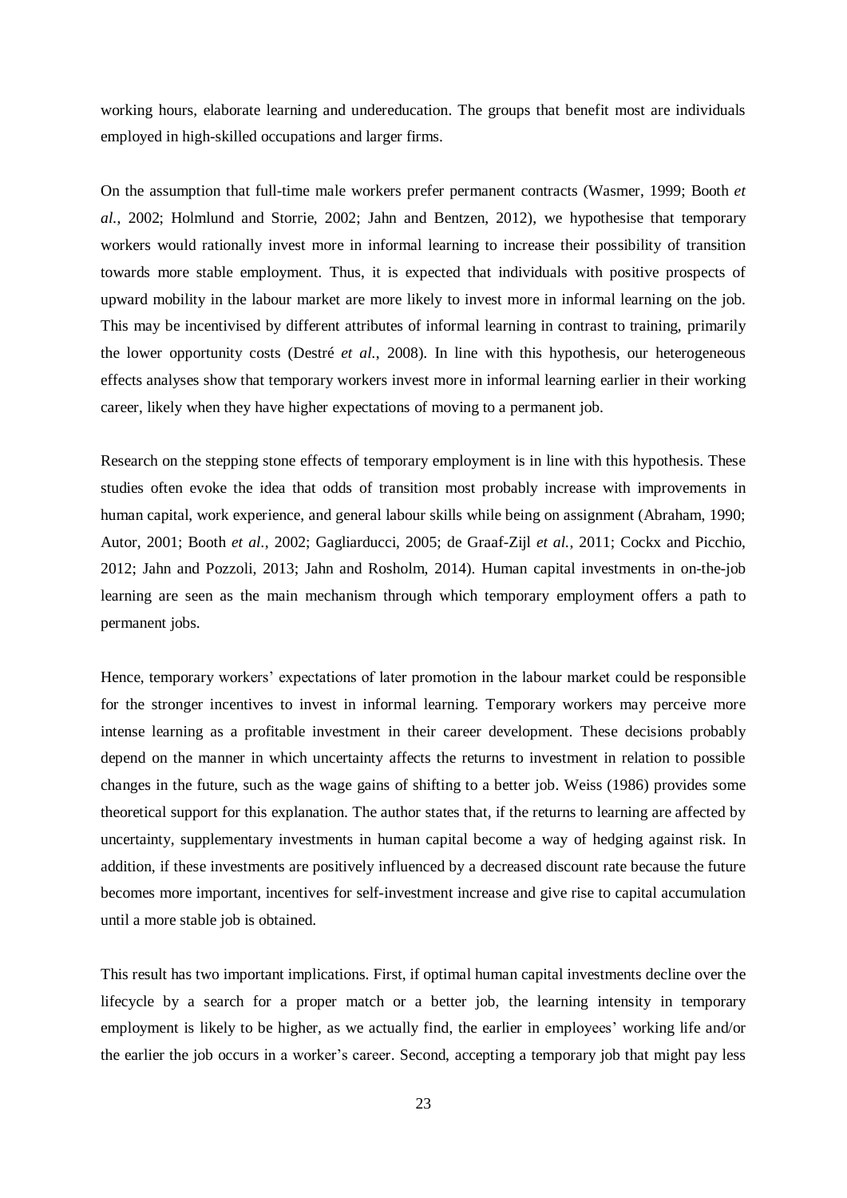working hours, elaborate learning and undereducation. The groups that benefit most are individuals employed in high-skilled occupations and larger firms.

On the assumption that full-time male workers prefer permanent contracts (Wasmer, 1999; Booth *et al.*, 2002; Holmlund and Storrie, 2002; Jahn and Bentzen, 2012), we hypothesise that temporary workers would rationally invest more in informal learning to increase their possibility of transition towards more stable employment. Thus, it is expected that individuals with positive prospects of upward mobility in the labour market are more likely to invest more in informal learning on the job. This may be incentivised by different attributes of informal learning in contrast to training, primarily the lower opportunity costs (Destré *et al.*, 2008). In line with this hypothesis, our heterogeneous effects analyses show that temporary workers invest more in informal learning earlier in their working career, likely when they have higher expectations of moving to a permanent job.

Research on the stepping stone effects of temporary employment is in line with this hypothesis. These studies often evoke the idea that odds of transition most probably increase with improvements in human capital, work experience, and general labour skills while being on assignment (Abraham, 1990; Autor, 2001; Booth *et al.*, 2002; Gagliarducci, 2005; de Graaf-Zijl *et al.*, 2011; Cockx and Picchio, 2012; Jahn and Pozzoli, 2013; Jahn and Rosholm, 2014). Human capital investments in on-the-job learning are seen as the main mechanism through which temporary employment offers a path to permanent jobs.

Hence, temporary workers' expectations of later promotion in the labour market could be responsible for the stronger incentives to invest in informal learning. Temporary workers may perceive more intense learning as a profitable investment in their career development. These decisions probably depend on the manner in which uncertainty affects the returns to investment in relation to possible changes in the future, such as the wage gains of shifting to a better job. Weiss (1986) provides some theoretical support for this explanation. The author states that, if the returns to learning are affected by uncertainty, supplementary investments in human capital become a way of hedging against risk. In addition, if these investments are positively influenced by a decreased discount rate because the future becomes more important, incentives for self-investment increase and give rise to capital accumulation until a more stable job is obtained.

This result has two important implications. First, if optimal human capital investments decline over the lifecycle by a search for a proper match or a better job, the learning intensity in temporary employment is likely to be higher, as we actually find, the earlier in employees' working life and/or the earlier the job occurs in a worker's career. Second, accepting a temporary job that might pay less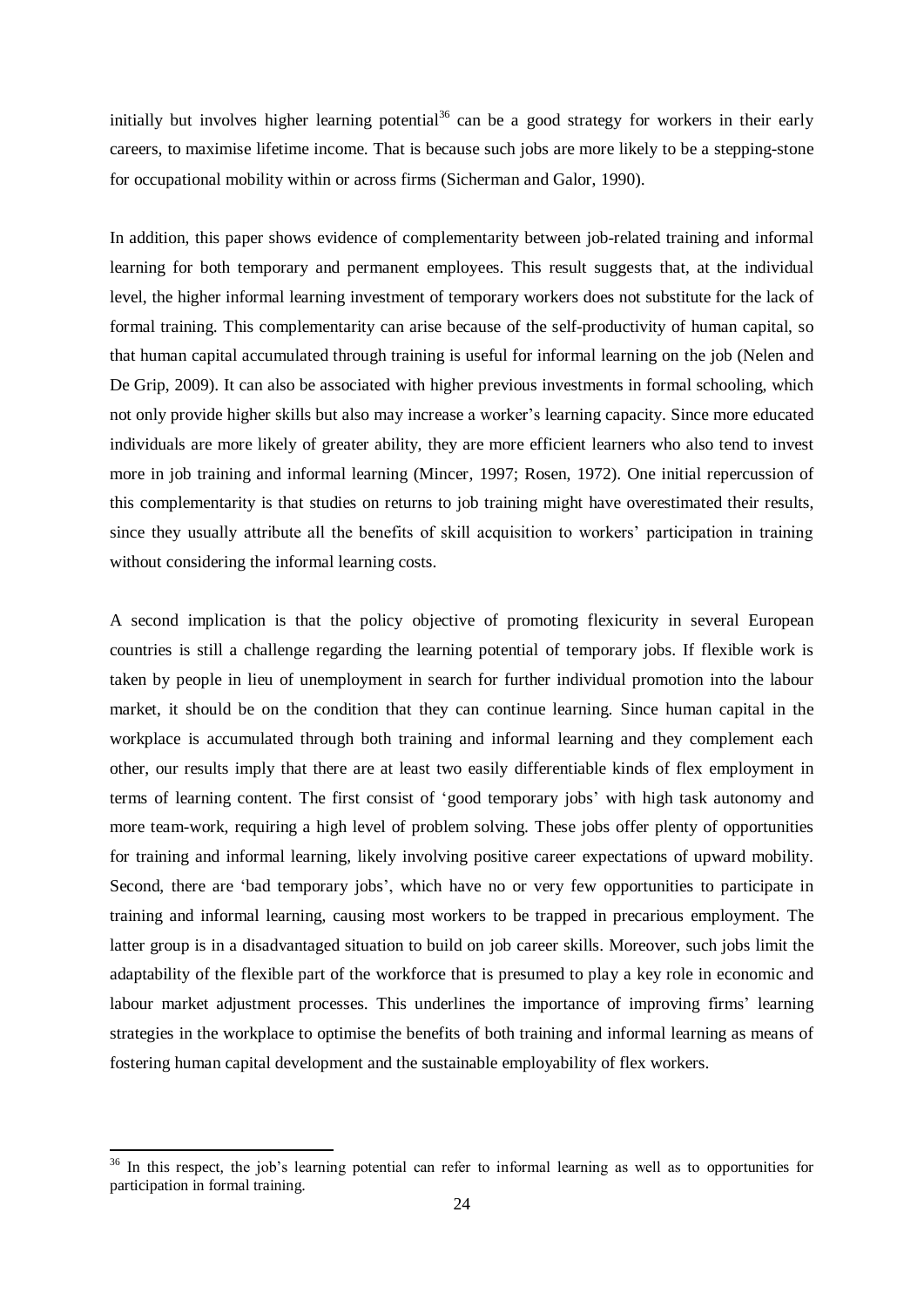initially but involves higher learning potential[36] can be a good strategy for workers in their early careers, to maximise lifetime income. That is because such jobs are more likely to be a stepping-stone for occupational mobility within or across firms (Sicherman and Galor, 1990).

In addition, this paper shows evidence of complementarity between job-related training and informal learning for both temporary and permanent employees. This result suggests that, at the individual level, the higher informal learning investment of temporary workers does not substitute for the lack of formal training. This complementarity can arise because of the self-productivity of human capital, so that human capital accumulated through training is useful for informal learning on the job (Nelen and De Grip, 2009). It can also be associated with higher previous investments in formal schooling, which not only provide higher skills but also may increase a worker's learning capacity. Since more educated individuals are more likely of greater ability, they are more efficient learners who also tend to invest more in job training and informal learning (Mincer, 1997; Rosen, 1972). One initial repercussion of this complementarity is that studies on returns to job training might have overestimated their results, since they usually attribute all the benefits of skill acquisition to workers' participation in training without considering the informal learning costs.

A second implication is that the policy objective of promoting flexicurity in several European countries is still a challenge regarding the learning potential of temporary jobs. If flexible work is taken by people in lieu of unemployment in search for further individual promotion into the labour market, it should be on the condition that they can continue learning. Since human capital in the workplace is accumulated through both training and informal learning and they complement each other, our results imply that there are at least two easily differentiable kinds of flex employment in terms of learning content. The first consist of 'good temporary jobs' with high task autonomy and more team-work, requiring a high level of problem solving. These jobs offer plenty of opportunities for training and informal learning, likely involving positive career expectations of upward mobility. Second, there are 'bad temporary jobs', which have no or very few opportunities to participate in training and informal learning, causing most workers to be trapped in precarious employment. The latter group is in a disadvantaged situation to build on job career skills. Moreover, such jobs limit the adaptability of the flexible part of the workforce that is presumed to play a key role in economic and labour market adjustment processes. This underlines the importance of improving firms' learning strategies in the workplace to optimise the benefits of both training and informal learning as means of fostering human capital development and the sustainable employability of flex workers.

[36] In this respect, the job's learning potential can refer to informal learning as well as to opportunities for participation in formal training.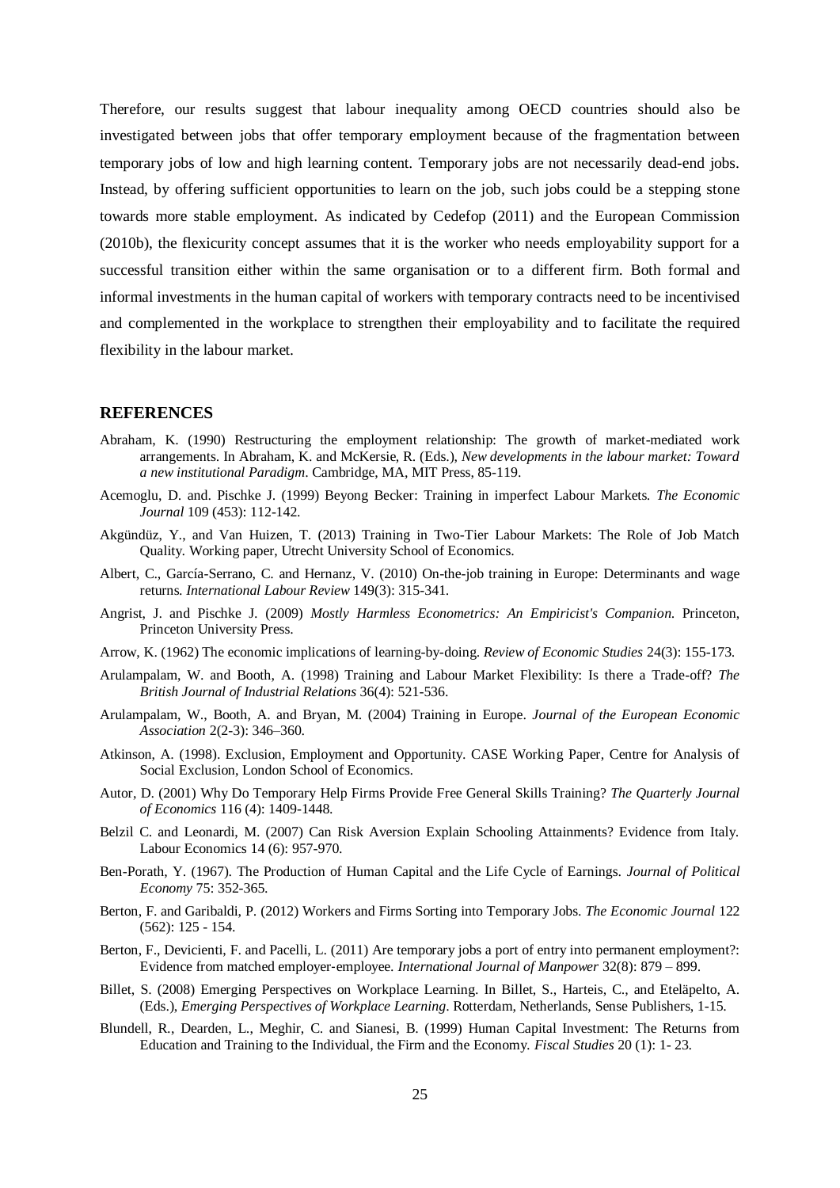Therefore, our results suggest that labour inequality among OECD countries should also be investigated between jobs that offer temporary employment because of the fragmentation between temporary jobs of low and high learning content. Temporary jobs are not necessarily dead-end jobs. Instead, by offering sufficient opportunities to learn on the job, such jobs could be a stepping stone towards more stable employment. As indicated by Cedefop (2011) and the European Commission (2010b), the flexicurity concept assumes that it is the worker who needs employability support for a successful transition either within the same organisation or to a different firm. Both formal and informal investments in the human capital of workers with temporary contracts need to be incentivised and complemented in the workplace to strengthen their employability and to facilitate the required flexibility in the labour market.

## REFERENCES

Abraham, K. (1990) Restructuring the employment relationship: The growth of market-mediated work arrangements. In Abraham, K. and McKersie, R. (Eds.), *New developments in the labour market: Toward a new institutional Paradigm*. Cambridge, MA, MIT Press, 85-119.

Acemoglu, D. and. Pischke J. (1999) Beyong Becker: Training in imperfect Labour Markets. *The Economic Journal* 109 (453): 112-142.

Akgündüz, Y., and Van Huizen, T. (2013) Training in Two-Tier Labour Markets: The Role of Job Match Quality. Working paper, Utrecht University School of Economics.

Albert, C., García-Serrano, C. and Hernanz, V. (2010) On-the-job training in Europe: Determinants and wage returns. *International Labour Review* 149(3): 315-341.

Angrist, J. and Pischke J. (2009) *Mostly Harmless Econometrics: An Empiricist's Companion*. Princeton, Princeton University Press.

Arrow, K. (1962) The economic implications of learning-by-doing. *Review of Economic Studies* 24(3): 155-173.

Arulampalam, W. and Booth, A. (1998) Training and Labour Market Flexibility: Is there a Trade-off? *The British Journal of Industrial Relations* 36(4): 521-536.

Arulampalam, W., Booth, A. and Bryan, M. (2004) Training in Europe. *Journal of the European Economic Association* 2(2-3): 346–360.

Atkinson, A. (1998). Exclusion, Employment and Opportunity. CASE Working Paper, Centre for Analysis of Social Exclusion, London School of Economics.

Autor, D. (2001) Why Do Temporary Help Firms Provide Free General Skills Training? *The Quarterly Journal of Economics* 116 (4): 1409-1448.

Belzil C. and Leonardi, M. (2007) Can Risk Aversion Explain Schooling Attainments? Evidence from Italy. Labour Economics 14 (6): 957-970.

Ben-Porath, Y. (1967). The Production of Human Capital and the Life Cycle of Earnings. *Journal of Political Economy* 75: 352-365.

Berton, F. and Garibaldi, P. (2012) Workers and Firms Sorting into Temporary Jobs. *The Economic Journal* 122 (562): 125 - 154.

Berton, F., Devicienti, F. and Pacelli, L. (2011) Are temporary jobs a port of entry into permanent employment?: Evidence from matched employer-employee. *International Journal of Manpower* 32(8): 879 – 899.

Billet, S. (2008) Emerging Perspectives on Workplace Learning. In Billet, S., Harteis, C., and Eteläpelto, A. (Eds.), *Emerging Perspectives of Workplace Learning*. Rotterdam, Netherlands, Sense Publishers, 1-15.

Blundell, R., Dearden, L., Meghir, C. and Sianesi, B. (1999) Human Capital Investment: The Returns from Education and Training to the Individual, the Firm and the Economy. *Fiscal Studies* 20 (1): 1- 23.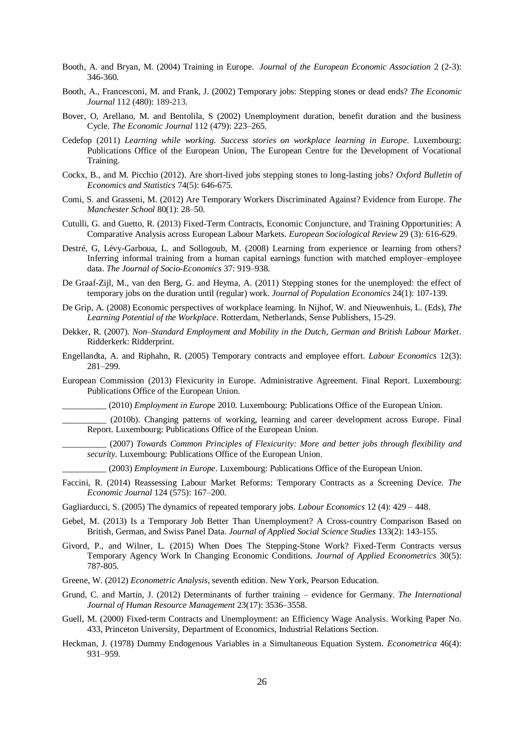Booth, A. and Bryan, M. (2004) Training in Europe. *Journal of the European Economic Association* 2 (2-3): 346-360.

Booth, A., Francesconi, M. and Frank, J. (2002) Temporary jobs: Stepping stones or dead ends? *The Economic Journal* 112 (480): 189-213.

Bover, O, Arellano, M. and Bentolila, S (2002) Unemployment duration, benefit duration and the business Cycle. *The Economic Journal* 112 (479): 223–265.

Cedefop (2011) *Learning while working. Success stories on workplace learning in Europe*. Luxembourg: Publications Office of the European Union, The European Centre for the Development of Vocational Training.

Cockx, B., and M. Picchio (2012). Are short-lived jobs stepping stones to long-lasting jobs? *Oxford Bulletin of Economics and Statistics* 74(5): 646-675.

Comi, S. and Grasseni, M. (2012) Are Temporary Workers Discriminated Against? Evidence from Europe. *The Manchester School* 80(1): 28–50.

Cutulli, G. and Guetto, R. (2013) Fixed-Term Contracts, Economic Conjuncture, and Training Opportunities: A Comparative Analysis across European Labour Markets. *European Sociological Review* 29 (3): 616-629.

Destré, G, Lévy-Garboua, L. and Sollogoub, M. (2008) Learning from experience or learning from others? Inferring informal training from a human capital earnings function with matched employer–employee data. *The Journal of Socio-Economics* 37: 919–938.

De Graaf-Zijl, M., van den Berg, G. and Heyma, A. (2011) Stepping stones for the unemployed: the effect of temporary jobs on the duration until (regular) work. *Journal of Population Economics* 24(1): 107-139.

De Grip, A. (2008) Economic perspectives of workplace learning. In Nijhof, W. and Nieuwenhuis, L. (Eds), *The Learning Potential of the Workplace*. Rotterdam, Netherlands, Sense Publishers, 15-29.

Dekker, R. (2007). *Non–Standard Employment and Mobility in the Dutch, German and British Labour Market*. Ridderkerk: Ridderprint.

Engellandta, A. and Riphahn, R. (2005) Temporary contracts and employee effort. *Labour Economics* 12(3): 281–299.

European Commission (2013) Flexicurity in Europe. Administrative Agreement. Final Report. Luxembourg: Publications Office of the European Union.

__________ (2010) *Employment in Europe* 2010. Luxembourg: Publications Office of the European Union.

__________ (2010b). Changing patterns of working, learning and career development across Europe. Final Report. Luxembourg: Publications Office of the European Union.

__________ (2007) *Towards Common Principles of Flexicurity: More and better jobs through flexibility and security*. Luxembourg: Publications Office of the European Union.

__________ (2003) *Employment in Europe*. Luxembourg: Publications Office of the European Union.

Faccini, R. (2014) Reassessing Labour Market Reforms: Temporary Contracts as a Screening Device. *The Economic Journal* 124 (575): 167–200.

Gagliarducci, S. (2005) The dynamics of repeated temporary jobs. *Labour Economics* 12 (4): 429 – 448.

Gebel, M. (2013) Is a Temporary Job Better Than Unemployment? A Cross-country Comparison Based on British, German, and Swiss Panel Data. *Journal of Applied Social Science Studies* 133(2): 143-155.

Givord, P., and Wilner, L. (2015) When Does The Stepping-Stone Work? Fixed-Term Contracts versus Temporary Agency Work In Changing Economic Conditions. *Journal of Applied Econometrics* 30(5): 787-805.

Greene, W. (2012) *Econometric Analysis*, seventh edition. New York, Pearson Education.

Grund, C. and Martin, J. (2012) Determinants of further training – evidence for Germany. *The International Journal of Human Resource Management* 23(17): 3536–3558.

Guell, M. (2000) Fixed-term Contracts and Unemployment: an Efficiency Wage Analysis. Working Paper No. 433, Princeton University, Department of Economics, Industrial Relations Section.

Heckman, J. (1978) Dummy Endogenous Variables in a Simultaneous Equation System. *Econometrica* 46(4): 931–959.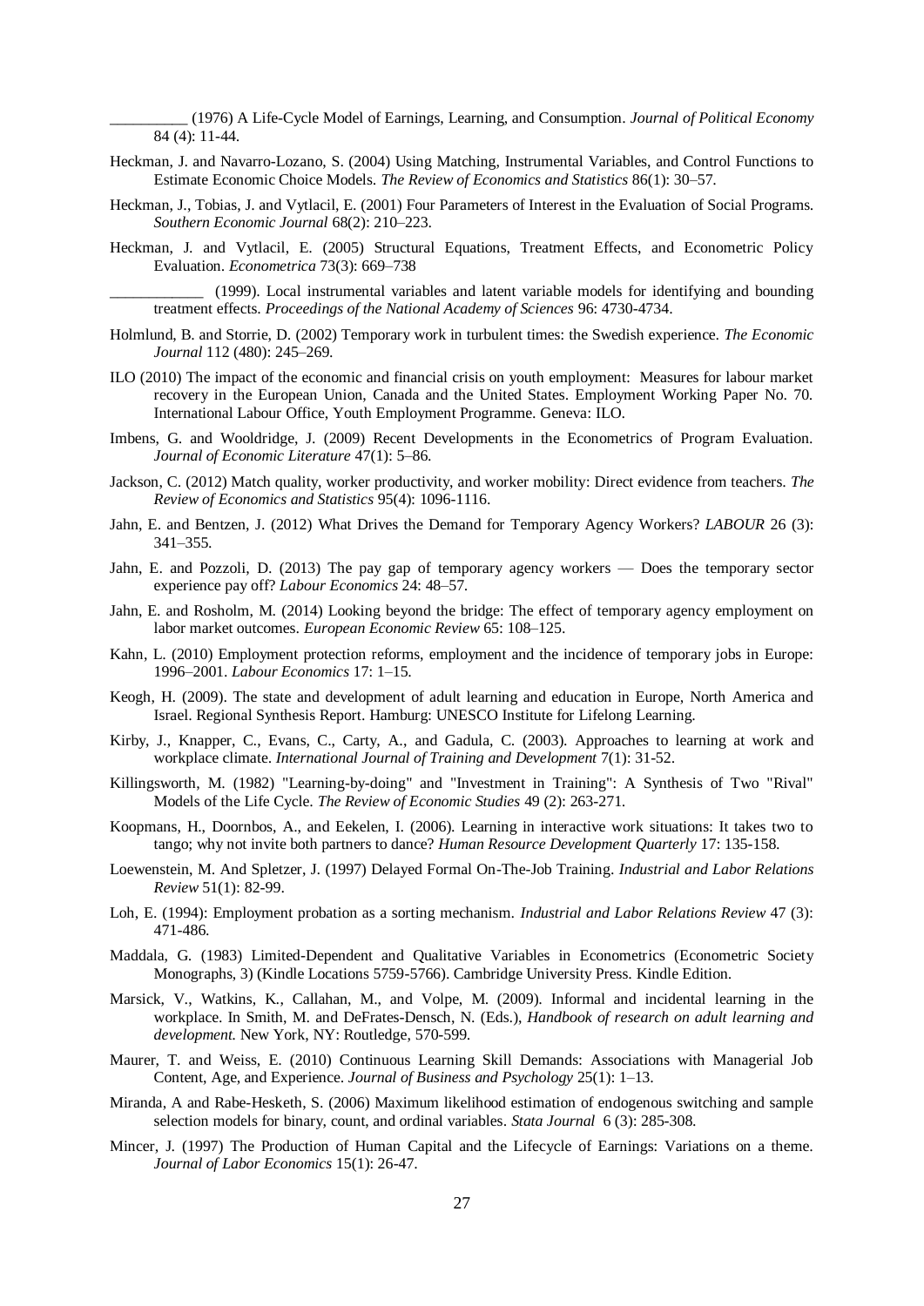__________ (1976) A Life-Cycle Model of Earnings, Learning, and Consumption. *Journal of Political Economy* 84 (4): 11-44.

Heckman, J. and Navarro-Lozano, S. (2004) Using Matching, Instrumental Variables, and Control Functions to Estimate Economic Choice Models. *The Review of Economics and Statistics* 86(1): 30–57.

Heckman, J., Tobias, J. and Vytlacil, E. (2001) Four Parameters of Interest in the Evaluation of Social Programs. *Southern Economic Journal* 68(2): 210–223.

Heckman, J. and Vytlacil, E. (2005) Structural Equations, Treatment Effects, and Econometric Policy Evaluation. *Econometrica* 73(3): 669–738

____________ (1999). Local instrumental variables and latent variable models for identifying and bounding treatment effects. *Proceedings of the National Academy of Sciences* 96: 4730-4734.

Holmlund, B. and Storrie, D. (2002) Temporary work in turbulent times: the Swedish experience. *The Economic Journal* 112 (480): 245–269.

ILO (2010) The impact of the economic and financial crisis on youth employment: Measures for labour market recovery in the European Union, Canada and the United States. Employment Working Paper No. 70. International Labour Office, Youth Employment Programme. Geneva: ILO.

Imbens, G. and Wooldridge, J. (2009) Recent Developments in the Econometrics of Program Evaluation. *Journal of Economic Literature* 47(1): 5–86.

Jackson, C. (2012) Match quality, worker productivity, and worker mobility: Direct evidence from teachers. *The Review of Economics and Statistics* 95(4): 1096-1116.

Jahn, E. and Bentzen, J. (2012) What Drives the Demand for Temporary Agency Workers? *LABOUR* 26 (3): 341–355.

Jahn, E. and Pozzoli, D. (2013) The pay gap of temporary agency workers — Does the temporary sector experience pay off? *Labour Economics* 24: 48–57.

Jahn, E. and Rosholm, M. (2014) Looking beyond the bridge: The effect of temporary agency employment on labor market outcomes. *European Economic Review* 65: 108–125.

Kahn, L. (2010) Employment protection reforms, employment and the incidence of temporary jobs in Europe: 1996–2001. *Labour Economics* 17: 1–15.

Keogh, H. (2009). The state and development of adult learning and education in Europe, North America and Israel. Regional Synthesis Report. Hamburg: UNESCO Institute for Lifelong Learning.

Kirby, J., Knapper, C., Evans, C., Carty, A., and Gadula, C. (2003). Approaches to learning at work and workplace climate. *International Journal of Training and Development* 7(1): 31-52.

Killingsworth, M. (1982) "Learning-by-doing" and "Investment in Training": A Synthesis of Two "Rival" Models of the Life Cycle. *The Review of Economic Studies* 49 (2): 263-271.

Koopmans, H., Doornbos, A., and Eekelen, I. (2006). Learning in interactive work situations: It takes two to tango; why not invite both partners to dance? *Human Resource Development Quarterly* 17: 135-158.

Loewenstein, M. And Spletzer, J. (1997) Delayed Formal On-The-Job Training. *Industrial and Labor Relations Review* 51(1): 82-99.

Loh, E. (1994): Employment probation as a sorting mechanism. *Industrial and Labor Relations Review* 47 (3): 471-486.

Maddala, G. (1983) Limited-Dependent and Qualitative Variables in Econometrics (Econometric Society Monographs, 3) (Kindle Locations 5759-5766). Cambridge University Press. Kindle Edition.

Marsick, V., Watkins, K., Callahan, M., and Volpe, M. (2009). Informal and incidental learning in the workplace. In Smith, M. and DeFrates-Densch, N. (Eds.), *Handbook of research on adult learning and development.* New York, NY: Routledge, 570-599.

Maurer, T. and Weiss, E. (2010) Continuous Learning Skill Demands: Associations with Managerial Job Content, Age, and Experience. *Journal of Business and Psychology* 25(1): 1–13.

Miranda, A and Rabe-Hesketh, S. (2006) Maximum likelihood estimation of endogenous switching and sample selection models for binary, count, and ordinal variables. *Stata Journal* 6 (3): 285-308.

Mincer, J. (1997) The Production of Human Capital and the Lifecycle of Earnings: Variations on a theme. *Journal of Labor Economics* 15(1): 26-47.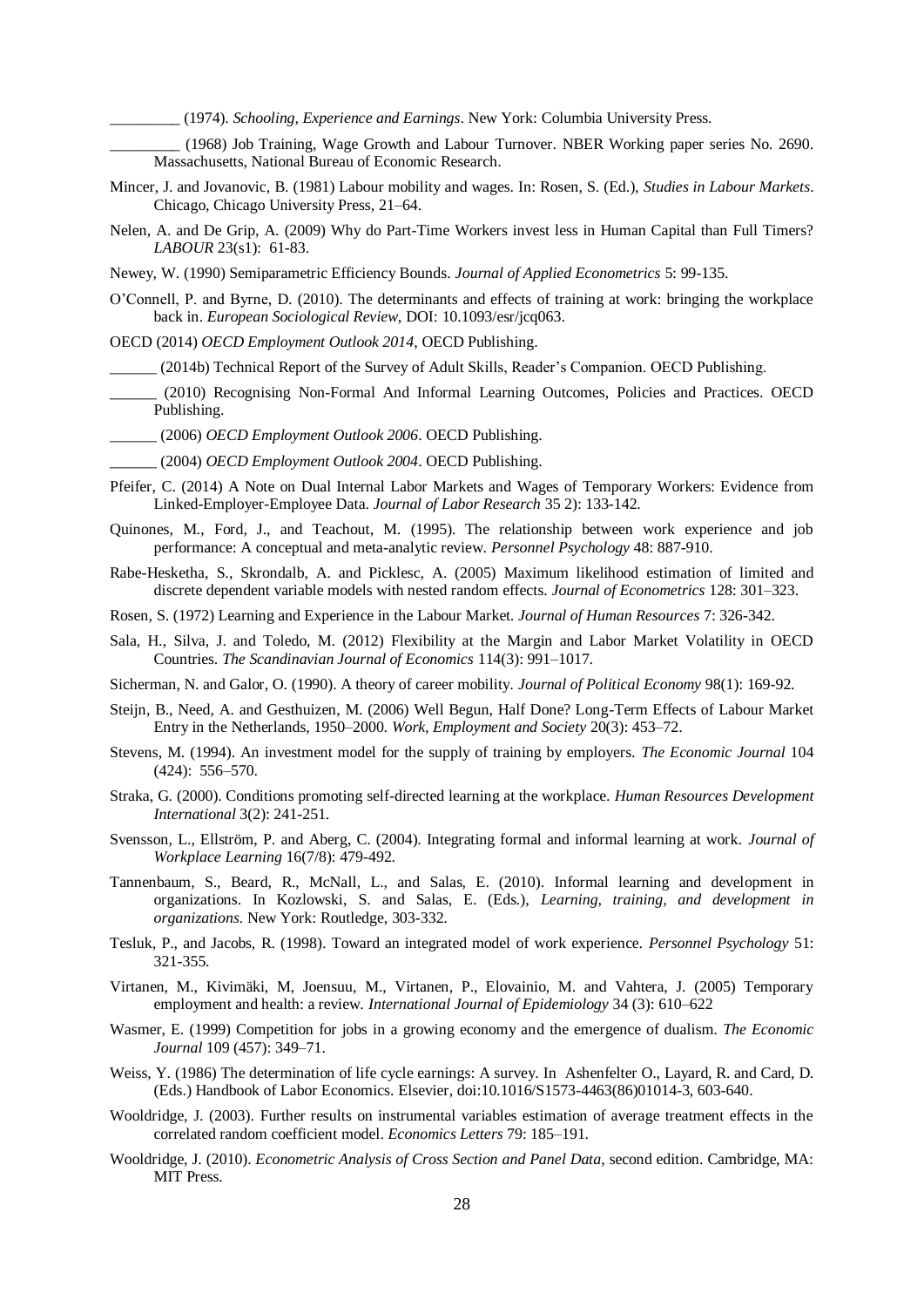_________ (1974). *Schooling, Experience and Earnings*. New York: Columbia University Press.

_________ (1968) Job Training, Wage Growth and Labour Turnover. NBER Working paper series No. 2690. Massachusetts, National Bureau of Economic Research.

Mincer, J. and Jovanovic, B. (1981) Labour mobility and wages. In: Rosen, S. (Ed.), *Studies in Labour Markets*. Chicago, Chicago University Press, 21–64.

Nelen, A. and De Grip, A. (2009) Why do Part-Time Workers invest less in Human Capital than Full Timers? *LABOUR* 23(s1): 61-83.

Newey, W. (1990) Semiparametric Efficiency Bounds. *Journal of Applied Econometrics* 5: 99-135.

O'Connell, P. and Byrne, D. (2010). The determinants and effects of training at work: bringing the workplace back in. *European Sociological Review*, DOI: 10.1093/esr/jcq063.

OECD (2014) *OECD Employment Outlook 2014*, OECD Publishing.

______ (2014b) Technical Report of the Survey of Adult Skills, Reader's Companion. OECD Publishing.

______ (2010) Recognising Non-Formal And Informal Learning Outcomes, Policies and Practices. OECD Publishing.

______ (2006) *OECD Employment Outlook 2006*. OECD Publishing.

______ (2004) *OECD Employment Outlook 2004*. OECD Publishing.

Pfeifer, C. (2014) A Note on Dual Internal Labor Markets and Wages of Temporary Workers: Evidence from Linked-Employer-Employee Data. *Journal of Labor Research* 35 2): 133-142.

Quinones, M., Ford, J., and Teachout, M. (1995). The relationship between work experience and job performance: A conceptual and meta-analytic review. *Personnel Psychology* 48: 887-910.

Rabe-Hesketha, S., Skrondalb, A. and Picklesc, A. (2005) Maximum likelihood estimation of limited and discrete dependent variable models with nested random effects. *Journal of Econometrics* 128: 301–323.

Rosen, S. (1972) Learning and Experience in the Labour Market. *Journal of Human Resources* 7: 326-342.

Sala, H., Silva, J. and Toledo, M. (2012) Flexibility at the Margin and Labor Market Volatility in OECD Countries. *The Scandinavian Journal of Economics* 114(3): 991–1017.

Sicherman, N. and Galor, O. (1990). A theory of career mobility. *Journal of Political Economy* 98(1): 169-92.

Steijn, B., Need, A. and Gesthuizen, M. (2006) Well Begun, Half Done? Long-Term Effects of Labour Market Entry in the Netherlands, 1950–2000. *Work, Employment and Society* 20(3): 453–72.

Stevens, M. (1994). An investment model for the supply of training by employers. *The Economic Journal* 104 (424): 556–570.

Straka, G. (2000). Conditions promoting self-directed learning at the workplace. *Human Resources Development International* 3(2): 241-251.

Svensson, L., Ellström, P. and Aberg, C. (2004). Integrating formal and informal learning at work. *Journal of Workplace Learning* 16(7/8): 479-492.

Tannenbaum, S., Beard, R., McNall, L., and Salas, E. (2010). Informal learning and development in organizations. In Kozlowski, S. and Salas, E. (Eds.), *Learning, training, and development in organizations*. New York: Routledge, 303-332.

Tesluk, P., and Jacobs, R. (1998). Toward an integrated model of work experience. *Personnel Psychology* 51: 321-355.

Virtanen, M., Kivimäki, M, Joensuu, M., Virtanen, P., Elovainio, M. and Vahtera, J. (2005) Temporary employment and health: a review. *International Journal of Epidemiology* 34 (3): 610–622

Wasmer, E. (1999) Competition for jobs in a growing economy and the emergence of dualism. *The Economic Journal* 109 (457): 349–71.

Weiss, Y. (1986) The determination of life cycle earnings: A survey. In Ashenfelter O., Layard, R. and Card, D. (Eds.) Handbook of Labor Economics. Elsevier, doi:10.1016/S1573-4463(86)01014-3, 603-640.

Wooldridge, J. (2003). Further results on instrumental variables estimation of average treatment effects in the correlated random coefficient model. *Economics Letters* 79: 185–191.

Wooldridge, J. (2010). *Econometric Analysis of Cross Section and Panel Data*, second edition. Cambridge, MA: MIT Press.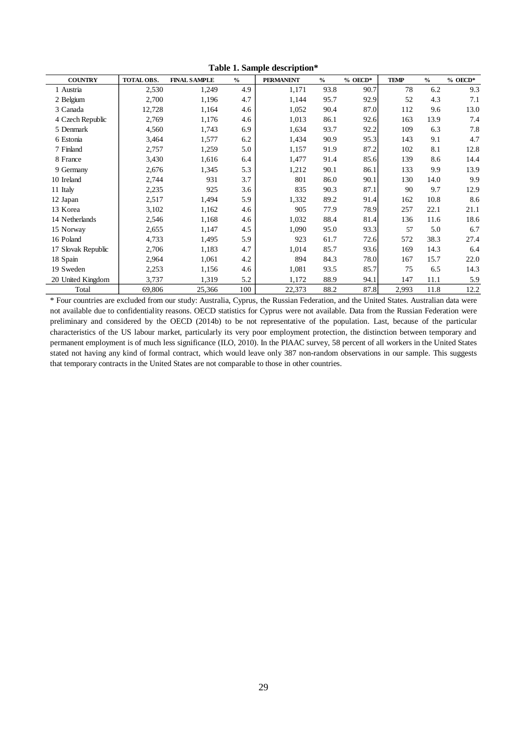**Table 1. Sample description***

| COUNTRY | TOTAL OBS. | FINAL SAMPLE | % | PERMANENT | % | % OECD* | TEMP | % | % OECD* |
|---|---|---|---|---|---|---|---|---|---|
| 1 Austria | 2,530 | 1,249 | 4.9 | 1,171 | 93.8 | 90.7 | 78 | 6.2 | 9.3 |
| 2 Belgium | 2,700 | 1,196 | 4.7 | 1,144 | 95.7 | 92.9 | 52 | 4.3 | 7.1 |
| 3 Canada | 12,728 | 1,164 | 4.6 | 1,052 | 90.4 | 87.0 | 112 | 9.6 | 13.0 |
| 4 Czech Republic | 2,769 | 1,176 | 4.6 | 1,013 | 86.1 | 92.6 | 163 | 13.9 | 7.4 |
| 5 Denmark | 4,560 | 1,743 | 6.9 | 1,634 | 93.7 | 92.2 | 109 | 6.3 | 7.8 |
| 6 Estonia | 3,464 | 1,577 | 6.2 | 1,434 | 90.9 | 95.3 | 143 | 9.1 | 4.7 |
| 7 Finland | 2,757 | 1,259 | 5.0 | 1,157 | 91.9 | 87.2 | 102 | 8.1 | 12.8 |
| 8 France | 3,430 | 1,616 | 6.4 | 1,477 | 91.4 | 85.6 | 139 | 8.6 | 14.4 |
| 9 Germany | 2,676 | 1,345 | 5.3 | 1,212 | 90.1 | 86.1 | 133 | 9.9 | 13.9 |
| 10 Ireland | 2,744 | 931 | 3.7 | 801 | 86.0 | 90.1 | 130 | 14.0 | 9.9 |
| 11 Italy | 2,235 | 925 | 3.6 | 835 | 90.3 | 87.1 | 90 | 9.7 | 12.9 |
| 12 Japan | 2,517 | 1,494 | 5.9 | 1,332 | 89.2 | 91.4 | 162 | 10.8 | 8.6 |
| 13 Korea | 3,102 | 1,162 | 4.6 | 905 | 77.9 | 78.9 | 257 | 22.1 | 21.1 |
| 14 Netherlands | 2,546 | 1,168 | 4.6 | 1,032 | 88.4 | 81.4 | 136 | 11.6 | 18.6 |
| 15 Norway | 2,655 | 1,147 | 4.5 | 1,090 | 95.0 | 93.3 | 57 | 5.0 | 6.7 |
| 16 Poland | 4,733 | 1,495 | 5.9 | 923 | 61.7 | 72.6 | 572 | 38.3 | 27.4 |
| 17 Slovak Republic | 2,706 | 1,183 | 4.7 | 1,014 | 85.7 | 93.6 | 169 | 14.3 | 6.4 |
| 18 Spain | 2,964 | 1,061 | 4.2 | 894 | 84.3 | 78.0 | 167 | 15.7 | 22.0 |
| 19 Sweden | 2,253 | 1,156 | 4.6 | 1,081 | 93.5 | 85.7 | 75 | 6.5 | 14.3 |
| 20 United Kingdom | 3,737 | 1,319 | 5.2 | 1,172 | 88.9 | 94.1 | 147 | 11.1 | 5.9 |
| Total | 69,806 | 25,366 | 100 | 22,373 | 88.2 | 87.8 | 2,993 | 11.8 | 12.2 |

* Four countries are excluded from our study: Australia, Cyprus, the Russian Federation, and the United States. Australian data were not available due to confidentiality reasons. OECD statistics for Cyprus were not available. Data from the Russian Federation were preliminary and considered by the OECD (2014b) to be not representative of the population. Last, because of the particular characteristics of the US labour market, particularly its very poor employment protection, the distinction between temporary and permanent employment is of much less significance (ILO, 2010). In the PIAAC survey, 58 percent of all workers in the United States stated not having any kind of formal contract, which would leave only 387 non-random observations in our sample. This suggests that temporary contracts in the United States are not comparable to those in other countries.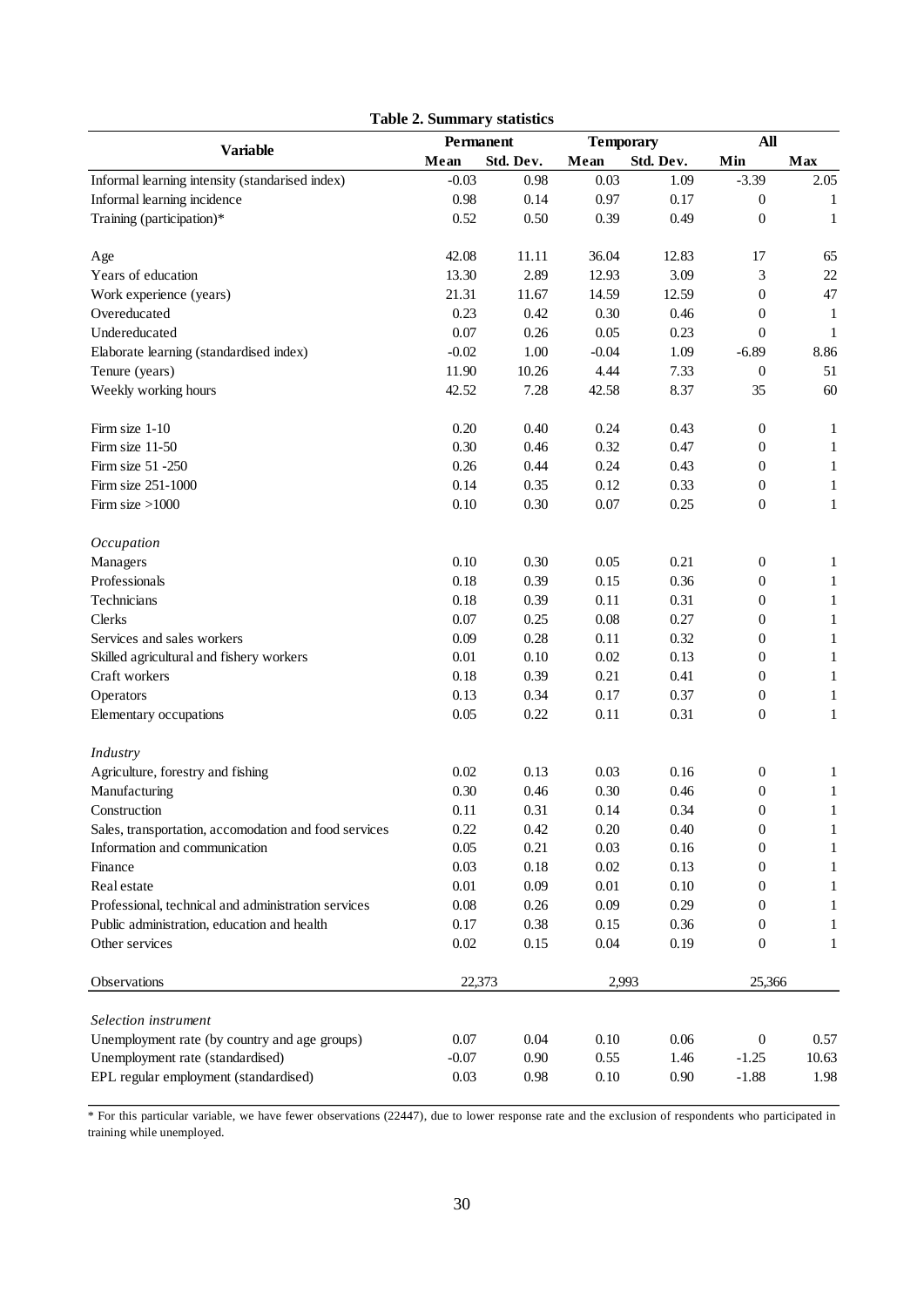**Table 2. Summary statistics**

| Variable | Permanent | | Temporary | | All | |
|---|---|---|---|---|---|---|
| | Mean | Std. Dev. | Mean | Std. Dev. | Min | Max |
| Informal learning intensity (standarised index) | -0.03 | 0.98 | 0.03 | 1.09 | -3.39 | 2.05 |
| Informal learning incidence | 0.98 | 0.14 | 0.97 | 0.17 | 0 | 1 |
| Training (participation)* | 0.52 | 0.50 | 0.39 | 0.49 | 0 | 1 |
| | | | | | | |
| Age | 42.08 | 11.11 | 36.04 | 12.83 | 17 | 65 |
| Years of education | 13.30 | 2.89 | 12.93 | 3.09 | 3 | 22 |
| Work experience (years) | 21.31 | 11.67 | 14.59 | 12.59 | 0 | 47 |
| Overeducated | 0.23 | 0.42 | 0.30 | 0.46 | 0 | 1 |
| Undereducated | 0.07 | 0.26 | 0.05 | 0.23 | 0 | 1 |
| Elaborate learning (standardised index) | -0.02 | 1.00 | -0.04 | 1.09 | -6.89 | 8.86 |
| Tenure (years) | 11.90 | 10.26 | 4.44 | 7.33 | 0 | 51 |
| Weekly working hours | 42.52 | 7.28 | 42.58 | 8.37 | 35 | 60 |
| | | | | | | |
| Firm size 1-10 | 0.20 | 0.40 | 0.24 | 0.43 | 0 | 1 |
| Firm size 11-50 | 0.30 | 0.46 | 0.32 | 0.47 | 0 | 1 |
| Firm size 51 -250 | 0.26 | 0.44 | 0.24 | 0.43 | 0 | 1 |
| Firm size 251-1000 | 0.14 | 0.35 | 0.12 | 0.33 | 0 | 1 |
| Firm size >1000 | 0.10 | 0.30 | 0.07 | 0.25 | 0 | 1 |
| | | | | | | |
| *Occupation* | | | | | | |
| Managers | 0.10 | 0.30 | 0.05 | 0.21 | 0 | 1 |
| Professionals | 0.18 | 0.39 | 0.15 | 0.36 | 0 | 1 |
| Technicians | 0.18 | 0.39 | 0.11 | 0.31 | 0 | 1 |
| Clerks | 0.07 | 0.25 | 0.08 | 0.27 | 0 | 1 |
| Services and sales workers | 0.09 | 0.28 | 0.11 | 0.32 | 0 | 1 |
| Skilled agricultural and fishery workers | 0.01 | 0.10 | 0.02 | 0.13 | 0 | 1 |
| Craft workers | 0.18 | 0.39 | 0.21 | 0.41 | 0 | 1 |
| Operators | 0.13 | 0.34 | 0.17 | 0.37 | 0 | 1 |
| Elementary occupations | 0.05 | 0.22 | 0.11 | 0.31 | 0 | 1 |
| | | | | | | |
| *Industry* | | | | | | |
| Agriculture, forestry and fishing | 0.02 | 0.13 | 0.03 | 0.16 | 0 | 1 |
| Manufacturing | 0.30 | 0.46 | 0.30 | 0.46 | 0 | 1 |
| Construction | 0.11 | 0.31 | 0.14 | 0.34 | 0 | 1 |
| Sales, transportation, accomodation and food services | 0.22 | 0.42 | 0.20 | 0.40 | 0 | 1 |
| Information and communication | 0.05 | 0.21 | 0.03 | 0.16 | 0 | 1 |
| Finance | 0.03 | 0.18 | 0.02 | 0.13 | 0 | 1 |
| Real estate | 0.01 | 0.09 | 0.01 | 0.10 | 0 | 1 |
| Professional, technical and administration services | 0.08 | 0.26 | 0.09 | 0.29 | 0 | 1 |
| Public administration, education and health | 0.17 | 0.38 | 0.15 | 0.36 | 0 | 1 |
| Other services | 0.02 | 0.15 | 0.04 | 0.19 | 0 | 1 |
| | | | | | | |
| Observations | 22,373 | | 2,993 | | 25,366 | |
| | | | | | | |
| *Selection instrument* | | | | | | |
| Unemployment rate (by country and age groups) | 0.07 | 0.04 | 0.10 | 0.06 | 0 | 0.57 |
| Unemployment rate (standardised) | -0.07 | 0.90 | 0.55 | 1.46 | -1.25 | 10.63 |
| EPL regular employment (standardised) | 0.03 | 0.98 | 0.10 | 0.90 | -1.88 | 1.98 |

* For this particular variable, we have fewer observations (22447), due to lower response rate and the exclusion of respondents who participated in training while unemployed.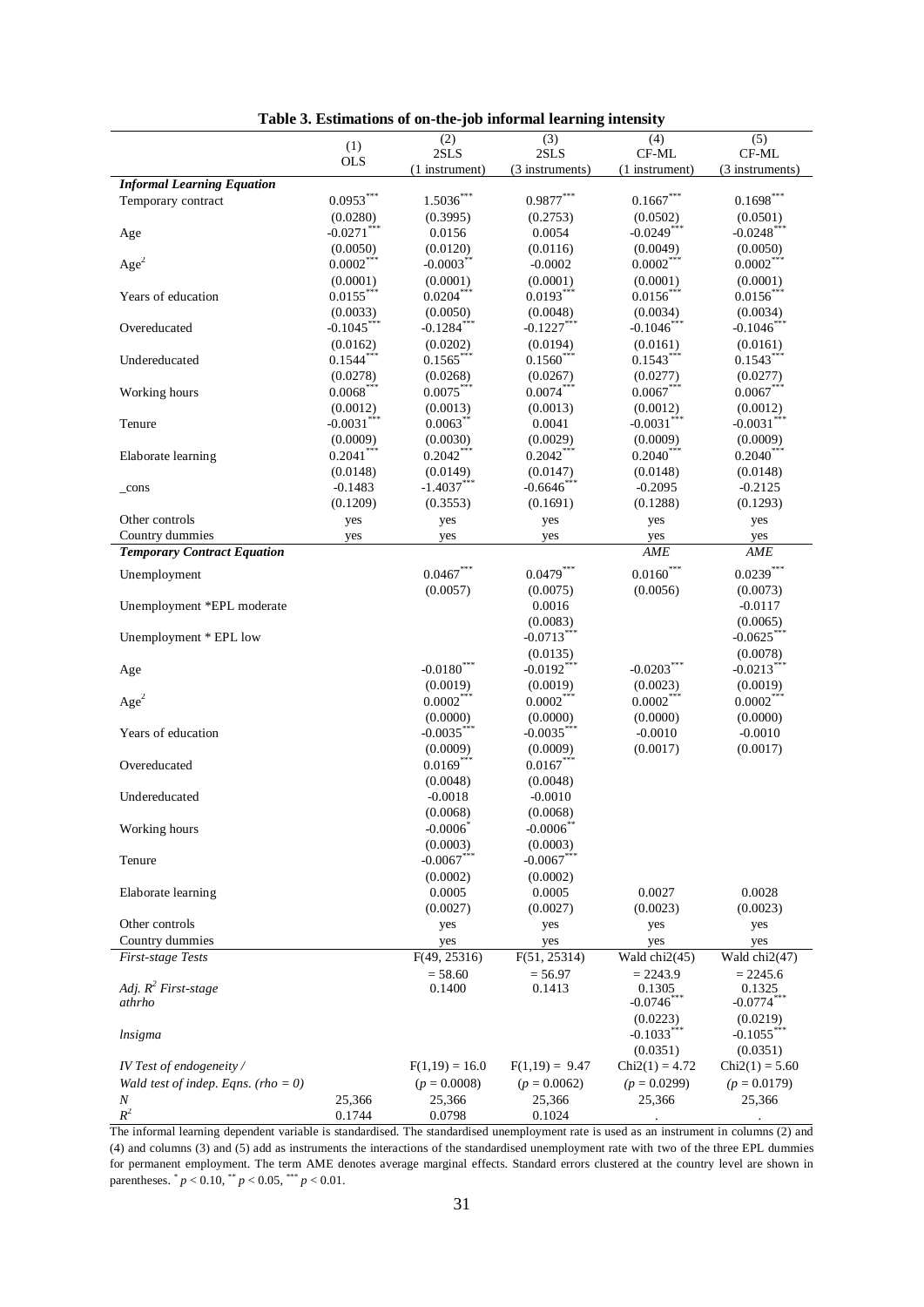**Table 3. Estimations of on-the-job informal learning intensity**

| | (1) OLS | (2) 2SLS (1 instrument) | (3) 2SLS (3 instruments) | (4) CF-ML (1 instrument) | (5) CF-ML (3 instruments) |
|---|---|---|---|---|---|
| ***Informal Learning Equation*** | | | | | |
| Temporary contract | 0.0953*** | 1.5036*** | 0.9877*** | 0.1667*** | 0.1698*** |
| | (0.0280) | (0.3995) | (0.2753) | (0.0502) | (0.0501) |
| Age | -0.0271*** | 0.0156 | 0.0054 | -0.0249*** | -0.0248*** |
| | (0.0050) | (0.0120) | (0.0116) | (0.0049) | (0.0050) |
| Age$^2$ | 0.0002*** | -0.0003** | -0.0002 | 0.0002*** | 0.0002*** |
| | (0.0001) | (0.0001) | (0.0001) | (0.0001) | (0.0001) |
| Years of education | 0.0155*** | 0.0204*** | 0.0193*** | 0.0156*** | 0.0156*** |
| | (0.0033) | (0.0050) | (0.0048) | (0.0034) | (0.0034) |
| Overeducated | -0.1045*** | -0.1284*** | -0.1227*** | -0.1046*** | -0.1046*** |
| | (0.0162) | (0.0202) | (0.0194) | (0.0161) | (0.0161) |
| Undereducated | 0.1544*** | 0.1565*** | 0.1560*** | 0.1543*** | 0.1543*** |
| | (0.0278) | (0.0268) | (0.0267) | (0.0277) | (0.0277) |
| Working hours | 0.0068*** | 0.0075*** | 0.0074*** | 0.0067*** | 0.0067*** |
| | (0.0012) | (0.0013) | (0.0013) | (0.0012) | (0.0012) |
| Tenure | -0.0031*** | 0.0063** | 0.0041 | -0.0031*** | -0.0031*** |
| | (0.0009) | (0.0030) | (0.0029) | (0.0009) | (0.0009) |
| Elaborate learning | 0.2041*** | 0.2042*** | 0.2042*** | 0.2040*** | 0.2040*** |
| | (0.0148) | (0.0149) | (0.0147) | (0.0148) | (0.0148) |
| _cons | -0.1483 | -1.4037*** | -0.6646*** | -0.2095 | -0.2125 |
| | (0.1209) | (0.3553) | (0.1691) | (0.1288) | (0.1293) |
| Other controls | yes | yes | yes | yes | yes |
| Country dummies | yes | yes | yes | yes | yes |
| ***Temporary Contract Equation*** | | | | *AME* | *AME* |
| Unemployment | | 0.0467*** | 0.0479*** | 0.0160*** | 0.0239*** |
| | | (0.0057) | (0.0075) | (0.0056) | (0.0073) |
| Unemployment *EPL moderate | | | 0.0016 | | -0.0117 |
| | | | (0.0083) | | (0.0065) |
| Unemployment * EPL low | | | -0.0713*** | | -0.0625*** |
| | | | (0.0135) | | (0.0078) |
| Age | | -0.0180*** | -0.0192*** | -0.0203*** | -0.0213*** |
| | | (0.0019) | (0.0019) | (0.0023) | (0.0019) |
| Age$^2$ | | 0.0002*** | 0.0002*** | 0.0002*** | 0.0002*** |
| | | (0.0000) | (0.0000) | (0.0000) | (0.0000) |
| Years of education | | -0.0035*** | -0.0035*** | -0.0010 | -0.0010 |
| | | (0.0009) | (0.0009) | (0.0017) | (0.0017) |
| Overeducated | | 0.0169*** | 0.0167*** | | |
| | | (0.0048) | (0.0048) | | |
| Undereducated | | -0.0018 | -0.0010 | | |
| | | (0.0068) | (0.0068) | | |
| Working hours | | -0.0006* | -0.0006** | | |
| | | (0.0003) | (0.0003) | | |
| Tenure | | -0.0067*** | -0.0067*** | | |
| | | (0.0002) | (0.0002) | | |
| Elaborate learning | | 0.0005 | 0.0005 | 0.0027 | 0.0028 |
| | | (0.0027) | (0.0027) | (0.0023) | (0.0023) |
| Other controls | | yes | yes | yes | yes |
| Country dummies | | yes | yes | yes | yes |
| *First-stage Tests* | | F(49, 25316) | F(51, 25314) | Wald chi2(45) | Wald chi2(47) |
| | | = 58.60 | = 56.97 | = 2243.9 | = 2245.6 |
| *Adj. $R^2$ First-stage* | | 0.1400 | 0.1413 | 0.1305 | 0.1325 |
| *athrho* | | | | -0.0746*** | -0.0774*** |
| | | | | (0.0223) | (0.0219) |
| *lnsigma* | | | | -0.1033*** | -0.1055*** |
| | | | | (0.0351) | (0.0351) |
| *IV Test of endogeneity /* | | F(1,19) = 16.0 | F(1,19) = 9.47 | Chi2(1) = 4.72 | Chi2(1) = 5.60 |
| *Wald test of indep. Eqns. (rho = 0)* | | ($p$ = 0.0008) | ($p$ = 0.0062) | ($p$ = 0.0299) | ($p$ = 0.0179) |
| *N* | 25,366 | 25,366 | 25,366 | 25,366 | 25,366 |
| $R^2$ | 0.1744 | 0.0798 | 0.1024 | . | . |

The informal learning dependent variable is standardised. The standardised unemployment rate is used as an instrument in columns (2) and (4) and columns (3) and (5) add as instruments the interactions of the standardised unemployment rate with two of the three EPL dummies for permanent employment. The term AME denotes average marginal effects. Standard errors clustered at the country level are shown in parentheses. * $p < 0.10$, ** $p < 0.05$, *** $p < 0.01$.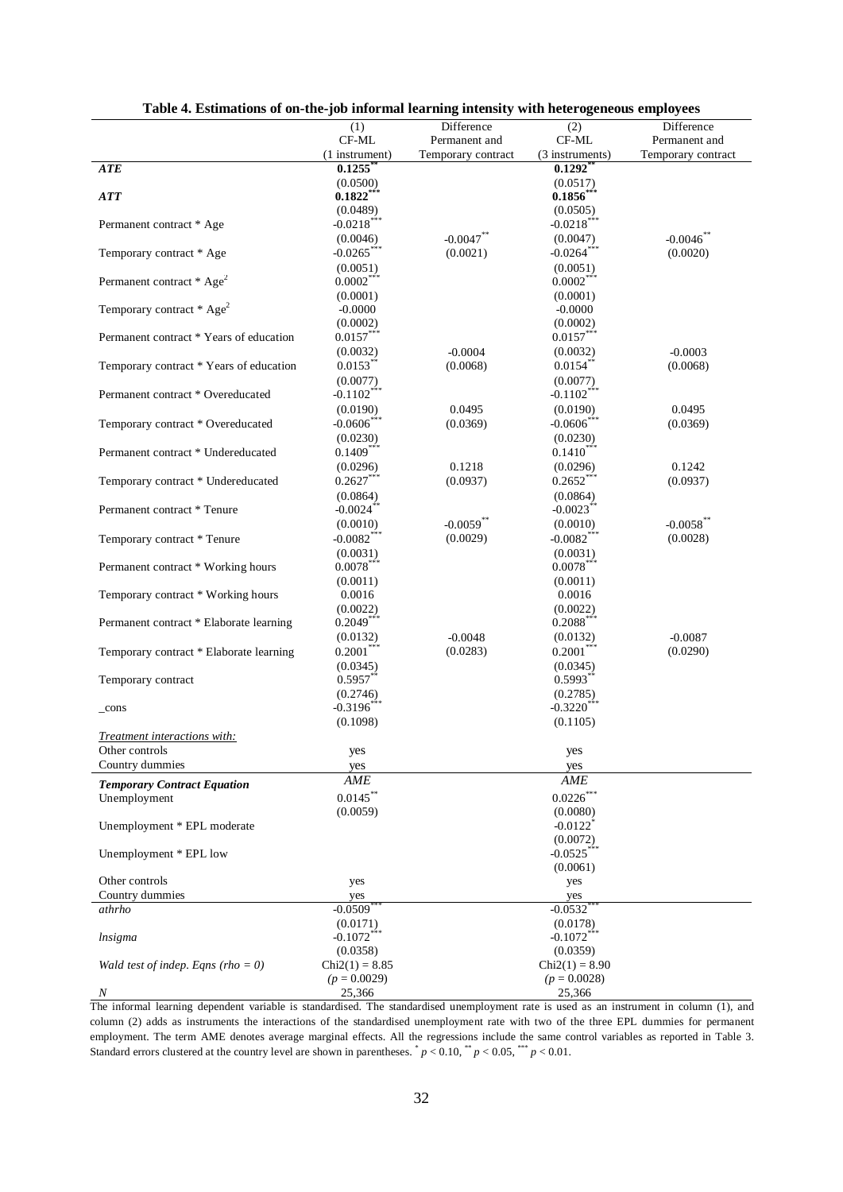**Table 4. Estimations of on-the-job informal learning intensity with heterogeneous employees**

| | (1) CF-ML (1 instrument) | Difference Permanent and Temporary contract | (2) CF-ML (3 instruments) | Difference Permanent and Temporary contract |
|---|---|---|---|---|
| ***ATE*** | **0.1255**** | | **0.1292**** | |
| | (0.0500) | | (0.0517) | |
| ***ATT*** | **0.1822***** | | **0.1856***** | |
| | (0.0489) | | (0.0505) | |
| Permanent contract * Age | -0.0218*** | | -0.0218*** | |
| | (0.0046) | -0.0047** | (0.0047) | -0.0046** |
| Temporary contract * Age | -0.0265*** | (0.0021) | -0.0264*** | (0.0020) |
| | (0.0051) | | (0.0051) | |
| Permanent contract * Age$^2$ | 0.0002*** | | 0.0002*** | |
| | (0.0001) | | (0.0001) | |
| Temporary contract * Age$^2$ | -0.0000 | | -0.0000 | |
| | (0.0002) | | (0.0002) | |
| Permanent contract * Years of education | 0.0157*** | | 0.0157*** | |
| | (0.0032) | -0.0004 | (0.0032) | -0.0003 |
| Temporary contract * Years of education | 0.0153** | (0.0068) | 0.0154** | (0.0068) |
| | (0.0077) | | (0.0077) | |
| Permanent contract * Overeducated | -0.1102*** | | -0.1102*** | |
| | (0.0190) | 0.0495 | (0.0190) | 0.0495 |
| Temporary contract * Overeducated | -0.0606*** | (0.0369) | -0.0606*** | (0.0369) |
| | (0.0230) | | (0.0230) | |
| Permanent contract * Undereducated | 0.1409*** | | 0.1410*** | |
| | (0.0296) | 0.1218 | (0.0296) | 0.1242 |
| Temporary contract * Undereducated | 0.2627*** | (0.0937) | 0.2652*** | (0.0937) |
| | (0.0864) | | (0.0864) | |
| Permanent contract * Tenure | -0.0024** | | -0.0023** | |
| | (0.0010) | -0.0059** | (0.0010) | -0.0058** |
| Temporary contract * Tenure | -0.0082*** | (0.0029) | -0.0082*** | (0.0028) |
| | (0.0031) | | (0.0031) | |
| Permanent contract * Working hours | 0.0078*** | | 0.0078*** | |
| | (0.0011) | | (0.0011) | |
| Temporary contract * Working hours | 0.0016 | | 0.0016 | |
| | (0.0022) | | (0.0022) | |
| Permanent contract * Elaborate learning | 0.2049*** | | 0.2088*** | |
| | (0.0132) | -0.0048 | (0.0132) | -0.0087 |
| Temporary contract * Elaborate learning | 0.2001*** | (0.0283) | 0.2001*** | (0.0290) |
| | (0.0345) | | (0.0345) | |
| Temporary contract | 0.5957** | | 0.5993** | |
| | (0.2746) | | (0.2785) | |
| _cons | -0.3196*** | | -0.3220*** | |
| | (0.1098) | | (0.1105) | |
| *Treatment interactions with:* | | | | |
| Other controls | yes | | yes | |
| Country dummies | yes | | yes | |
| ***Temporary Contract Equation*** | *AME* | | *AME* | |
| Unemployment | 0.0145** | | 0.0226*** | |
| | (0.0059) | | (0.0080) | |
| Unemployment * EPL moderate | | | -0.0122* | |
| | | | (0.0072) | |
| Unemployment * EPL low | | | -0.0525*** | |
| | | | (0.0061) | |
| Other controls | yes | | yes | |
| Country dummies | yes | | yes | |
| *athrho* | -0.0509*** | | -0.0532*** | |
| | (0.0171) | | (0.0178) | |
| *lnsigma* | -0.1072*** | | -0.1072*** | |
| | (0.0358) | | (0.0359) | |
| *Wald test of indep. Eqns (rho = 0)* | Chi2(1) = 8.85 | | Chi2(1) = 8.90 | |
| | (*p* = 0.0029) | | (*p* = 0.0028) | |
| *N* | 25,366 | | 25,366 | |

The informal learning dependent variable is standardised. The standardised unemployment rate is used as an instrument in column (1), and column (2) adds as instruments the interactions of the standardised unemployment rate with two of the three EPL dummies for permanent employment. The term AME denotes average marginal effects. All the regressions include the same control variables as reported in Table 3. Standard errors clustered at the country level are shown in parentheses. * $p < 0.10$, ** $p < 0.05$, *** $p < 0.01$.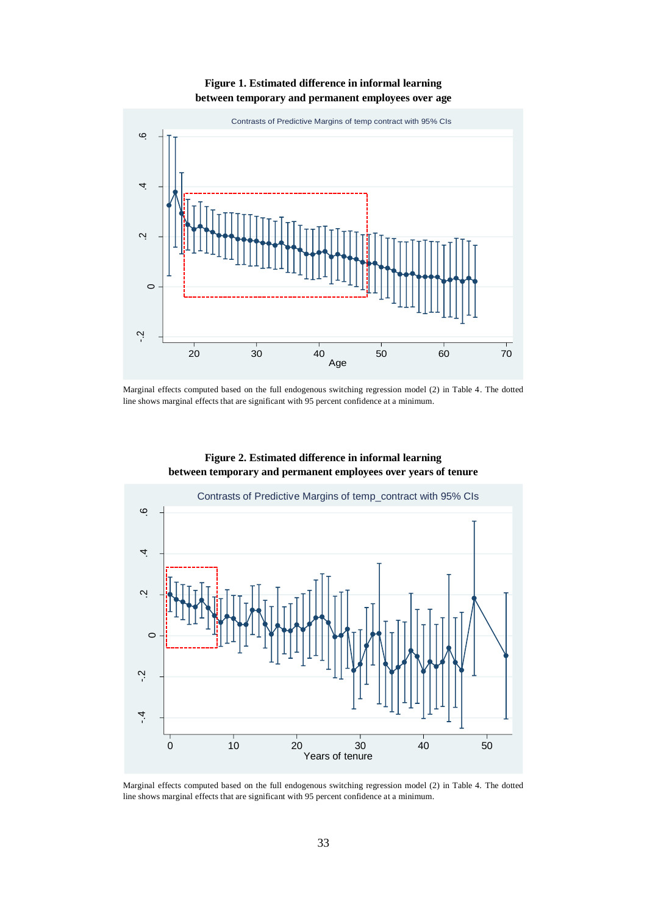**Figure 1. Estimated difference in informal learning between temporary and permanent employees over age**

Marginal effects computed based on the full endogenous switching regression model (2) in Table 4. The dotted line shows marginal effects that are significant with 95 percent confidence at a minimum.

**Figure 2. Estimated difference in informal learning between temporary and permanent employees over years of tenure**

Marginal effects computed based on the full endogenous switching regression model (2) in Table 4. The dotted line shows marginal effects that are significant with 95 percent confidence at a minimum.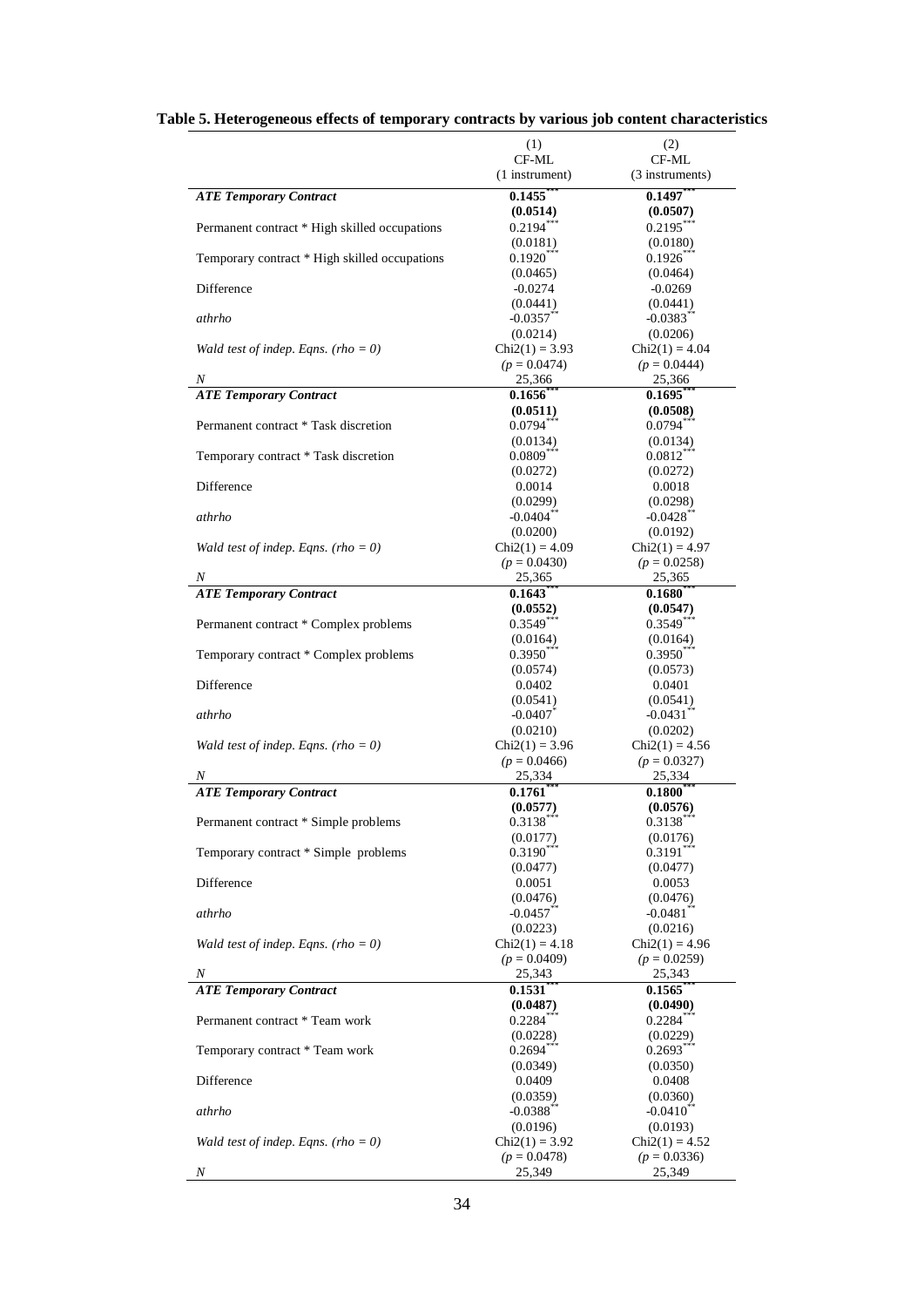**Table 5. Heterogeneous effects of temporary contracts by various job content characteristics**

| | (1) CF-ML (1 instrument) | (2) CF-ML (3 instruments) |
|---|---|---|
| ***ATE Temporary Contract*** | **0.1455*****| **0.1497***** |
| | **(0.0514)** | **(0.0507)** |
| Permanent contract * High skilled occupations | 0.2194*** | 0.2195*** |
| | (0.0181) | (0.0180) |
| Temporary contract * High skilled occupations | 0.1920*** | 0.1926*** |
| | (0.0465) | (0.0464) |
| Difference | -0.0274 | -0.0269 |
| | (0.0441) | (0.0441) |
| *athrho* | -0.0357** | -0.0383** |
| | (0.0214) | (0.0206) |
| *Wald test of indep. Eqns. (rho = 0)* | Chi2(1) = 3.93 | Chi2(1) = 4.04 |
| | (*p* = 0.0474) | (*p* = 0.0444) |
| *N* | 25,366 | 25,366 |
| ***ATE Temporary Contract*** | **0.1656***** | **0.1695***** |
| | **(0.0511)** | **(0.0508)** |
| Permanent contract * Task discretion | 0.0794*** | 0.0794*** |
| | (0.0134) | (0.0134) |
| Temporary contract * Task discretion | 0.0809*** | 0.0812*** |
| | (0.0272) | (0.0272) |
| Difference | 0.0014 | 0.0018 |
| | (0.0299) | (0.0298) |
| *athrho* | -0.0404** | -0.0428** |
| | (0.0200) | (0.0192) |
| *Wald test of indep. Eqns. (rho = 0)* | Chi2(1) = 4.09 | Chi2(1) = 4.97 |
| | (*p* = 0.0430) | (*p* = 0.0258) |
| *N* | 25,365 | 25,365 |
| ***ATE Temporary Contract*** | **0.1643***** | **0.1680***** |
| | **(0.0552)** | **(0.0547)** |
| Permanent contract * Complex problems | 0.3549*** | 0.3549*** |
| | (0.0164) | (0.0164) |
| Temporary contract * Complex problems | 0.3950*** | 0.3950*** |
| | (0.0574) | (0.0573) |
| Difference | 0.0402 | 0.0401 |
| | (0.0541) | (0.0541) |
| *athrho* | -0.0407* | -0.0431** |
| | (0.0210) | (0.0202) |
| *Wald test of indep. Eqns. (rho = 0)* | Chi2(1) = 3.96 | Chi2(1) = 4.56 |
| | (*p* = 0.0466) | (*p* = 0.0327) |
| *N* | 25,334 | 25,334 |
| ***ATE Temporary Contract*** | **0.1761***** | **0.1800***** |
| | **(0.0577)** | **(0.0576)** |
| Permanent contract * Simple problems | 0.3138*** | 0.3138*** |
| | (0.0177) | (0.0176) |
| Temporary contract * Simple problems | 0.3190*** | 0.3191*** |
| | (0.0477) | (0.0477) |
| Difference | 0.0051 | 0.0053 |
| | (0.0476) | (0.0476) |
| *athrho* | -0.0457** | -0.0481** |
| | (0.0223) | (0.0216) |
| *Wald test of indep. Eqns. (rho = 0)* | Chi2(1) = 4.18 | Chi2(1) = 4.96 |
| | (*p* = 0.0409) | (*p* = 0.0259) |
| *N* | 25,343 | 25,343 |
| ***ATE Temporary Contract*** | **0.1531***** | **0.1565***** |
| | **(0.0487)** | **(0.0490)** |
| Permanent contract * Team work | 0.2284*** | 0.2284*** |
| | (0.0228) | (0.0229) |
| Temporary contract * Team work | 0.2694*** | 0.2693*** |
| | (0.0349) | (0.0350) |
| Difference | 0.0409 | 0.0408 |
| | (0.0359) | (0.0360) |
| *athrho* | -0.0388** | -0.0410** |
| | (0.0196) | (0.0193) |
| *Wald test of indep. Eqns. (rho = 0)* | Chi2(1) = 3.92 | Chi2(1) = 4.52 |
| | (*p* = 0.0478) | (*p* = 0.0336) |
| *N* | 25,349 | 25,349 |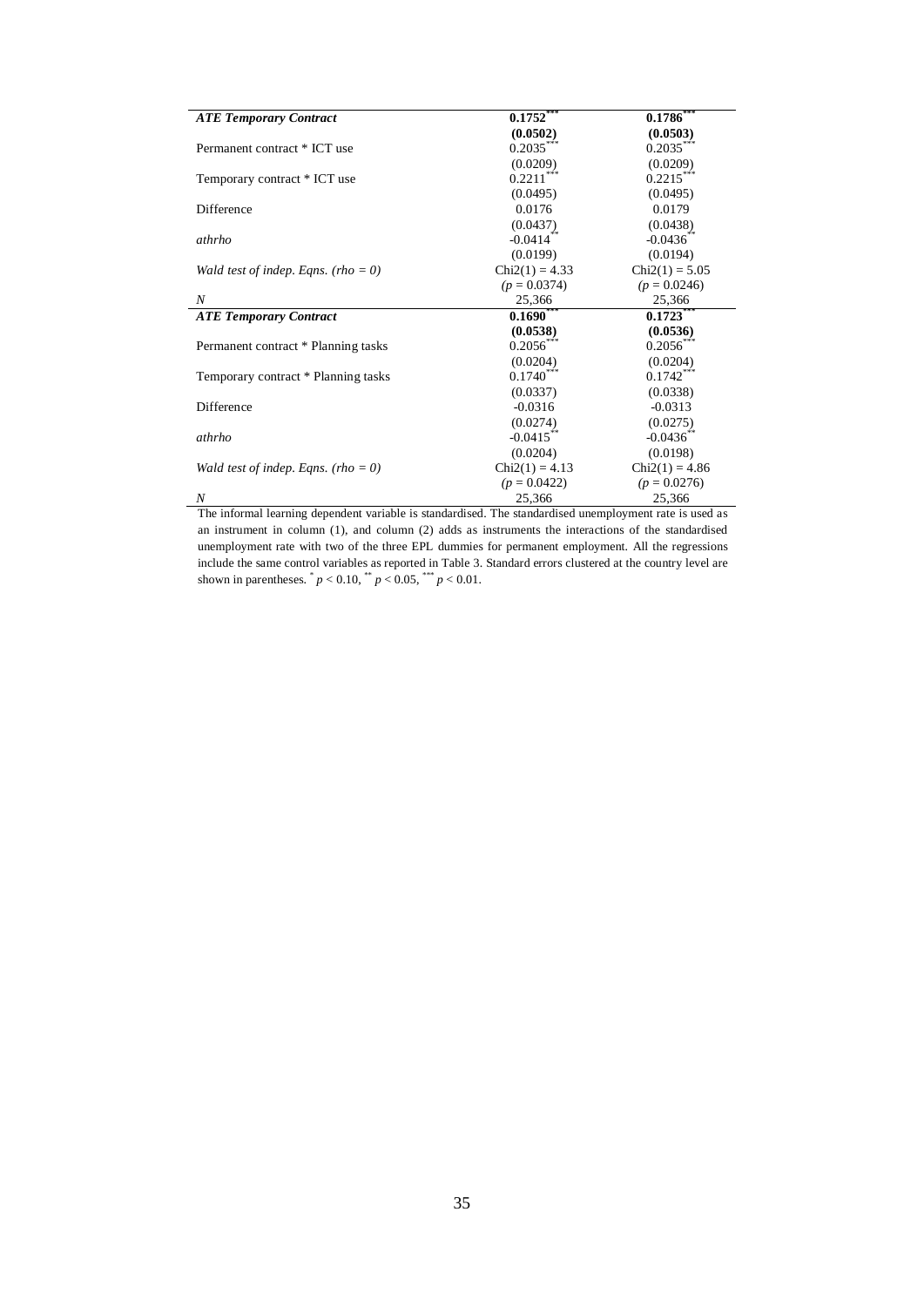| | | |
|---|---|---|
| ***ATE Temporary Contract*** | **0.1752*** ** | **0.1786*** ** |
| | **(0.0502)** | **(0.0503)** |
| Permanent contract * ICT use | 0.2035*** | 0.2035*** |
| | (0.0209) | (0.0209) |
| Temporary contract * ICT use | 0.2211*** | 0.2215*** |
| | (0.0495) | (0.0495) |
| Difference | 0.0176 | 0.0179 |
| | (0.0437) | (0.0438) |
| *athrho* | -0.0414** | -0.0436** |
| | (0.0199) | (0.0194) |
| *Wald test of indep. Eqns. (rho = 0)* | Chi2(1) = 4.33 | Chi2(1) = 5.05 |
| | ($p$ = 0.0374) | ($p$ = 0.0246) |
| *N* | 25,366 | 25,366 |
| ***ATE Temporary Contract*** | **0.1690*** ** | **0.1723*** ** |
| | **(0.0538)** | **(0.0536)** |
| Permanent contract * Planning tasks | 0.2056*** | 0.2056*** |
| | (0.0204) | (0.0204) |
| Temporary contract * Planning tasks | 0.1740*** | 0.1742*** |
| | (0.0337) | (0.0338) |
| Difference | -0.0316 | -0.0313 |
| | (0.0274) | (0.0275) |
| *athrho* | -0.0415** | -0.0436** |
| | (0.0204) | (0.0198) |
| *Wald test of indep. Eqns. (rho = 0)* | Chi2(1) = 4.13 | Chi2(1) = 4.86 |
| | ($p$ = 0.0422) | ($p$ = 0.0276) |
| *N* | 25,366 | 25,366 |

The informal learning dependent variable is standardised. The standardised unemployment rate is used as an instrument in column (1), and column (2) adds as instruments the interactions of the standardised unemployment rate with two of the three EPL dummies for permanent employment. All the regressions include the same control variables as reported in Table 3. Standard errors clustered at the country level are shown in parentheses. * $p < 0.10$, ** $p < 0.05$, *** $p < 0.01$.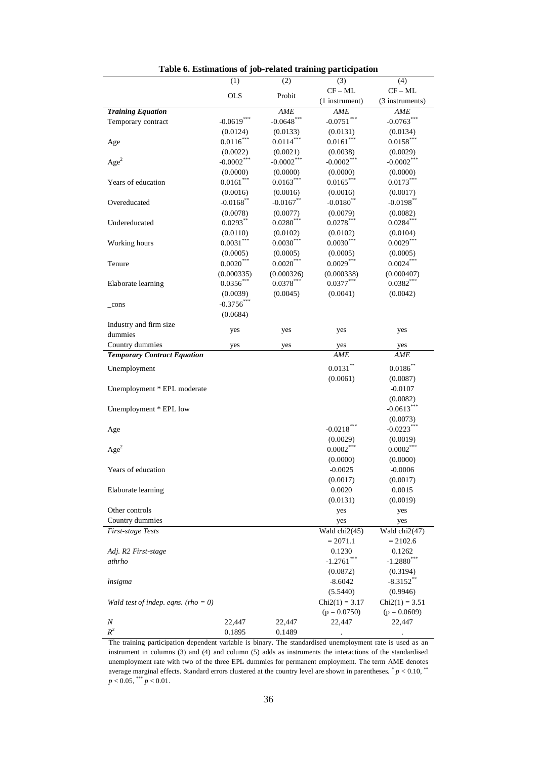**Table 6. Estimations of job-related training participation**

| | (1) | (2) | (3) | (4) |
|---|---|---|---|---|
| | OLS | Probit | CF – ML (1 instrument) | CF – ML (3 instruments) |
| ***Training Equation*** | | *AME* | *AME* | *AME* |
| Temporary contract | $-0.0619^{***}$ | $-0.0648^{***}$ | $-0.0751^{***}$ | $-0.0763^{***}$ |
| | (0.0124) | (0.0133) | (0.0131) | (0.0134) |
| Age | $0.0116^{***}$ | $0.0114^{***}$ | $0.0161^{***}$ | $0.0158^{***}$ |
| | (0.0022) | (0.0021) | (0.0038) | (0.0029) |
| $Age^2$ | $-0.0002^{***}$ | $-0.0002^{***}$ | $-0.0002^{***}$ | $-0.0002^{***}$ |
| | (0.0000) | (0.0000) | (0.0000) | (0.0000) |
| Years of education | $0.0161^{***}$ | $0.0163^{***}$ | $0.0165^{***}$ | $0.0173^{***}$ |
| | (0.0016) | (0.0016) | (0.0016) | (0.0017) |
| Overeducated | $-0.0168^{**}$ | $-0.0167^{**}$ | $-0.0180^{**}$ | $-0.0198^{**}$ |
| | (0.0078) | (0.0077) | (0.0079) | (0.0082) |
| Undereducated | $0.0293^{**}$ | $0.0280^{***}$ | $0.0278^{***}$ | $0.0284^{***}$ |
| | (0.0110) | (0.0102) | (0.0102) | (0.0104) |
| Working hours | $0.0031^{***}$ | $0.0030^{***}$ | $0.0030^{***}$ | $0.0029^{***}$ |
| | (0.0005) | (0.0005) | (0.0005) | (0.0005) |
| Tenure | $0.0020^{***}$ | $0.0020^{***}$ | $0.0029^{***}$ | $0.0024^{***}$ |
| | (0.000335) | (0.000326) | (0.000338) | (0.000407) |
| Elaborate learning | $0.0356^{***}$ | $0.0378^{***}$ | $0.0377^{***}$ | $0.0382^{***}$ |
| | (0.0039) | (0.0045) | (0.0041) | (0.0042) |
| _cons | $-0.3756^{***}$ | | | |
| | (0.0684) | | | |
| Industry and firm size dummies | yes | yes | yes | yes |
| Country dummies | yes | yes | yes | yes |
| ***Temporary Contract Equation*** | | | *AME* | *AME* |
| Unemployment | | | $0.0131^{**}$ | $0.0186^{**}$ |
| | | | (0.0061) | (0.0087) |
| Unemployment * EPL moderate | | | | -0.0107 |
| | | | | (0.0082) |
| Unemployment * EPL low | | | | $-0.0613^{***}$ |
| | | | | (0.0073) |
| Age | | | $-0.0218^{***}$ | $-0.0223^{***}$ |
| | | | (0.0029) | (0.0019) |
| $Age^2$ | | | $0.0002^{***}$ | $0.0002^{***}$ |
| | | | (0.0000) | (0.0000) |
| Years of education | | | -0.0025 | -0.0006 |
| | | | (0.0017) | (0.0017) |
| Elaborate learning | | | 0.0020 | 0.0015 |
| | | | (0.0131) | (0.0019) |
| Other controls | | | yes | yes |
| Country dummies | | | yes | yes |
| *First-stage Tests* | | | Wald chi2(45) = 2071.1 | Wald chi2(47) = 2102.6 |
| *Adj. R2 First-stage* | | | 0.1230 | 0.1262 |
| *athrho* | | | $-1.2761^{***}$ | $-1.2880^{***}$ |
| | | | (0.0872) | (0.3194) |
| *lnsigma* | | | -8.6042 | $-8.3152^{**}$ |
| | | | (5.5440) | (0.9946) |
| *Wald test of indep. eqns. (rho = 0)* | | | Chi2(1) = 3.17 | Chi2(1) = 3.51 |
| | | | (p = 0.0750) | (p = 0.0609) |
| *N* | 22,447 | 22,447 | 22,447 | 22,447 |
| $R^2$ | 0.1895 | 0.1489 | . | . |

The training participation dependent variable is binary. The standardised unemployment rate is used as an instrument in columns (3) and (4) and column (5) adds as instruments the interactions of the standardised unemployment rate with two of the three EPL dummies for permanent employment. The term AME denotes average marginal effects. Standard errors clustered at the country level are shown in parentheses. $^{*}$ $p < 0.10$, $^{**}$ $p < 0.05$, $^{***}$ $p < 0.01$.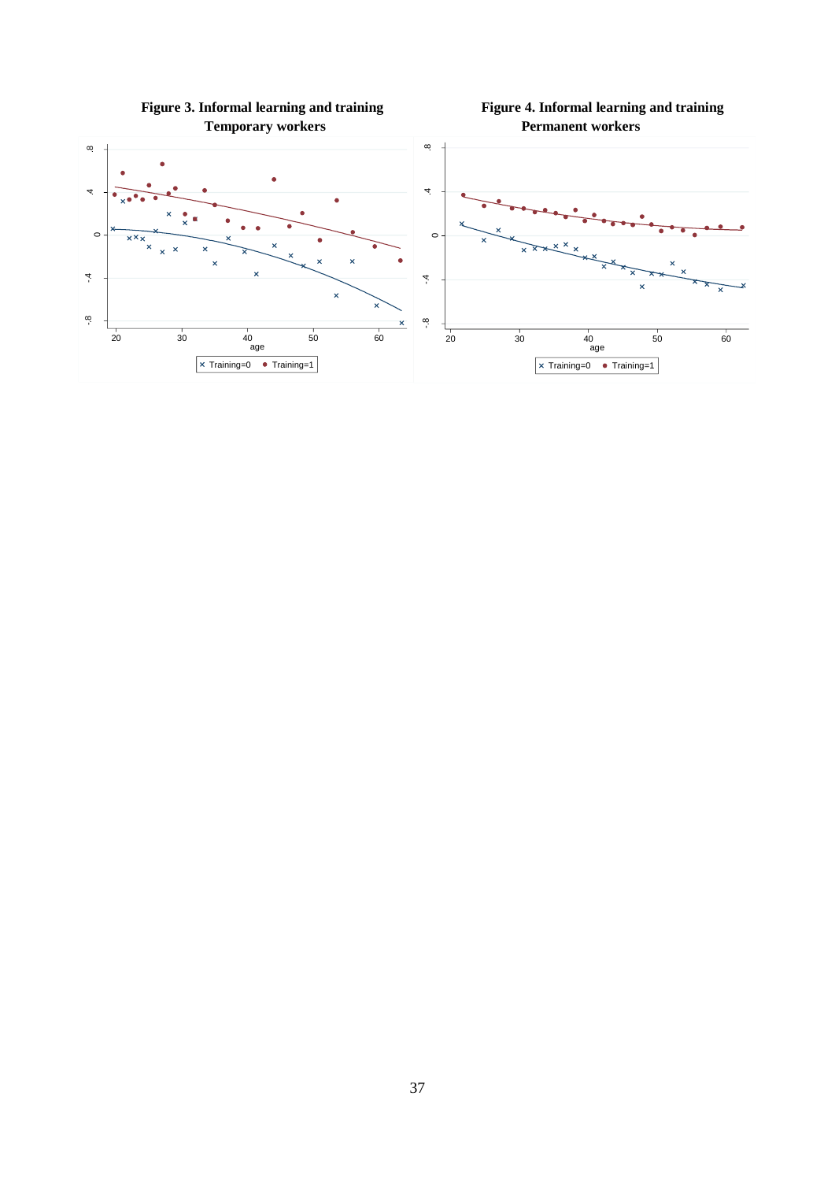**Figure 3. Informal learning and training**
**Temporary workers**

**Figure 4. Informal learning and training**
**Permanent workers**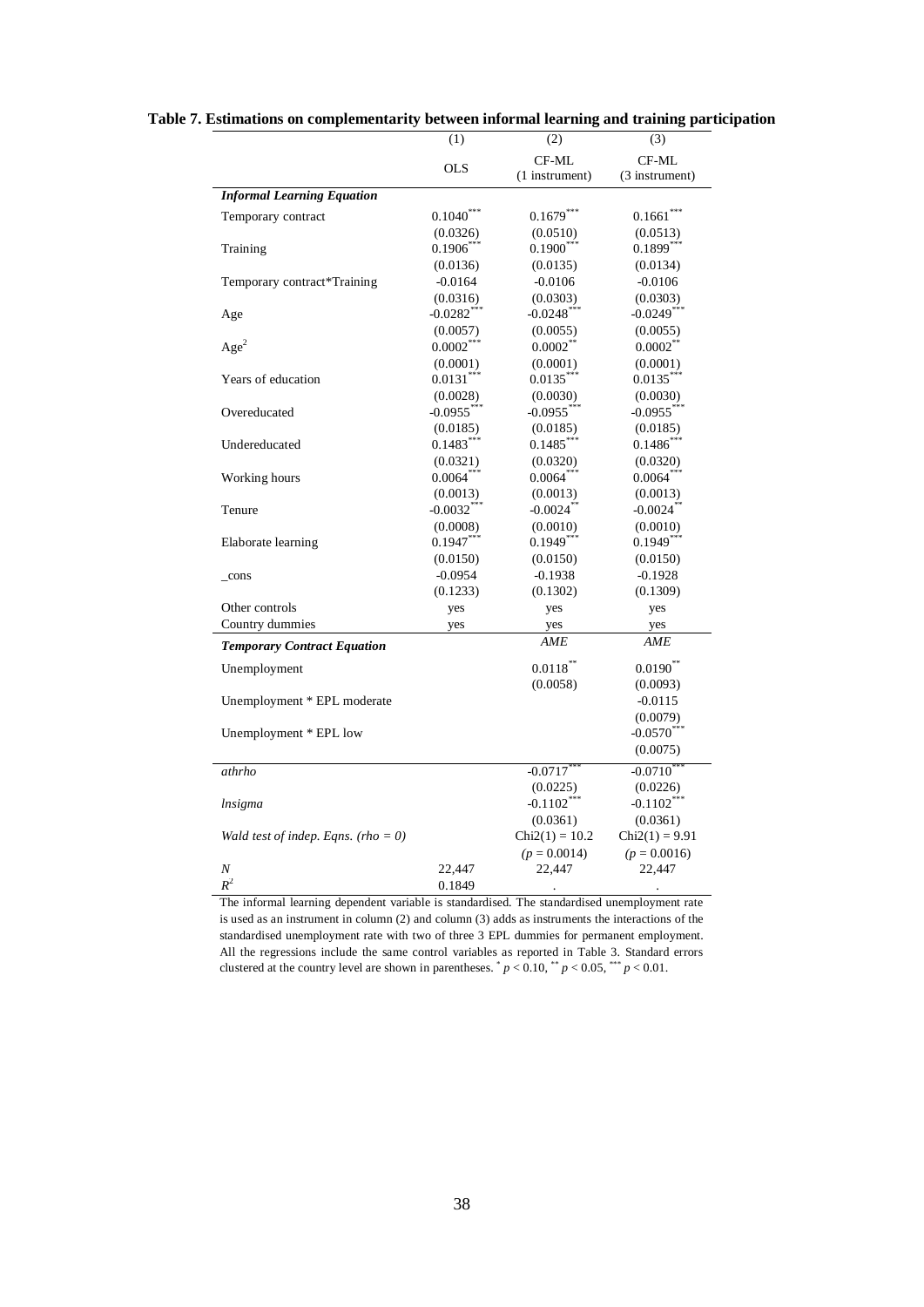**Table 7. Estimations on complementarity between informal learning and training participation**

| | (1) | (2) | (3) |
|---|---|---|---|
| | OLS | CF-ML (1 instrument) | CF-ML (3 instrument) |
| ***Informal Learning Equation*** | | | |
| Temporary contract | 0.1040*** | 0.1679*** | 0.1661*** |
| | (0.0326) | (0.0510) | (0.0513) |
| Training | 0.1906*** | 0.1900*** | 0.1899*** |
| | (0.0136) | (0.0135) | (0.0134) |
| Temporary contract*Training | -0.0164 | -0.0106 | -0.0106 |
| | (0.0316) | (0.0303) | (0.0303) |
| Age | -0.0282*** | -0.0248*** | -0.0249*** |
| | (0.0057) | (0.0055) | (0.0055) |
| $Age^2$ | 0.0002*** | 0.0002** | 0.0002** |
| | (0.0001) | (0.0001) | (0.0001) |
| Years of education | 0.0131*** | 0.0135*** | 0.0135*** |
| | (0.0028) | (0.0030) | (0.0030) |
| Overeducated | -0.0955*** | -0.0955*** | -0.0955*** |
| | (0.0185) | (0.0185) | (0.0185) |
| Undereducated | 0.1483*** | 0.1485*** | 0.1486*** |
| | (0.0321) | (0.0320) | (0.0320) |
| Working hours | 0.0064*** | 0.0064*** | 0.0064*** |
| | (0.0013) | (0.0013) | (0.0013) |
| Tenure | -0.0032*** | -0.0024** | -0.0024** |
| | (0.0008) | (0.0010) | (0.0010) |
| Elaborate learning | 0.1947*** | 0.1949*** | 0.1949*** |
| | (0.0150) | (0.0150) | (0.0150) |
| _cons | -0.0954 | -0.1938 | -0.1928 |
| | (0.1233) | (0.1302) | (0.1309) |
| Other controls | yes | yes | yes |
| Country dummies | yes | yes | yes |
| ***Temporary Contract Equation*** | | *AME* | *AME* |
| Unemployment | | 0.0118** | 0.0190** |
| | | (0.0058) | (0.0093) |
| Unemployment * EPL moderate | | | -0.0115 |
| | | | (0.0079) |
| Unemployment * EPL low | | | -0.0570*** |
| | | | (0.0075) |
| *athrho* | | -0.0717*** | -0.0710*** |
| | | (0.0225) | (0.0226) |
| *lnsigma* | | -0.1102*** | -0.1102*** |
| | | (0.0361) | (0.0361) |
| *Wald test of indep. Eqns. (rho = 0)* | | Chi2(1) = 10.2 | Chi2(1) = 9.91 |
| | | ($p$ = 0.0014) | ($p$ = 0.0016) |
| *N* | 22,447 | 22,447 | 22,447 |
| $R^2$ | 0.1849 | . | . |

The informal learning dependent variable is standardised. The standardised unemployment rate is used as an instrument in column (2) and column (3) adds as instruments the interactions of the standardised unemployment rate with two of three 3 EPL dummies for permanent employment. All the regressions include the same control variables as reported in Table 3. Standard errors clustered at the country level are shown in parentheses. * $p < 0.10$, ** $p < 0.05$, *** $p < 0.01$.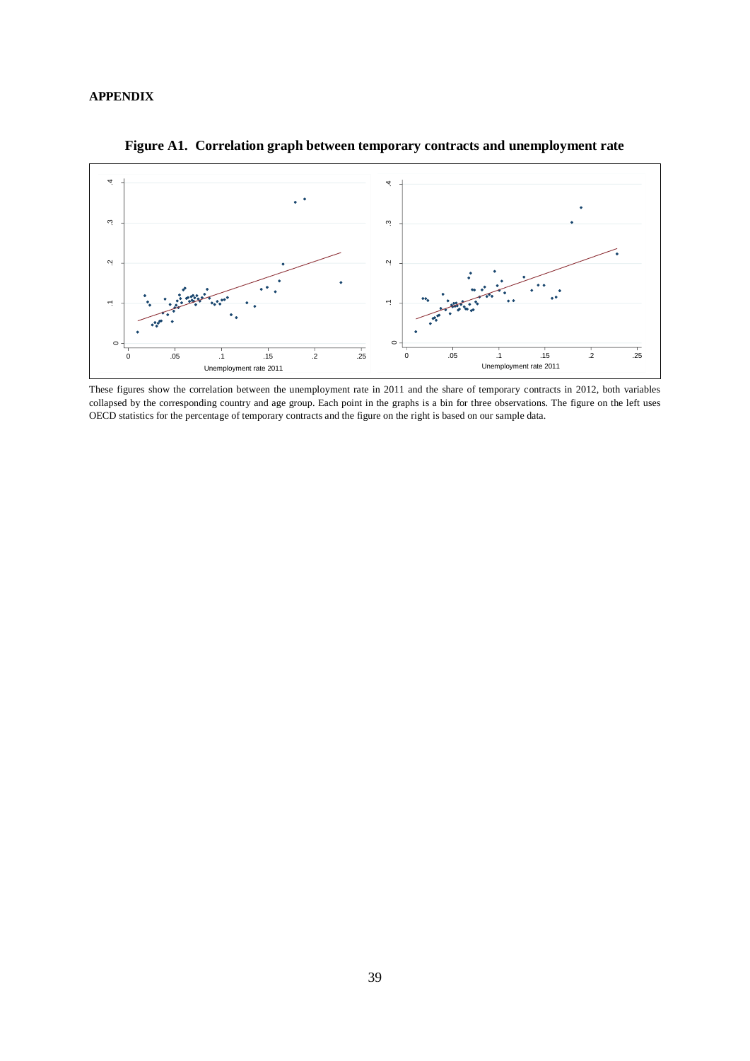**APPENDIX**

**Figure A1. Correlation graph between temporary contracts and unemployment rate**

These figures show the correlation between the unemployment rate in 2011 and the share of temporary contracts in 2012, both variables collapsed by the corresponding country and age group. Each point in the graphs is a bin for three observations. The figure on the left uses OECD statistics for the percentage of temporary contracts and the figure on the right is based on our sample data.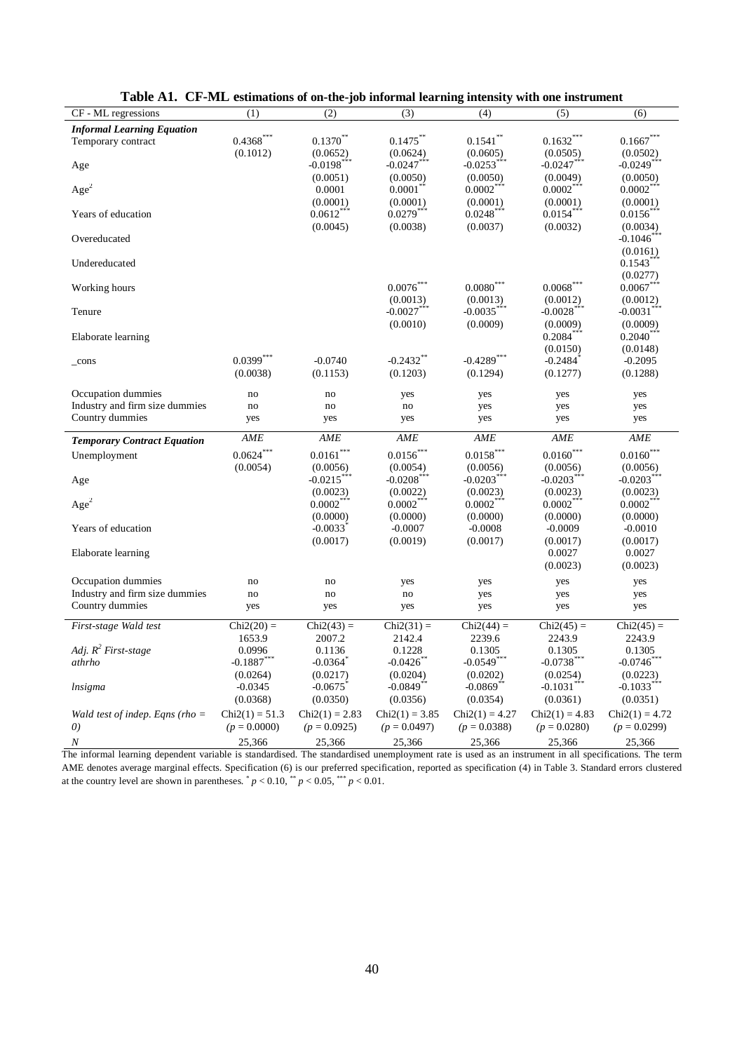**Table A1. CF-ML estimations of on-the-job informal learning intensity with one instrument**

| CF - ML regressions | (1) | (2) | (3) | (4) | (5) | (6) |
|---|---|---|---|---|---|---|
| ***Informal Learning Equation*** | | | | | | |
| Temporary contract | 0.4368*** | 0.1370** | 0.1475** | 0.1541** | 0.1632*** | 0.1667*** |
| | (0.1012) | (0.0652) | (0.0624) | (0.0605) | (0.0505) | (0.0502) |
| Age | | -0.0198*** | -0.0247*** | -0.0253*** | -0.0247*** | -0.0249*** |
| | | (0.0051) | (0.0050) | (0.0050) | (0.0049) | (0.0050) |
| $Age^2$ | | 0.0001 | 0.0001** | 0.0002*** | 0.0002*** | 0.0002*** |
| | | (0.0001) | (0.0001) | (0.0001) | (0.0001) | (0.0001) |
| Years of education | | 0.0612*** | 0.0279*** | 0.0248*** | 0.0154*** | 0.0156*** |
| | | (0.0045) | (0.0038) | (0.0037) | (0.0032) | (0.0034) |
| Overeducated | | | | | | -0.1046*** |
| | | | | | | (0.0161) |
| Undereducated | | | | | | 0.1543*** |
| | | | | | | (0.0277) |
| Working hours | | | 0.0076*** | 0.0080*** | 0.0068*** | 0.0067*** |
| | | | (0.0013) | (0.0013) | (0.0012) | (0.0012) |
| Tenure | | | -0.0027*** | -0.0035*** | -0.0028*** | -0.0031*** |
| | | | (0.0010) | (0.0009) | (0.0009) | (0.0009) |
| Elaborate learning | | | | | 0.2084*** | 0.2040*** |
| | | | | | (0.0150) | (0.0148) |
| _cons | 0.0399*** | -0.0740 | -0.2432** | -0.4289*** | -0.2484* | -0.2095 |
| | (0.0038) | (0.1153) | (0.1203) | (0.1294) | (0.1277) | (0.1288) |
| Occupation dummies | no | no | yes | yes | yes | yes |
| Industry and firm size dummies | no | no | no | yes | yes | yes |
| Country dummies | yes | yes | yes | yes | yes | yes |
| ***Temporary Contract Equation*** | *AME* | *AME* | *AME* | *AME* | *AME* | *AME* |
| Unemployment | 0.0624*** | 0.0161*** | 0.0156*** | 0.0158*** | 0.0160*** | 0.0160*** |
| | (0.0054) | (0.0056) | (0.0054) | (0.0056) | (0.0056) | (0.0056) |
| Age | | -0.0215*** | -0.0208*** | -0.0203*** | -0.0203*** | -0.0203*** |
| | | (0.0023) | (0.0022) | (0.0023) | (0.0023) | (0.0023) |
| $Age^2$ | | 0.0002*** | 0.0002*** | 0.0002*** | 0.0002*** | 0.0002*** |
| | | (0.0000) | (0.0000) | (0.0000) | (0.0000) | (0.0000) |
| Years of education | | -0.0033* | -0.0007 | -0.0008 | -0.0009 | -0.0010 |
| | | (0.0017) | (0.0019) | (0.0017) | (0.0017) | (0.0017) |
| Elaborate learning | | | | | 0.0027 | 0.0027 |
| | | | | | (0.0023) | (0.0023) |
| Occupation dummies | no | no | yes | yes | yes | yes |
| Industry and firm size dummies | no | no | no | yes | yes | yes |
| Country dummies | yes | yes | yes | yes | yes | yes |
| *First-stage Wald test* | Chi2(20) = 1653.9 | Chi2(43) = 2007.2 | Chi2(31) = 2142.4 | Chi2(44) = 2239.6 | Chi2(45) = 2243.9 | Chi2(45) = 2243.9 |
| *Adj. $R^2$ First-stage* | 0.0996 | 0.1136 | 0.1228 | 0.1305 | 0.1305 | 0.1305 |
| *athrho* | -0.1887*** | -0.0364* | -0.0426** | -0.0549*** | -0.0738*** | -0.0746*** |
| | (0.0264) | (0.0217) | (0.0204) | (0.0202) | (0.0254) | (0.0223) |
| *lnsigma* | -0.0345 | -0.0675* | -0.0849** | -0.0869** | -0.1031*** | -0.1033*** |
| | (0.0368) | (0.0350) | (0.0356) | (0.0354) | (0.0361) | (0.0351) |
| *Wald test of indep. Eqns (rho = 0)* | Chi2(1) = 51.3 ($p$ = 0.0000) | Chi2(1) = 2.83 ($p$ = 0.0925) | Chi2(1) = 3.85 ($p$ = 0.0497) | Chi2(1) = 4.27 ($p$ = 0.0388) | Chi2(1) = 4.83 ($p$ = 0.0280) | Chi2(1) = 4.72 ($p$ = 0.0299) |
| *N* | 25,366 | 25,366 | 25,366 | 25,366 | 25,366 | 25,366 |

The informal learning dependent variable is standardised. The standardised unemployment rate is used as an instrument in all specifications. The term AME denotes average marginal effects. Specification (6) is our preferred specification, reported as specification (4) in Table 3. Standard errors clustered at the country level are shown in parentheses. * $p < 0.10$, ** $p < 0.05$, *** $p < 0.01$.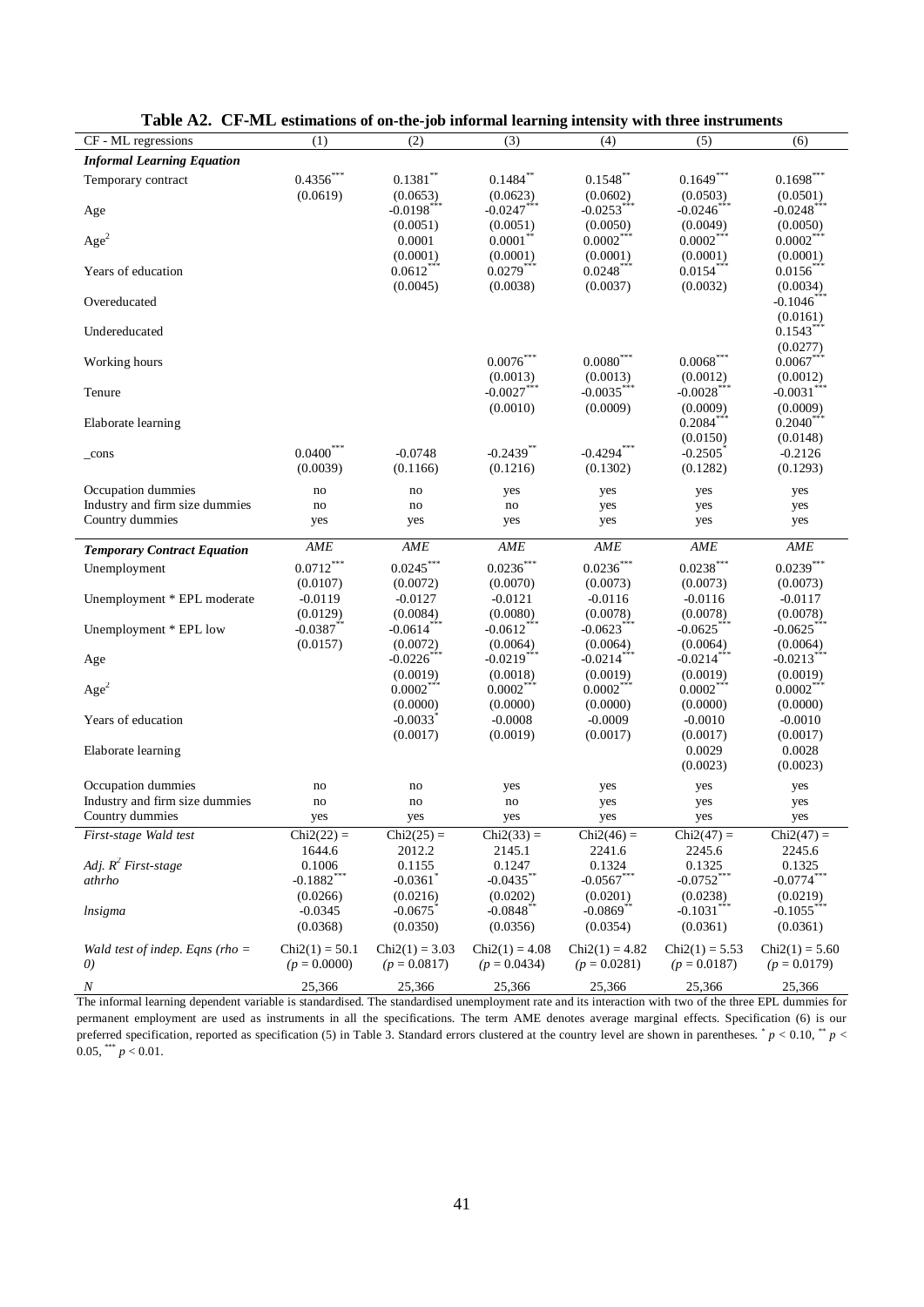**Table A2. CF-ML estimations of on-the-job informal learning intensity with three instruments**

| CF - ML regressions | (1) | (2) | (3) | (4) | (5) | (6) |
|---|---|---|---|---|---|---|
| ***Informal Learning Equation*** | | | | | | |
| Temporary contract | 0.4356*** | 0.1381** | 0.1484** | 0.1548** | 0.1649*** | 0.1698*** |
| | (0.0619) | (0.0653) | (0.0623) | (0.0602) | (0.0503) | (0.0501) |
| Age | | -0.0198*** | -0.0247*** | -0.0253*** | -0.0246*** | -0.0248*** |
| | | (0.0051) | (0.0051) | (0.0050) | (0.0049) | (0.0050) |
| $Age^2$ | | 0.0001 | 0.0001** | 0.0002*** | 0.0002*** | 0.0002*** |
| | | (0.0001) | (0.0001) | (0.0001) | (0.0001) | (0.0001) |
| Years of education | | 0.0612*** | 0.0279*** | 0.0248*** | 0.0154*** | 0.0156*** |
| | | (0.0045) | (0.0038) | (0.0037) | (0.0032) | (0.0034) |
| Overeducated | | | | | | -0.1046*** |
| | | | | | | (0.0161) |
| Undereducated | | | | | | 0.1543*** |
| | | | | | | (0.0277) |
| Working hours | | | 0.0076*** | 0.0080*** | 0.0068*** | 0.0067*** |
| | | | (0.0013) | (0.0013) | (0.0012) | (0.0012) |
| Tenure | | | -0.0027*** | -0.0035*** | -0.0028*** | -0.0031*** |
| | | | (0.0010) | (0.0009) | (0.0009) | (0.0009) |
| Elaborate learning | | | | | 0.2084*** | 0.2040*** |
| | | | | | (0.0150) | (0.0148) |
| _cons | 0.0400*** | -0.0748 | -0.2439** | -0.4294*** | -0.2505* | -0.2126 |
| | (0.0039) | (0.1166) | (0.1216) | (0.1302) | (0.1282) | (0.1293) |
| Occupation dummies | no | no | yes | yes | yes | yes |
| Industry and firm size dummies | no | no | no | yes | yes | yes |
| Country dummies | yes | yes | yes | yes | yes | yes |
| ***Temporary Contract Equation*** | *AME* | *AME* | *AME* | *AME* | *AME* | *AME* |
| Unemployment | 0.0712*** | 0.0245*** | 0.0236*** | 0.0236*** | 0.0238*** | 0.0239*** |
| | (0.0107) | (0.0072) | (0.0070) | (0.0073) | (0.0073) | (0.0073) |
| Unemployment * EPL moderate | -0.0119 | -0.0127 | -0.0121 | -0.0116 | -0.0116 | -0.0117 |
| | (0.0129) | (0.0084) | (0.0080) | (0.0078) | (0.0078) | (0.0078) |
| Unemployment * EPL low | -0.0387** | -0.0614*** | -0.0612*** | -0.0623*** | -0.0625*** | -0.0625*** |
| | (0.0157) | (0.0072) | (0.0064) | (0.0064) | (0.0064) | (0.0064) |
| Age | | -0.0226*** | -0.0219*** | -0.0214*** | -0.0214*** | -0.0213*** |
| | | (0.0019) | (0.0018) | (0.0019) | (0.0019) | (0.0019) |
| $Age^2$ | | 0.0002*** | 0.0002*** | 0.0002*** | 0.0002*** | 0.0002*** |
| | | (0.0000) | (0.0000) | (0.0000) | (0.0000) | (0.0000) |
| Years of education | | -0.0033* | -0.0008 | -0.0009 | -0.0010 | -0.0010 |
| | | (0.0017) | (0.0019) | (0.0017) | (0.0017) | (0.0017) |
| Elaborate learning | | | | | 0.0029 | 0.0028 |
| | | | | | (0.0023) | (0.0023) |
| Occupation dummies | no | no | yes | yes | yes | yes |
| Industry and firm size dummies | no | no | no | yes | yes | yes |
| Country dummies | yes | yes | yes | yes | yes | yes |
| *First-stage Wald test* | Chi2(22) = 1644.6 | Chi2(25) = 2012.2 | Chi2(33) = 2145.1 | Chi2(46) = 2241.6 | Chi2(47) = 2245.6 | Chi2(47) = 2245.6 |
| *Adj. $R^2$ First-stage* | 0.1006 | 0.1155 | 0.1247 | 0.1324 | 0.1325 | 0.1325 |
| *athrho* | -0.1882*** | -0.0361* | -0.0435** | -0.0567*** | -0.0752*** | -0.0774*** |
| | (0.0266) | (0.0216) | (0.0202) | (0.0201) | (0.0238) | (0.0219) |
| *lnsigma* | -0.0345 | -0.0675* | -0.0848** | -0.0869** | -0.1031*** | -0.1055*** |
| | (0.0368) | (0.0350) | (0.0356) | (0.0354) | (0.0361) | (0.0361) |
| *Wald test of indep. Eqns (rho = 0)* | Chi2(1) = 50.1 ($p$ = 0.0000) | Chi2(1) = 3.03 ($p$ = 0.0817) | Chi2(1) = 4.08 ($p$ = 0.0434) | Chi2(1) = 4.82 ($p$ = 0.0281) | Chi2(1) = 5.53 ($p$ = 0.0187) | Chi2(1) = 5.60 ($p$ = 0.0179) |
| *N* | 25,366 | 25,366 | 25,366 | 25,366 | 25,366 | 25,366 |

The informal learning dependent variable is standardised. The standardised unemployment rate and its interaction with two of the three EPL dummies for permanent employment are used as instruments in all the specifications. The term AME denotes average marginal effects. Specification (6) is our preferred specification, reported as specification (5) in Table 3. Standard errors clustered at the country level are shown in parentheses. * $p < 0.10$, ** $p < 0.05$, *** $p < 0.01$.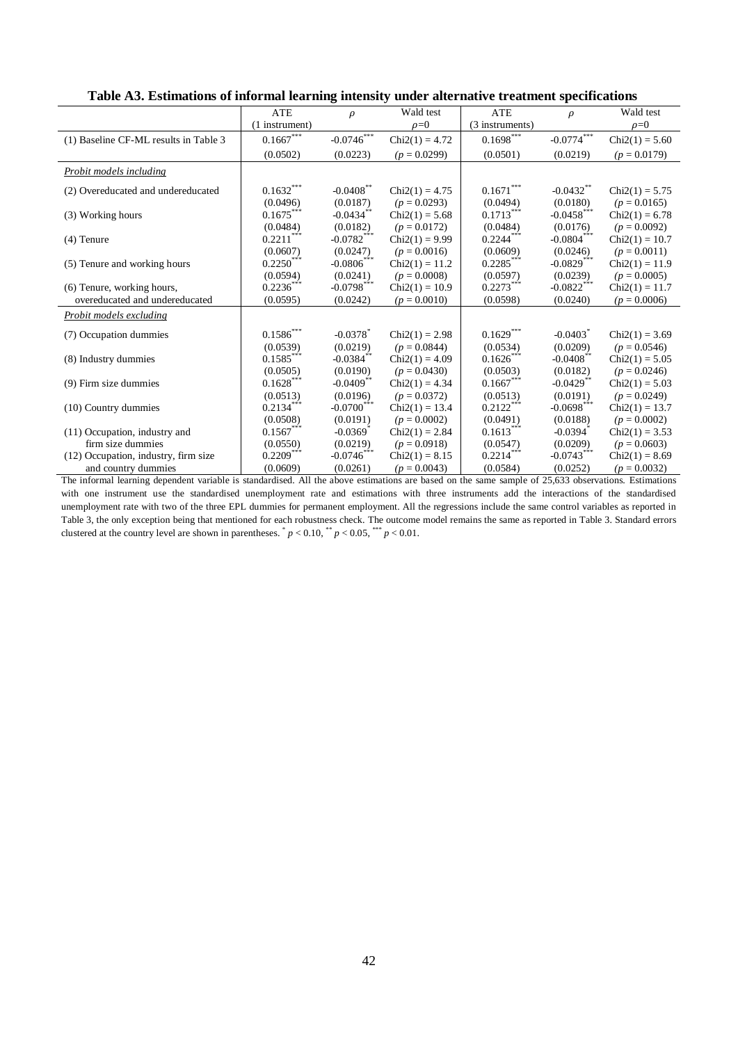**Table A3. Estimations of informal learning intensity under alternative treatment specifications**

| | ATE (1 instrument) | $\rho$ | Wald test $\rho$=0 | ATE (3 instruments) | $\rho$ | Wald test $\rho$=0 |
|---|---|---|---|---|---|---|
| (1) Baseline CF-ML results in Table 3 | 0.1667*** | -0.0746*** | Chi2(1) = 4.72 | 0.1698*** | -0.0774*** | Chi2(1) = 5.60 |
| | (0.0502) | (0.0223) | ($p$ = 0.0299) | (0.0501) | (0.0219) | ($p$ = 0.0179) |
| *Probit models including* | | | | | | |
| (2) Overeducated and undereducated | 0.1632*** | -0.0408** | Chi2(1) = 4.75 | 0.1671*** | -0.0432** | Chi2(1) = 5.75 |
| | (0.0496) | (0.0187) | ($p$ = 0.0293) | (0.0494) | (0.0180) | ($p$ = 0.0165) |
| (3) Working hours | 0.1675*** | -0.0434** | Chi2(1) = 5.68 | 0.1713*** | -0.0458*** | Chi2(1) = 6.78 |
| | (0.0484) | (0.0182) | ($p$ = 0.0172) | (0.0484) | (0.0176) | ($p$ = 0.0092) |
| (4) Tenure | 0.2211*** | -0.0782*** | Chi2(1) = 9.99 | 0.2244*** | -0.0804*** | Chi2(1) = 10.7 |
| | (0.0607) | (0.0247) | ($p$ = 0.0016) | (0.0609) | (0.0246) | ($p$ = 0.0011) |
| (5) Tenure and working hours | 0.2250*** | -0.0806*** | Chi2(1) = 11.2 | 0.2285*** | -0.0829*** | Chi2(1) = 11.9 |
| | (0.0594) | (0.0241) | ($p$ = 0.0008) | (0.0597) | (0.0239) | ($p$ = 0.0005) |
| (6) Tenure, working hours, overeducated and undereducated | 0.2236*** | -0.0798*** | Chi2(1) = 10.9 | 0.2273*** | -0.0822*** | Chi2(1) = 11.7 |
| | (0.0595) | (0.0242) | ($p$ = 0.0010) | (0.0598) | (0.0240) | ($p$ = 0.0006) |
| *Probit models excluding* | | | | | | |
| (7) Occupation dummies | 0.1586*** | -0.0378* | Chi2(1) = 2.98 | 0.1629*** | -0.0403* | Chi2(1) = 3.69 |
| | (0.0539) | (0.0219) | ($p$ = 0.0844) | (0.0534) | (0.0209) | ($p$ = 0.0546) |
| (8) Industry dummies | 0.1585*** | -0.0384** | Chi2(1) = 4.09 | 0.1626*** | -0.0408** | Chi2(1) = 5.05 |
| | (0.0505) | (0.0190) | ($p$ = 0.0430) | (0.0503) | (0.0182) | ($p$ = 0.0246) |
| (9) Firm size dummies | 0.1628*** | -0.0409** | Chi2(1) = 4.34 | 0.1667*** | -0.0429** | Chi2(1) = 5.03 |
| | (0.0513) | (0.0196) | ($p$ = 0.0372) | (0.0513) | (0.0191) | ($p$ = 0.0249) |
| (10) Country dummies | 0.2134*** | -0.0700*** | Chi2(1) = 13.4 | 0.2122*** | -0.0698*** | Chi2(1) = 13.7 |
| | (0.0508) | (0.0191) | ($p$ = 0.0002) | (0.0491) | (0.0188) | ($p$ = 0.0002) |
| (11) Occupation, industry and firm size dummies | 0.1567*** | -0.0369* | Chi2(1) = 2.84 | 0.1613*** | -0.0394* | Chi2(1) = 3.53 |
| | (0.0550) | (0.0219) | ($p$ = 0.0918) | (0.0547) | (0.0209) | ($p$ = 0.0603) |
| (12) Occupation, industry, firm size and country dummies | 0.2209*** | -0.0746*** | Chi2(1) = 8.15 | 0.2214*** | -0.0743*** | Chi2(1) = 8.69 |
| | (0.0609) | (0.0261) | ($p$ = 0.0043) | (0.0584) | (0.0252) | ($p$ = 0.0032) |

The informal learning dependent variable is standardised. All the above estimations are based on the same sample of 25,633 observations. Estimations with one instrument use the standardised unemployment rate and estimations with three instruments add the interactions of the standardised unemployment rate with two of the three EPL dummies for permanent employment. All the regressions include the same control variables as reported in Table 3, the only exception being that mentioned for each robustness check. The outcome model remains the same as reported in Table 3. Standard errors clustered at the country level are shown in parentheses. * $p < 0.10$, ** $p < 0.05$, *** $p < 0.01$.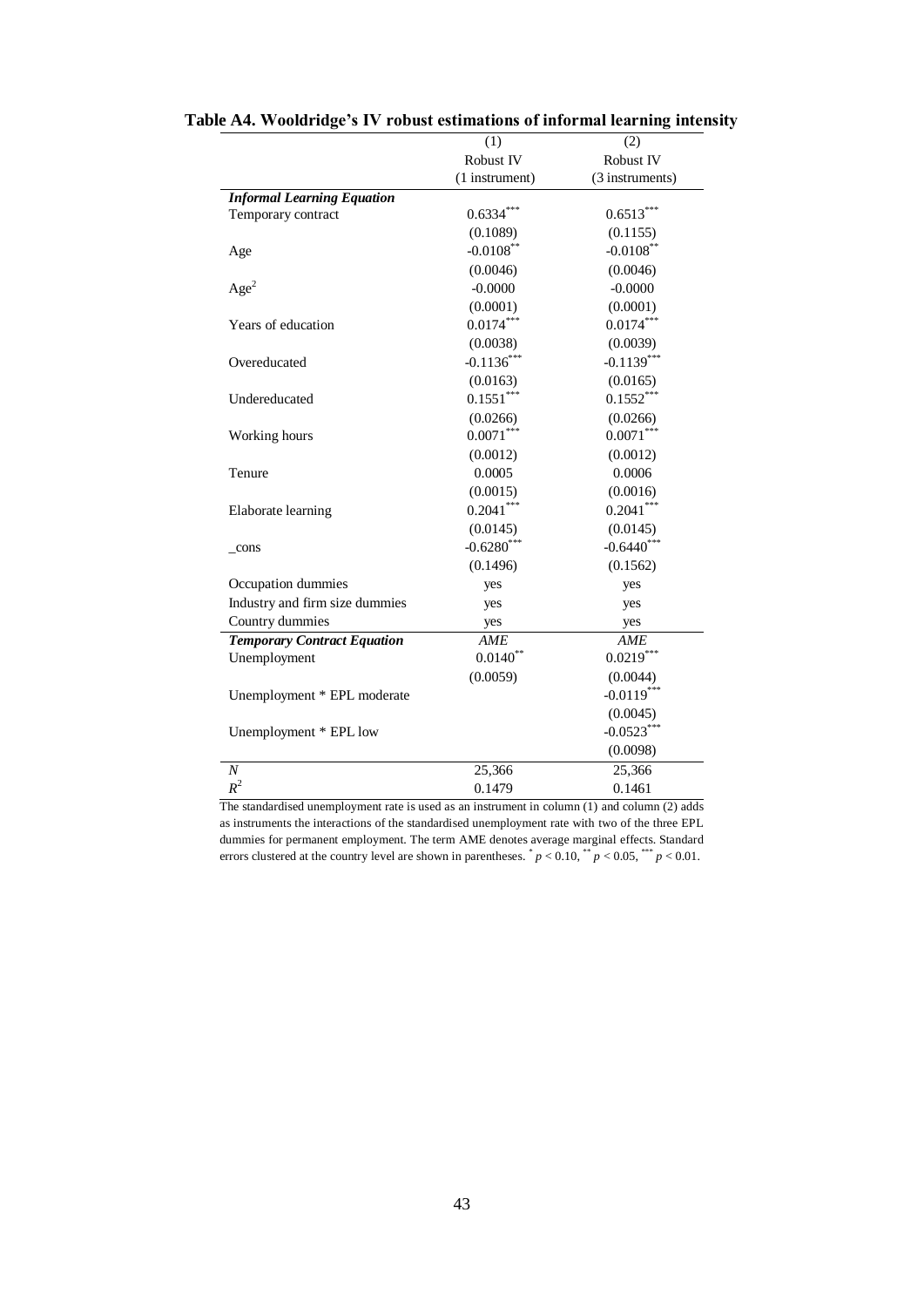**Table A4. Wooldridge's IV robust estimations of informal learning intensity**

| | (1) | (2) |
|---|---|---|
| | Robust IV | Robust IV |
| | (1 instrument) | (3 instruments) |
| ***Informal Learning Equation*** | | |
| Temporary contract | $0.6334^{***}$ | $0.6513^{***}$ |
| | (0.1089) | (0.1155) |
| Age | $-0.0108^{**}$ | $-0.0108^{**}$ |
| | (0.0046) | (0.0046) |
| Age$^2$ | -0.0000 | -0.0000 |
| | (0.0001) | (0.0001) |
| Years of education | $0.0174^{***}$ | $0.0174^{***}$ |
| | (0.0038) | (0.0039) |
| Overeducated | $-0.1136^{***}$ | $-0.1139^{***}$ |
| | (0.0163) | (0.0165) |
| Undereducated | $0.1551^{***}$ | $0.1552^{***}$ |
| | (0.0266) | (0.0266) |
| Working hours | $0.0071^{***}$ | $0.0071^{***}$ |
| | (0.0012) | (0.0012) |
| Tenure | 0.0005 | 0.0006 |
| | (0.0015) | (0.0016) |
| Elaborate learning | $0.2041^{***}$ | $0.2041^{***}$ |
| | (0.0145) | (0.0145) |
| _cons | $-0.6280^{***}$ | $-0.6440^{***}$ |
| | (0.1496) | (0.1562) |
| Occupation dummies | yes | yes |
| Industry and firm size dummies | yes | yes |
| Country dummies | yes | yes |
| ***Temporary Contract Equation*** | *AME* | *AME* |
| Unemployment | $0.0140^{**}$ | $0.0219^{***}$ |
| | (0.0059) | (0.0044) |
| Unemployment * EPL moderate | | $-0.0119^{***}$ |
| | | (0.0045) |
| Unemployment * EPL low | | $-0.0523^{***}$ |
| | | (0.0098) |
| $N$ | 25,366 | 25,366 |
| $R^2$ | 0.1479 | 0.1461 |

The standardised unemployment rate is used as an instrument in column (1) and column (2) adds as instruments the interactions of the standardised unemployment rate with two of the three EPL dummies for permanent employment. The term AME denotes average marginal effects. Standard errors clustered at the country level are shown in parentheses. $^{*}$ $p < 0.10$, $^{**}$ $p < 0.05$, $^{***}$ $p < 0.01$.